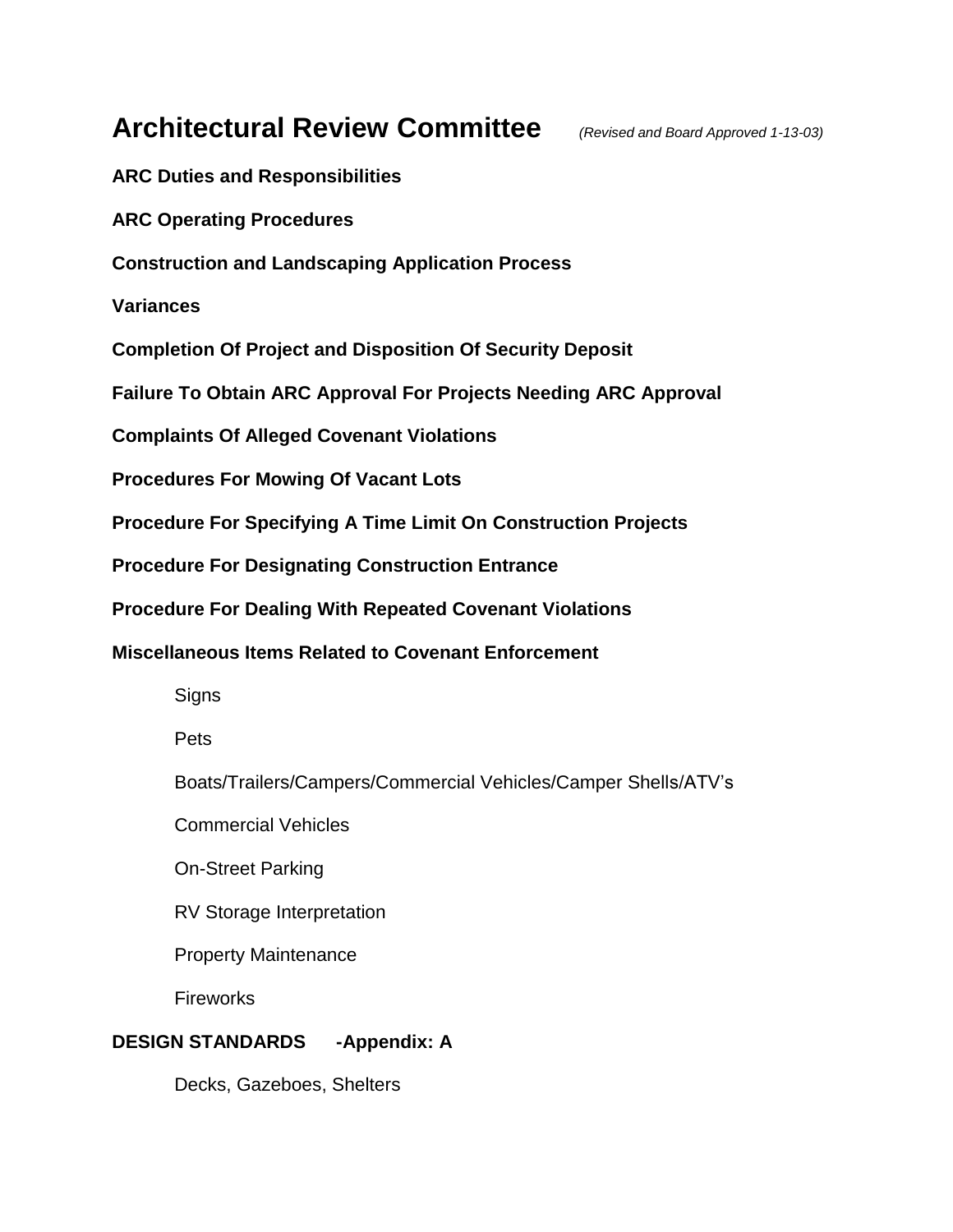# Architectural Review Committee *(Revised and Board Approved 1-13-03)*

**ARC Duties and Responsibilities**

**ARC Operating Procedures**

**Construction and Landscaping Application Process**

**Variances**

**Completion Of Project and Disposition Of Security Deposit**

**Failure To Obtain ARC Approval For Projects Needing ARC Approval**

**Complaints Of Alleged Covenant Violations**

**Procedures For Mowing Of Vacant Lots**

**Procedure For Specifying A Time Limit On Construction Projects**

**Procedure For Designating Construction Entrance**

**Procedure For Dealing With Repeated Covenant Violations**

**Miscellaneous Items Related to Covenant Enforcement**

- Signs
- Pets
- Boats/Trailers/Campers/Commercial Vehicles/Camper Shells/ATV's
- Commercial Vehicles
- On-Street Parking
- RV Storage Interpretation
- Property Maintenance
- Fireworks

**DESIGN STANDARDS -Appendix: A**

- Decks, Gazeboes, Shelters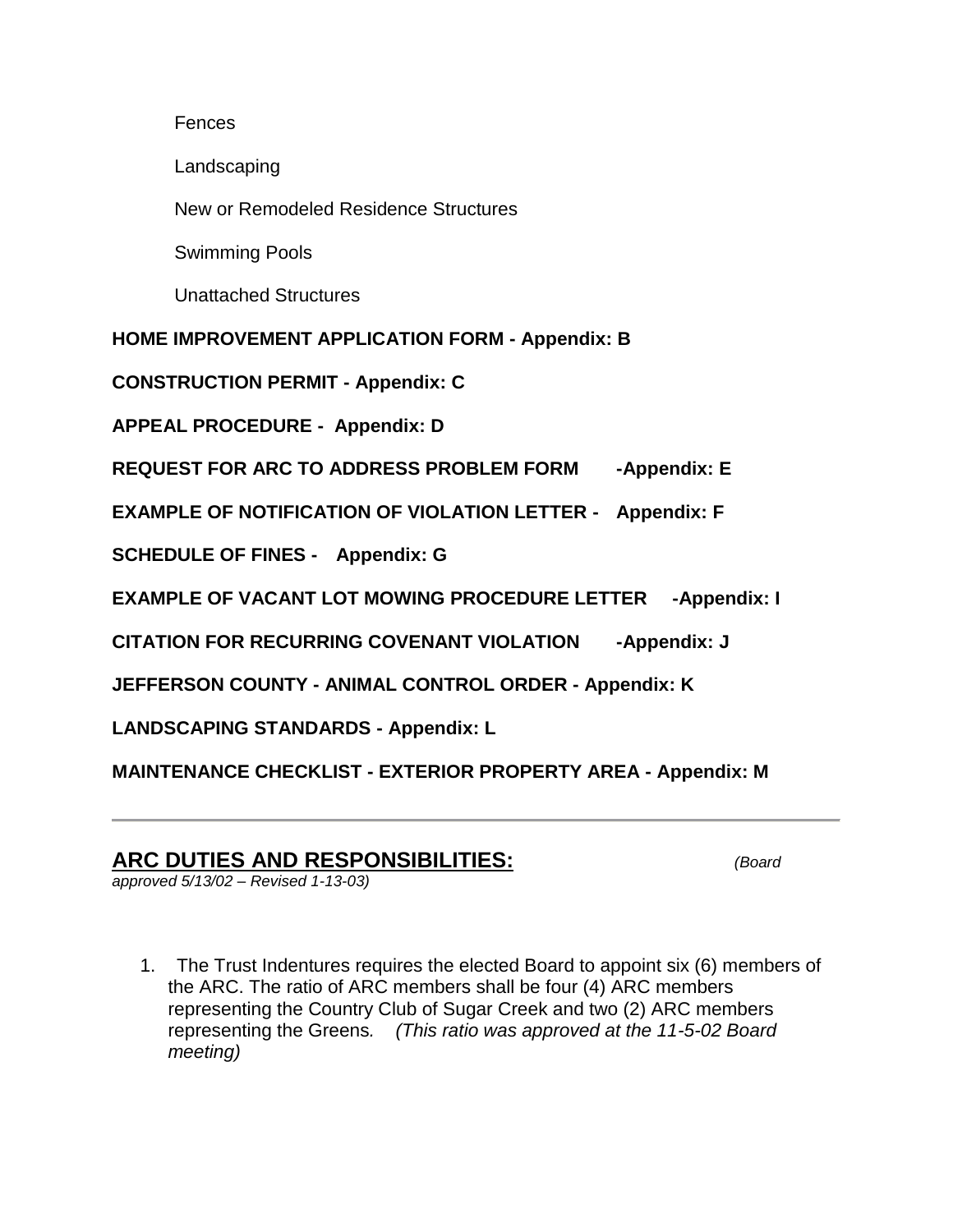Fences

Landscaping

New or Remodeled Residence Structures

Swimming Pools

Unattached Structures

**HOME IMPROVEMENT APPLICATION FORM - Appendix: B**

**CONSTRUCTION PERMIT - Appendix: C**

**APPEAL PROCEDURE - Appendix: D**

**REQUEST FOR ARC TO ADDRESS PROBLEM FORM -Appendix: E**

**EXAMPLE OF NOTIFICATION OF VIOLATION LETTER - Appendix: F**

**SCHEDULE OF FINES - Appendix: G**

**EXAMPLE OF VACANT LOT MOWING PROCEDURE LETTER -Appendix: I**

**CITATION FOR RECURRING COVENANT VIOLATION -Appendix: J**

**JEFFERSON COUNTY - ANIMAL CONTROL ORDER - Appendix: K**

**LANDSCAPING STANDARDS - Appendix: L**

**MAINTENANCE CHECKLIST - EXTERIOR PROPERTY AREA - Appendix: M**

---

## ARC DUTIES AND RESPONSIBILITIES: *(Board approved 5/13/02 – Revised 1-13-03)*

1. The Trust Indentures requires the elected Board to appoint six (6) members of the ARC. The ratio of ARC members shall be four (4) ARC members representing the Country Club of Sugar Creek and two (2) ARC members representing the Greens. *(This ratio was approved at the 11-5-02 Board meeting)*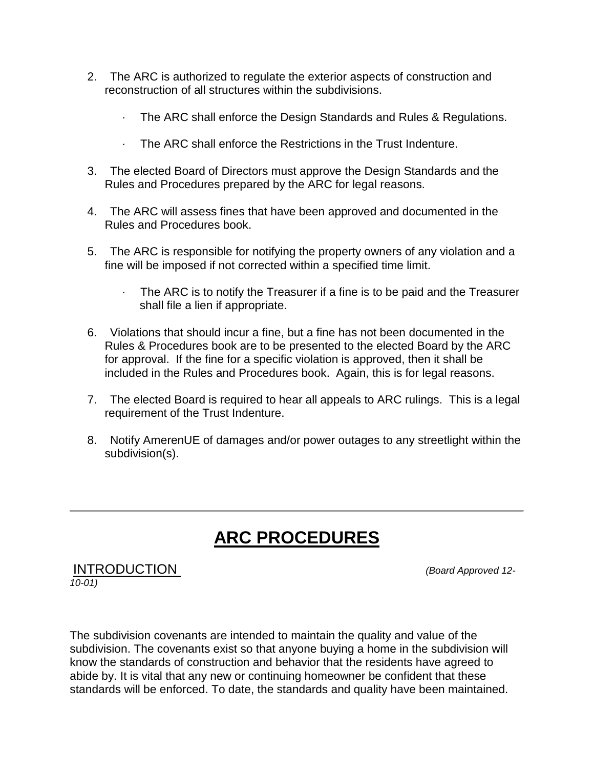2. The ARC is authorized to regulate the exterior aspects of construction and reconstruction of all structures within the subdivisions.

    - The ARC shall enforce the Design Standards and Rules & Regulations.
    - The ARC shall enforce the Restrictions in the Trust Indenture.

3. The elected Board of Directors must approve the Design Standards and the Rules and Procedures prepared by the ARC for legal reasons.

4. The ARC will assess fines that have been approved and documented in the Rules and Procedures book.

5. The ARC is responsible for notifying the property owners of any violation and a fine will be imposed if not corrected within a specified time limit.

    - The ARC is to notify the Treasurer if a fine is to be paid and the Treasurer shall file a lien if appropriate.

6. Violations that should incur a fine, but a fine has not been documented in the Rules & Procedures book are to be presented to the elected Board by the ARC for approval. If the fine for a specific violation is approved, then it shall be included in the Rules and Procedures book. Again, this is for legal reasons.

7. The elected Board is required to hear all appeals to ARC rulings. This is a legal requirement of the Trust Indenture.

8. Notify AmerenUE of damages and/or power outages to any streetlight within the subdivision(s).

---

# ARC PROCEDURES

## INTRODUCTION *(Board Approved 12-10-01)*

The subdivision covenants are intended to maintain the quality and value of the subdivision. The covenants exist so that anyone buying a home in the subdivision will know the standards of construction and behavior that the residents have agreed to abide by. It is vital that any new or continuing homeowner be confident that these standards will be enforced. To date, the standards and quality have been maintained.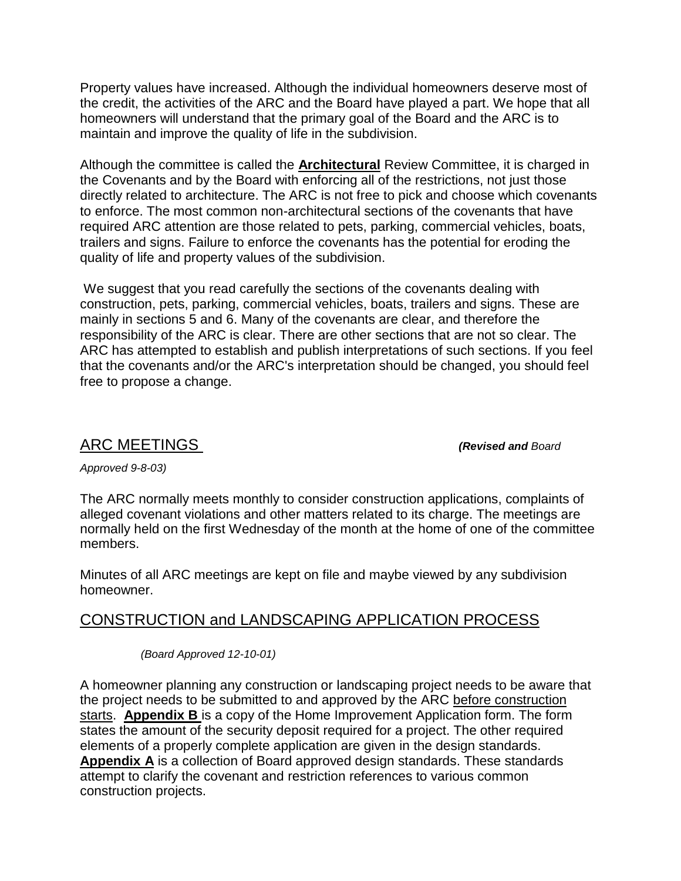Property values have increased. Although the individual homeowners deserve most of the credit, the activities of the ARC and the Board have played a part. We hope that all homeowners will understand that the primary goal of the Board and the ARC is to maintain and improve the quality of life in the subdivision.

Although the committee is called the **Architectural** Review Committee, it is charged in the Covenants and by the Board with enforcing all of the restrictions, not just those directly related to architecture. The ARC is not free to pick and choose which covenants to enforce. The most common non-architectural sections of the covenants that have required ARC attention are those related to pets, parking, commercial vehicles, boats, trailers and signs. Failure to enforce the covenants has the potential for eroding the quality of life and property values of the subdivision.

We suggest that you read carefully the sections of the covenants dealing with construction, pets, parking, commercial vehicles, boats, trailers and signs. These are mainly in sections 5 and 6. Many of the covenants are clear, and therefore the responsibility of the ARC is clear. There are other sections that are not so clear. The ARC has attempted to establish and publish interpretations of such sections. If you feel that the covenants and/or the ARC's interpretation should be changed, you should feel free to propose a change.

## ARC MEETINGS

***(Revised and** Board Approved 9-8-03)*

The ARC normally meets monthly to consider construction applications, complaints of alleged covenant violations and other matters related to its charge. The meetings are normally held on the first Wednesday of the month at the home of one of the committee members.

Minutes of all ARC meetings are kept on file and maybe viewed by any subdivision homeowner.

## CONSTRUCTION and LANDSCAPING APPLICATION PROCESS

*(Board Approved 12-10-01)*

A homeowner planning any construction or landscaping project needs to be aware that the project needs to be submitted to and approved by the ARC before construction starts. **Appendix B** is a copy of the Home Improvement Application form. The form states the amount of the security deposit required for a project. The other required elements of a properly complete application are given in the design standards. **Appendix A** is a collection of Board approved design standards. These standards attempt to clarify the covenant and restriction references to various common construction projects.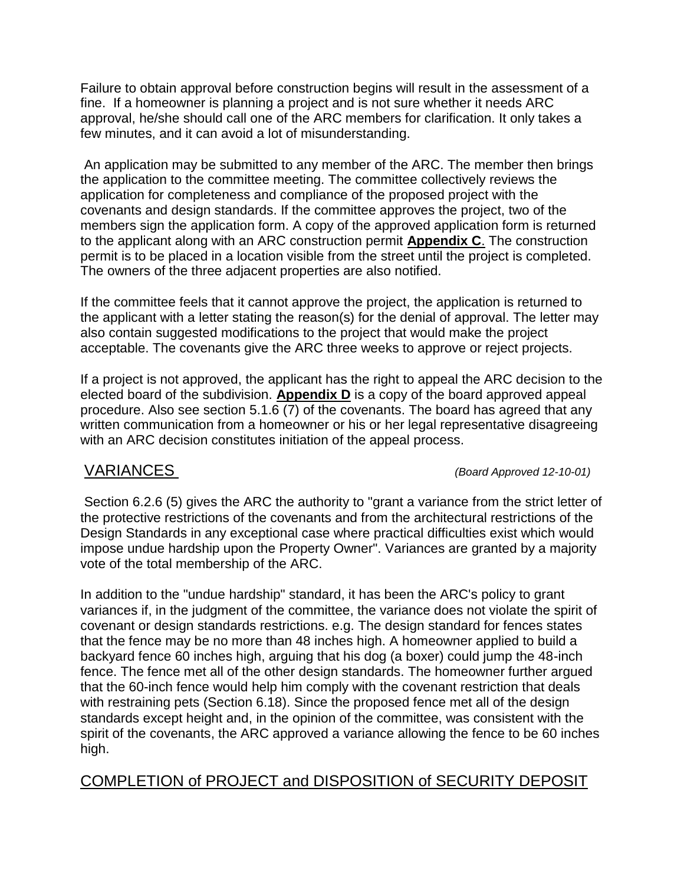Failure to obtain approval before construction begins will result in the assessment of a fine. If a homeowner is planning a project and is not sure whether it needs ARC approval, he/she should call one of the ARC members for clarification. It only takes a few minutes, and it can avoid a lot of misunderstanding.

An application may be submitted to any member of the ARC. The member then brings the application to the committee meeting. The committee collectively reviews the application for completeness and compliance of the proposed project with the covenants and design standards. If the committee approves the project, two of the members sign the application form. A copy of the approved application form is returned to the applicant along with an ARC construction permit **Appendix C**. The construction permit is to be placed in a location visible from the street until the project is completed. The owners of the three adjacent properties are also notified.

If the committee feels that it cannot approve the project, the application is returned to the applicant with a letter stating the reason(s) for the denial of approval. The letter may also contain suggested modifications to the project that would make the project acceptable. The covenants give the ARC three weeks to approve or reject projects.

If a project is not approved, the applicant has the right to appeal the ARC decision to the elected board of the subdivision. **Appendix D** is a copy of the board approved appeal procedure. Also see section 5.1.6 (7) of the covenants. The board has agreed that any written communication from a homeowner or his or her legal representative disagreeing with an ARC decision constitutes initiation of the appeal process.

## VARIANCES *(Board Approved 12-10-01)*

Section 6.2.6 (5) gives the ARC the authority to "grant a variance from the strict letter of the protective restrictions of the covenants and from the architectural restrictions of the Design Standards in any exceptional case where practical difficulties exist which would impose undue hardship upon the Property Owner". Variances are granted by a majority vote of the total membership of the ARC.

In addition to the "undue hardship" standard, it has been the ARC's policy to grant variances if, in the judgment of the committee, the variance does not violate the spirit of covenant or design standards restrictions. e.g. The design standard for fences states that the fence may be no more than 48 inches high. A homeowner applied to build a backyard fence 60 inches high, arguing that his dog (a boxer) could jump the 48-inch fence. The fence met all of the other design standards. The homeowner further argued that the 60-inch fence would help him comply with the covenant restriction that deals with restraining pets (Section 6.18). Since the proposed fence met all of the design standards except height and, in the opinion of the committee, was consistent with the spirit of the covenants, the ARC approved a variance allowing the fence to be 60 inches high.

## COMPLETION of PROJECT and DISPOSITION of SECURITY DEPOSIT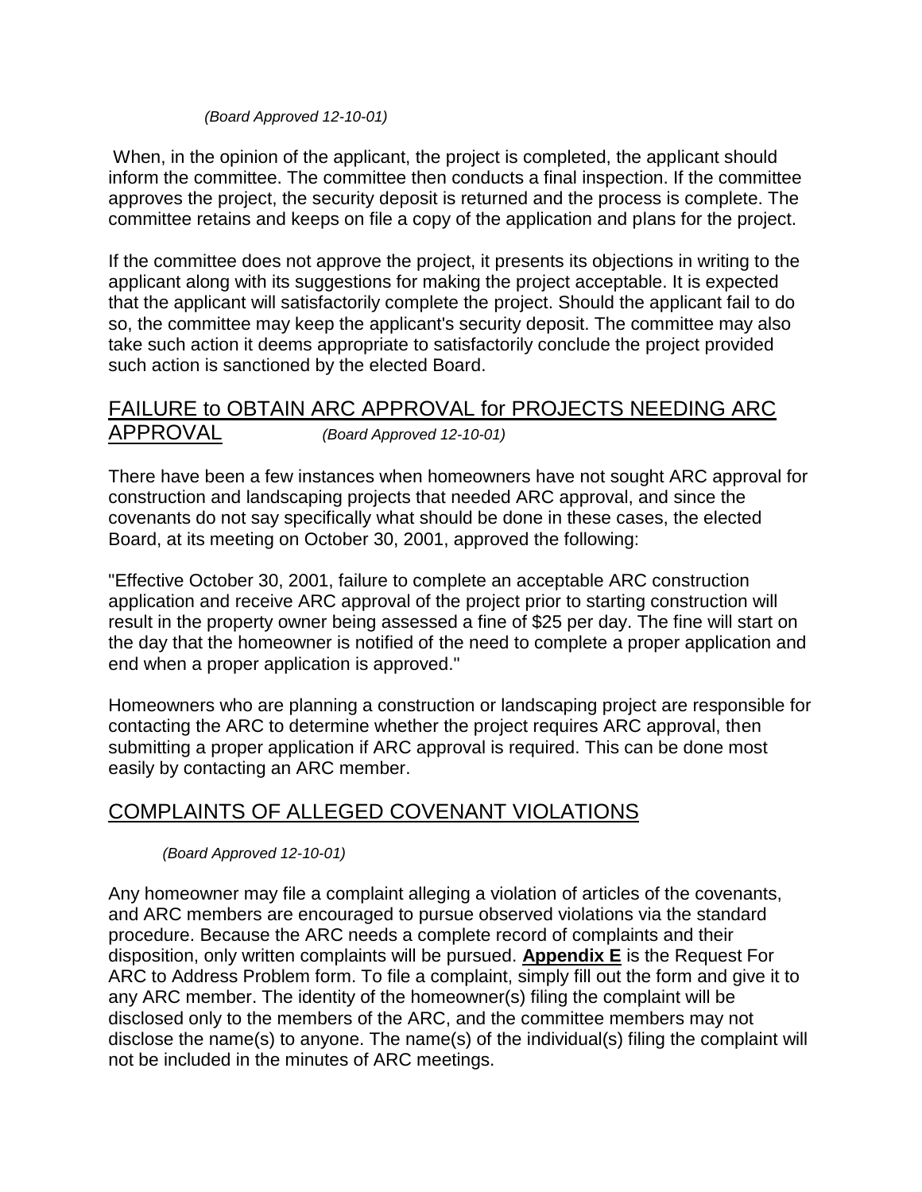*(Board Approved 12-10-01)*

When, in the opinion of the applicant, the project is completed, the applicant should inform the committee. The committee then conducts a final inspection. If the committee approves the project, the security deposit is returned and the process is complete. The committee retains and keeps on file a copy of the application and plans for the project.

If the committee does not approve the project, it presents its objections in writing to the applicant along with its suggestions for making the project acceptable. It is expected that the applicant will satisfactorily complete the project. Should the applicant fail to do so, the committee may keep the applicant's security deposit. The committee may also take such action it deems appropriate to satisfactorily conclude the project provided such action is sanctioned by the elected Board.

## FAILURE to OBTAIN ARC APPROVAL for PROJECTS NEEDING ARC APPROVAL *(Board Approved 12-10-01)*

There have been a few instances when homeowners have not sought ARC approval for construction and landscaping projects that needed ARC approval, and since the covenants do not say specifically what should be done in these cases, the elected Board, at its meeting on October 30, 2001, approved the following:

"Effective October 30, 2001, failure to complete an acceptable ARC construction application and receive ARC approval of the project prior to starting construction will result in the property owner being assessed a fine of $25 per day. The fine will start on the day that the homeowner is notified of the need to complete a proper application and end when a proper application is approved."

Homeowners who are planning a construction or landscaping project are responsible for contacting the ARC to determine whether the project requires ARC approval, then submitting a proper application if ARC approval is required. This can be done most easily by contacting an ARC member.

## COMPLAINTS OF ALLEGED COVENANT VIOLATIONS

*(Board Approved 12-10-01)*

Any homeowner may file a complaint alleging a violation of articles of the covenants, and ARC members are encouraged to pursue observed violations via the standard procedure. Because the ARC needs a complete record of complaints and their disposition, only written complaints will be pursued. **Appendix E** is the Request For ARC to Address Problem form. To file a complaint, simply fill out the form and give it to any ARC member. The identity of the homeowner(s) filing the complaint will be disclosed only to the members of the ARC, and the committee members may not disclose the name(s) to anyone. The name(s) of the individual(s) filing the complaint will not be included in the minutes of ARC meetings.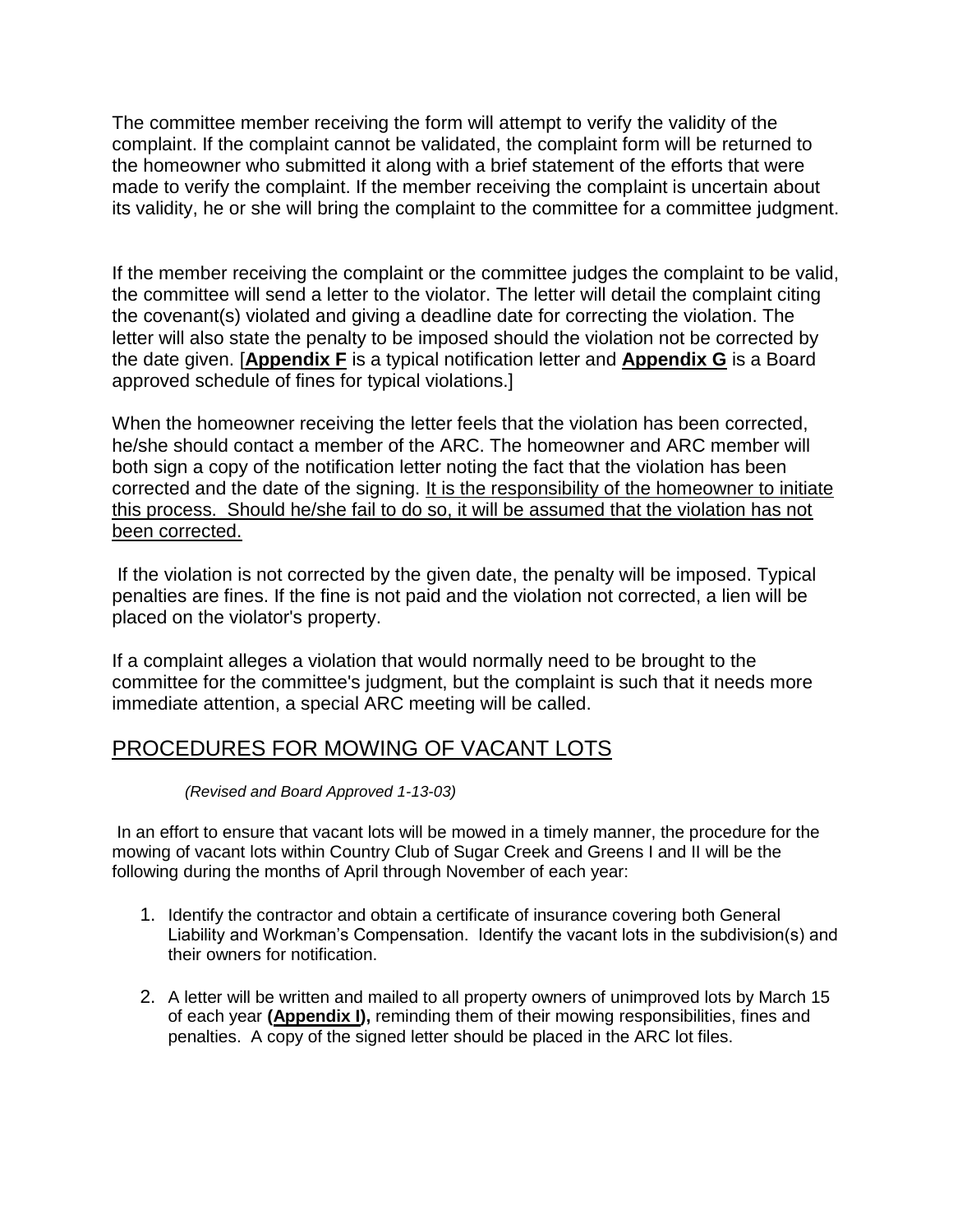The committee member receiving the form will attempt to verify the validity of the complaint. If the complaint cannot be validated, the complaint form will be returned to the homeowner who submitted it along with a brief statement of the efforts that were made to verify the complaint. If the member receiving the complaint is uncertain about its validity, he or she will bring the complaint to the committee for a committee judgment.

If the member receiving the complaint or the committee judges the complaint to be valid, the committee will send a letter to the violator. The letter will detail the complaint citing the covenant(s) violated and giving a deadline date for correcting the violation. The letter will also state the penalty to be imposed should the violation not be corrected by the date given. [**Appendix F** is a typical notification letter and **Appendix G** is a Board approved schedule of fines for typical violations.]

When the homeowner receiving the letter feels that the violation has been corrected, he/she should contact a member of the ARC. The homeowner and ARC member will both sign a copy of the notification letter noting the fact that the violation has been corrected and the date of the signing. It is the responsibility of the homeowner to initiate this process. Should he/she fail to do so, it will be assumed that the violation has not been corrected.

If the violation is not corrected by the given date, the penalty will be imposed. Typical penalties are fines. If the fine is not paid and the violation not corrected, a lien will be placed on the violator's property.

If a complaint alleges a violation that would normally need to be brought to the committee for the committee's judgment, but the complaint is such that it needs more immediate attention, a special ARC meeting will be called.

## PROCEDURES FOR MOWING OF VACANT LOTS

*(Revised and Board Approved 1-13-03)*

In an effort to ensure that vacant lots will be mowed in a timely manner, the procedure for the mowing of vacant lots within Country Club of Sugar Creek and Greens I and II will be the following during the months of April through November of each year:

1. Identify the contractor and obtain a certificate of insurance covering both General Liability and Workman's Compensation. Identify the vacant lots in the subdivision(s) and their owners for notification.

2. A letter will be written and mailed to all property owners of unimproved lots by March 15 of each year **(Appendix I),** reminding them of their mowing responsibilities, fines and penalties. A copy of the signed letter should be placed in the ARC lot files.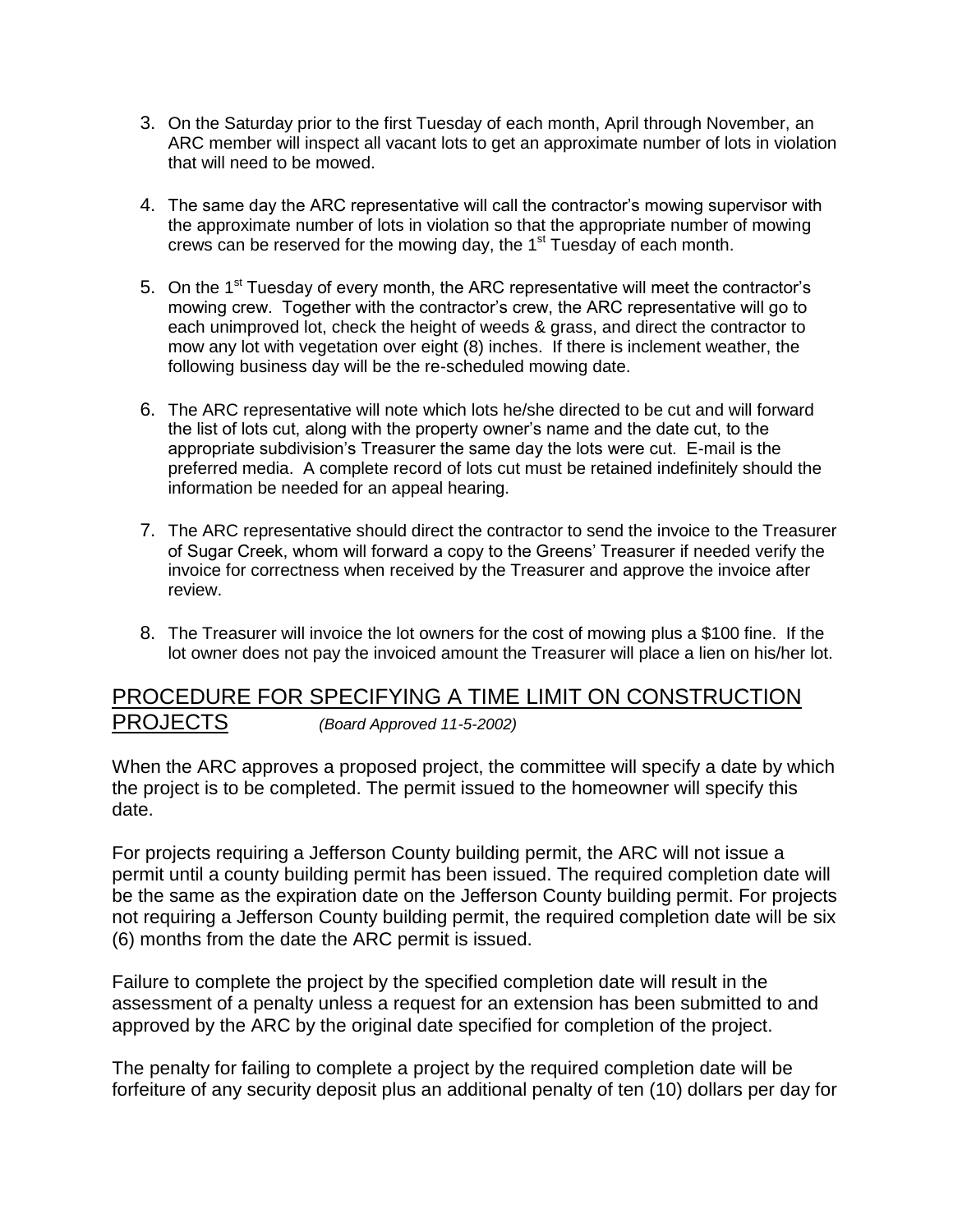3. On the Saturday prior to the first Tuesday of each month, April through November, an ARC member will inspect all vacant lots to get an approximate number of lots in violation that will need to be mowed.

4. The same day the ARC representative will call the contractor's mowing supervisor with the approximate number of lots in violation so that the appropriate number of mowing crews can be reserved for the mowing day, the 1st Tuesday of each month.

5. On the 1st Tuesday of every month, the ARC representative will meet the contractor's mowing crew. Together with the contractor's crew, the ARC representative will go to each unimproved lot, check the height of weeds & grass, and direct the contractor to mow any lot with vegetation over eight (8) inches. If there is inclement weather, the following business day will be the re-scheduled mowing date.

6. The ARC representative will note which lots he/she directed to be cut and will forward the list of lots cut, along with the property owner's name and the date cut, to the appropriate subdivision's Treasurer the same day the lots were cut. E-mail is the preferred media. A complete record of lots cut must be retained indefinitely should the information be needed for an appeal hearing.

7. The ARC representative should direct the contractor to send the invoice to the Treasurer of Sugar Creek, whom will forward a copy to the Greens' Treasurer if needed verify the invoice for correctness when received by the Treasurer and approve the invoice after review.

8. The Treasurer will invoice the lot owners for the cost of mowing plus a $100 fine. If the lot owner does not pay the invoiced amount the Treasurer will place a lien on his/her lot.

## PROCEDURE FOR SPECIFYING A TIME LIMIT ON CONSTRUCTION PROJECTS *(Board Approved 11-5-2002)*

When the ARC approves a proposed project, the committee will specify a date by which the project is to be completed. The permit issued to the homeowner will specify this date.

For projects requiring a Jefferson County building permit, the ARC will not issue a permit until a county building permit has been issued. The required completion date will be the same as the expiration date on the Jefferson County building permit. For projects not requiring a Jefferson County building permit, the required completion date will be six (6) months from the date the ARC permit is issued.

Failure to complete the project by the specified completion date will result in the assessment of a penalty unless a request for an extension has been submitted to and approved by the ARC by the original date specified for completion of the project.

The penalty for failing to complete a project by the required completion date will be forfeiture of any security deposit plus an additional penalty of ten (10) dollars per day for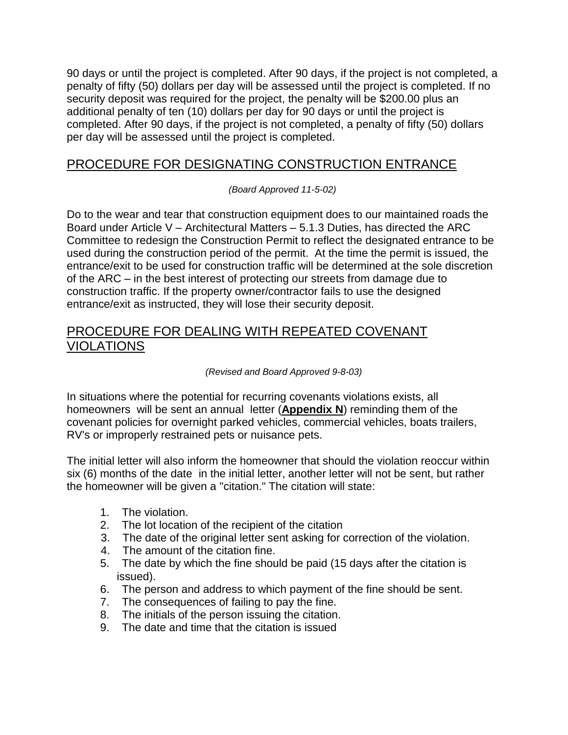90 days or until the project is completed. After 90 days, if the project is not completed, a penalty of fifty (50) dollars per day will be assessed until the project is completed. If no security deposit was required for the project, the penalty will be $200.00 plus an additional penalty of ten (10) dollars per day for 90 days or until the project is completed. After 90 days, if the project is not completed, a penalty of fifty (50) dollars per day will be assessed until the project is completed.

## PROCEDURE FOR DESIGNATING CONSTRUCTION ENTRANCE

*(Board Approved 11-5-02)*

Do to the wear and tear that construction equipment does to our maintained roads the Board under Article V – Architectural Matters – 5.1.3 Duties, has directed the ARC Committee to redesign the Construction Permit to reflect the designated entrance to be used during the construction period of the permit. At the time the permit is issued, the entrance/exit to be used for construction traffic will be determined at the sole discretion of the ARC – in the best interest of protecting our streets from damage due to construction traffic. If the property owner/contractor fails to use the designed entrance/exit as instructed, they will lose their security deposit.

## PROCEDURE FOR DEALING WITH REPEATED COVENANT VIOLATIONS

*(Revised and Board Approved 9-8-03)*

In situations where the potential for recurring covenants violations exists, all homeowners will be sent an annual letter (**Appendix N**) reminding them of the covenant policies for overnight parked vehicles, commercial vehicles, boats trailers, RV's or improperly restrained pets or nuisance pets.

The initial letter will also inform the homeowner that should the violation reoccur within six (6) months of the date in the initial letter, another letter will not be sent, but rather the homeowner will be given a "citation." The citation will state:

1. The violation.
2. The lot location of the recipient of the citation
3. The date of the original letter sent asking for correction of the violation.
4. The amount of the citation fine.
5. The date by which the fine should be paid (15 days after the citation is issued).
6. The person and address to which payment of the fine should be sent.
7. The consequences of failing to pay the fine.
8. The initials of the person issuing the citation.
9. The date and time that the citation is issued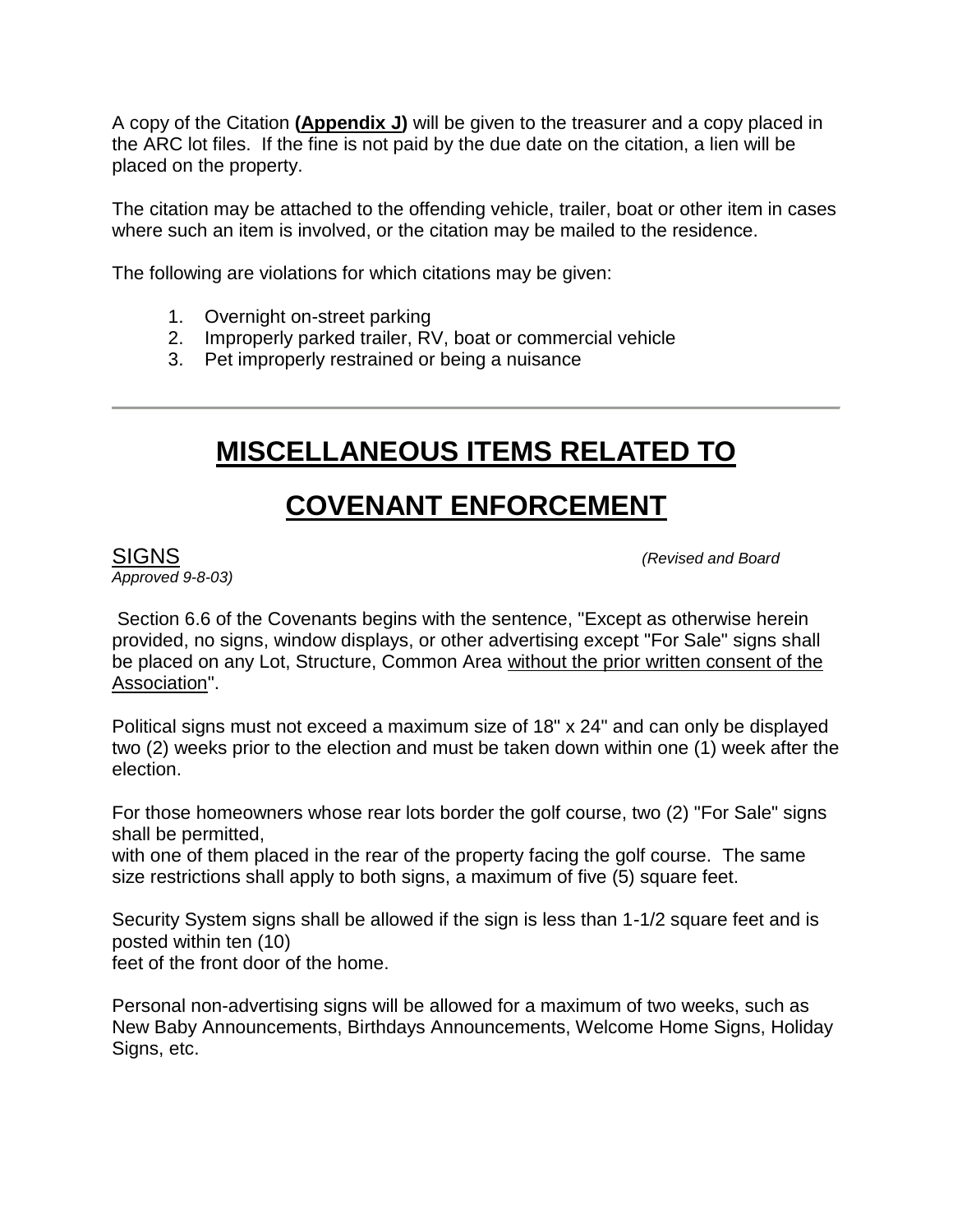A copy of the Citation **(Appendix J)** will be given to the treasurer and a copy placed in the ARC lot files. If the fine is not paid by the due date on the citation, a lien will be placed on the property.

The citation may be attached to the offending vehicle, trailer, boat or other item in cases where such an item is involved, or the citation may be mailed to the residence.

The following are violations for which citations may be given:

1. Overnight on-street parking
2. Improperly parked trailer, RV, boat or commercial vehicle
3. Pet improperly restrained or being a nuisance

---

# MISCELLANEOUS ITEMS RELATED TO COVENANT ENFORCEMENT

## SIGNS *(Revised and Board Approved 9-8-03)*

Section 6.6 of the Covenants begins with the sentence, "Except as otherwise herein provided, no signs, window displays, or other advertising except "For Sale" signs shall be placed on any Lot, Structure, Common Area without the prior written consent of the Association".

Political signs must not exceed a maximum size of 18" x 24" and can only be displayed two (2) weeks prior to the election and must be taken down within one (1) week after the election.

For those homeowners whose rear lots border the golf course, two (2) "For Sale" signs shall be permitted,
with one of them placed in the rear of the property facing the golf course. The same size restrictions shall apply to both signs, a maximum of five (5) square feet.

Security System signs shall be allowed if the sign is less than 1-1/2 square feet and is posted within ten (10)
feet of the front door of the home.

Personal non-advertising signs will be allowed for a maximum of two weeks, such as New Baby Announcements, Birthdays Announcements, Welcome Home Signs, Holiday Signs, etc.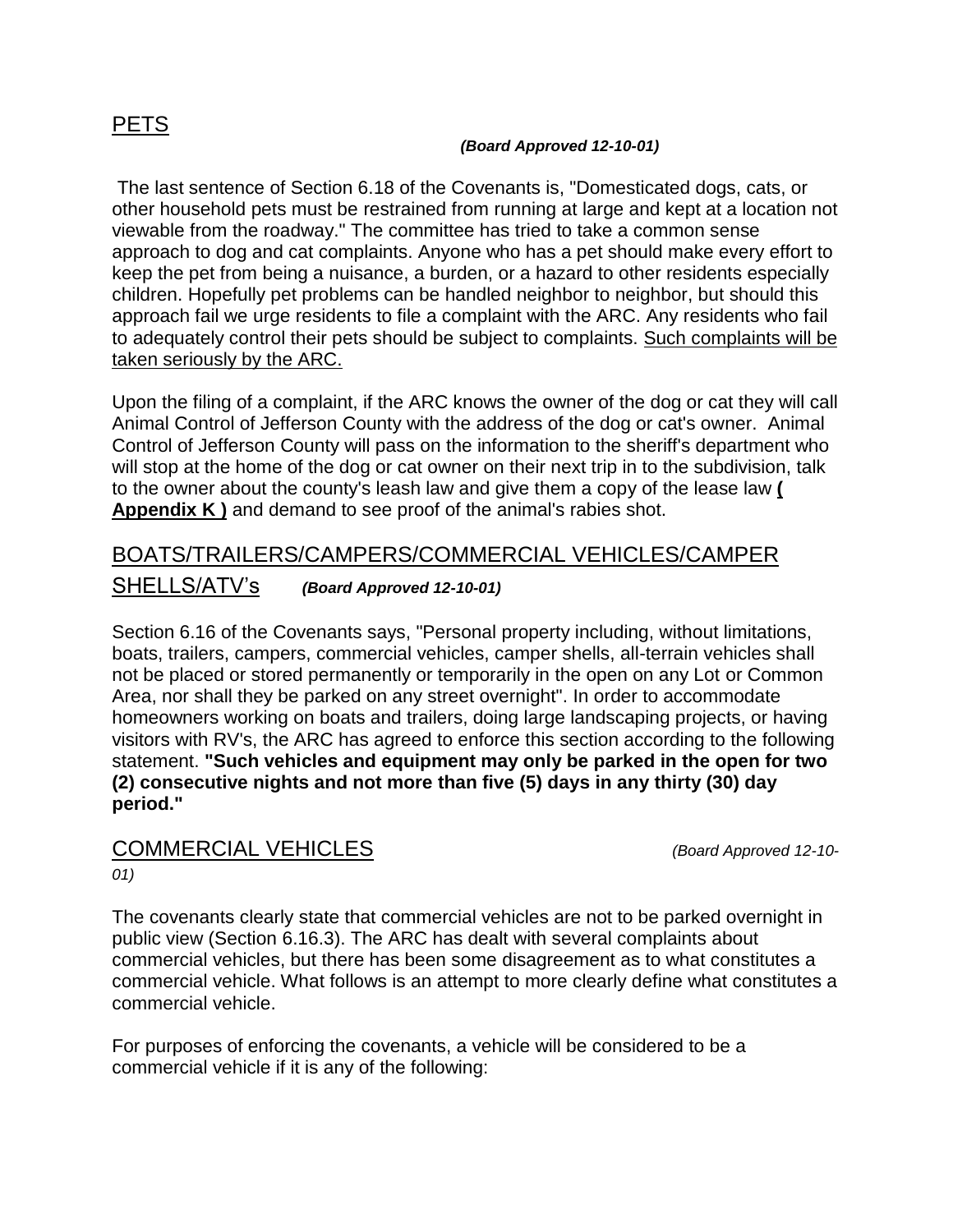## PETS

***(Board Approved 12-10-01)***

The last sentence of Section 6.18 of the Covenants is, "Domesticated dogs, cats, or other household pets must be restrained from running at large and kept at a location not viewable from the roadway." The committee has tried to take a common sense approach to dog and cat complaints. Anyone who has a pet should make every effort to keep the pet from being a nuisance, a burden, or a hazard to other residents especially children. Hopefully pet problems can be handled neighbor to neighbor, but should this approach fail we urge residents to file a complaint with the ARC. Any residents who fail to adequately control their pets should be subject to complaints. <u>Such complaints will be taken seriously by the ARC.</u>

Upon the filing of a complaint, if the ARC knows the owner of the dog or cat they will call Animal Control of Jefferson County with the address of the dog or cat's owner. Animal Control of Jefferson County will pass on the information to the sheriff's department who will stop at the home of the dog or cat owner on their next trip in to the subdivision, talk to the owner about the county's leash law and give them a copy of the lease law **( Appendix K )** and demand to see proof of the animal's rabies shot.

## BOATS/TRAILERS/CAMPERS/COMMERCIAL VEHICLES/CAMPER SHELLS/ATV's ***(Board Approved 12-10-01)***

Section 6.16 of the Covenants says, "Personal property including, without limitations, boats, trailers, campers, commercial vehicles, camper shells, all-terrain vehicles shall not be placed or stored permanently or temporarily in the open on any Lot or Common Area, nor shall they be parked on any street overnight". In order to accommodate homeowners working on boats and trailers, doing large landscaping projects, or having visitors with RV's, the ARC has agreed to enforce this section according to the following statement. **"Such vehicles and equipment may only be parked in the open for two (2) consecutive nights and not more than five (5) days in any thirty (30) day period."**

## COMMERCIAL VEHICLES *(Board Approved 12-10-01)*

The covenants clearly state that commercial vehicles are not to be parked overnight in public view (Section 6.16.3). The ARC has dealt with several complaints about commercial vehicles, but there has been some disagreement as to what constitutes a commercial vehicle. What follows is an attempt to more clearly define what constitutes a commercial vehicle.

For purposes of enforcing the covenants, a vehicle will be considered to be a commercial vehicle if it is any of the following: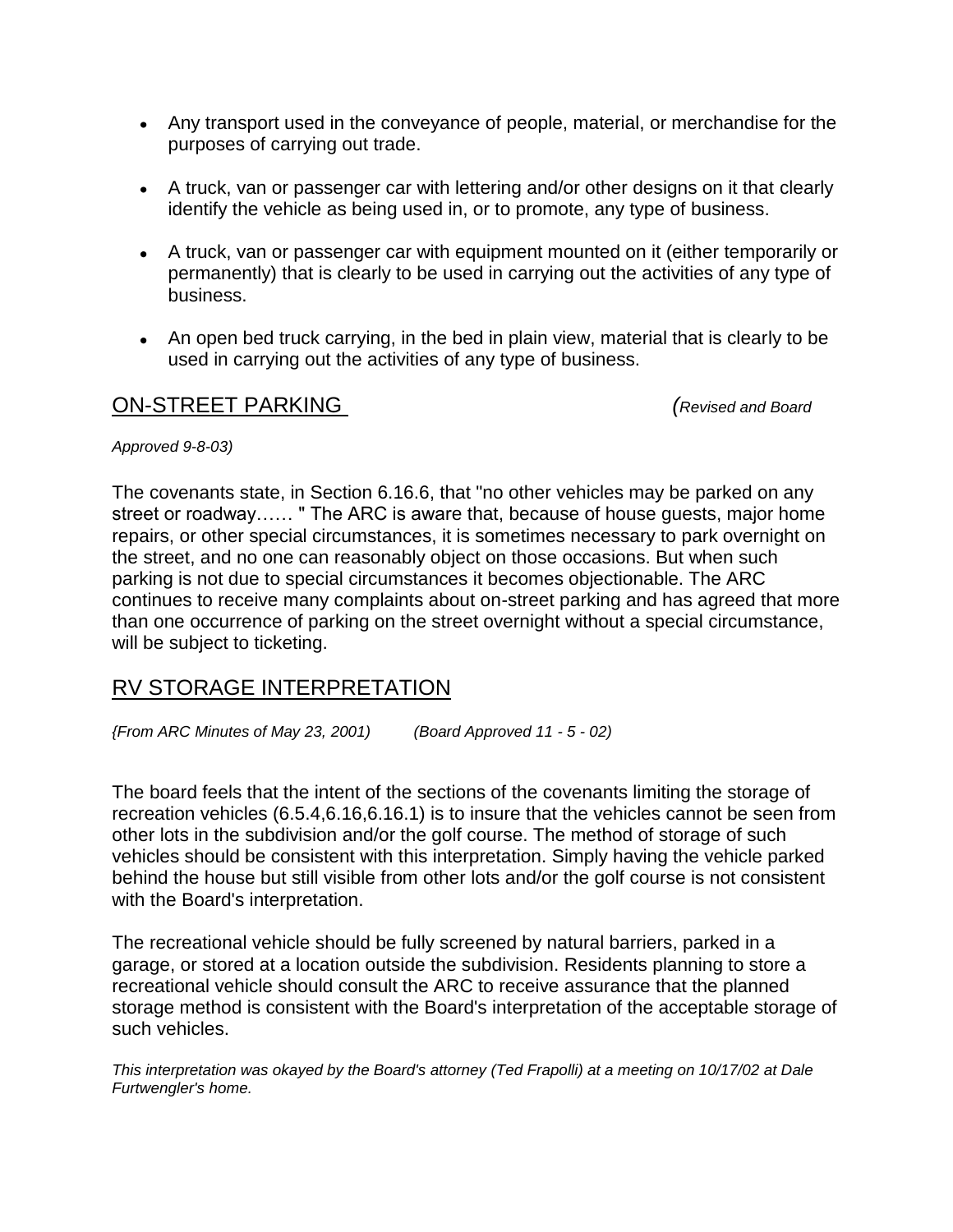- Any transport used in the conveyance of people, material, or merchandise for the purposes of carrying out trade.
- A truck, van or passenger car with lettering and/or other designs on it that clearly identify the vehicle as being used in, or to promote, any type of business.
- A truck, van or passenger car with equipment mounted on it (either temporarily or permanently) that is clearly to be used in carrying out the activities of any type of business.
- An open bed truck carrying, in the bed in plain view, material that is clearly to be used in carrying out the activities of any type of business.

## ON-STREET PARKING *(Revised and Board Approved 9-8-03)*

The covenants state, in Section 6.16.6, that "no other vehicles may be parked on any street or roadway…… " The ARC is aware that, because of house guests, major home repairs, or other special circumstances, it is sometimes necessary to park overnight on the street, and no one can reasonably object on those occasions. But when such parking is not due to special circumstances it becomes objectionable. The ARC continues to receive many complaints about on-street parking and has agreed that more than one occurrence of parking on the street overnight without a special circumstance, will be subject to ticketing.

## RV STORAGE INTERPRETATION

*{From ARC Minutes of May 23, 2001) (Board Approved 11 - 5 - 02)*

The board feels that the intent of the sections of the covenants limiting the storage of recreation vehicles (6.5.4,6.16,6.16.1) is to insure that the vehicles cannot be seen from other lots in the subdivision and/or the golf course. The method of storage of such vehicles should be consistent with this interpretation. Simply having the vehicle parked behind the house but still visible from other lots and/or the golf course is not consistent with the Board's interpretation.

The recreational vehicle should be fully screened by natural barriers, parked in a garage, or stored at a location outside the subdivision. Residents planning to store a recreational vehicle should consult the ARC to receive assurance that the planned storage method is consistent with the Board's interpretation of the acceptable storage of such vehicles.

*This interpretation was okayed by the Board's attorney (Ted Frapolli) at a meeting on 10/17/02 at Dale Furtwengler's home.*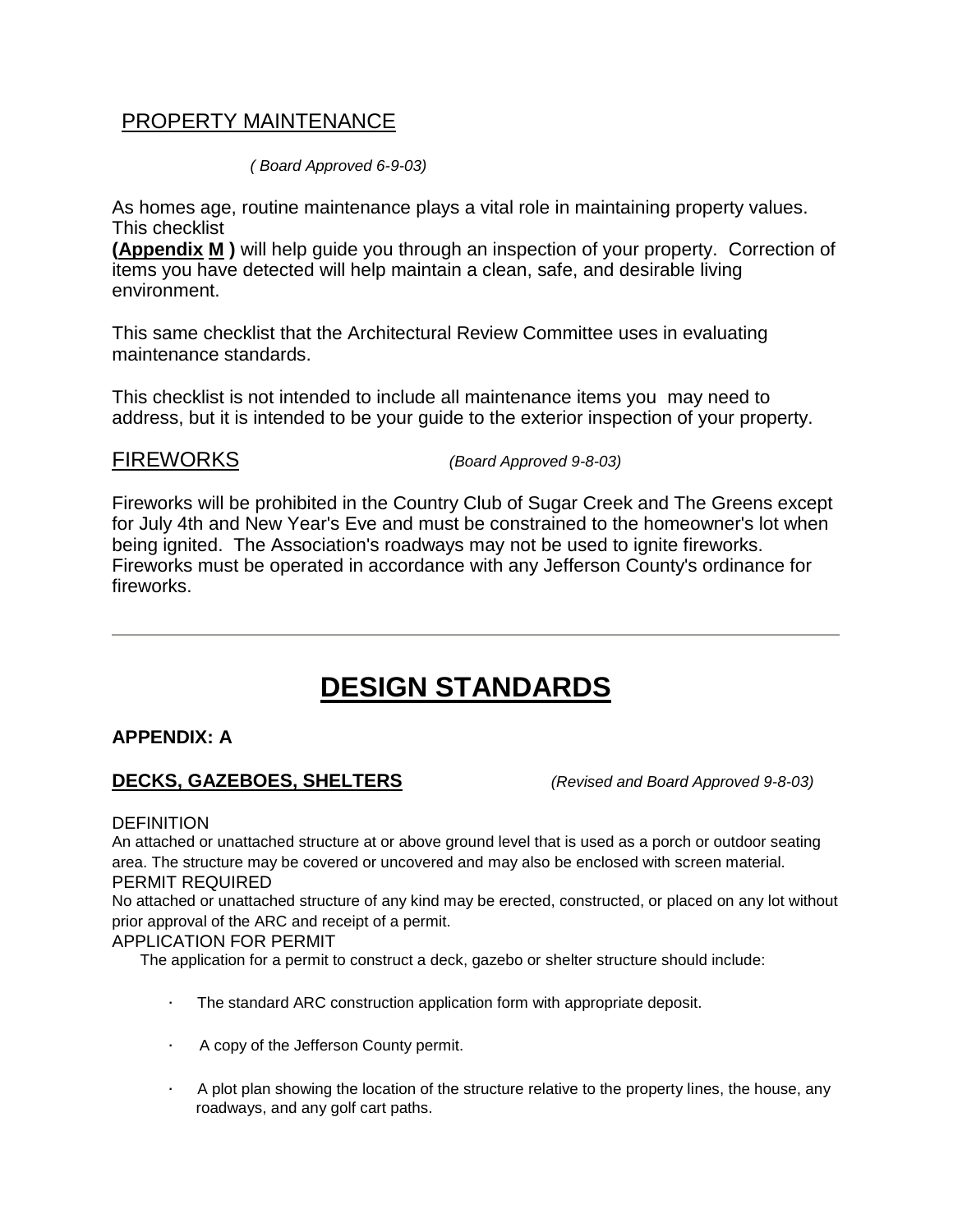## PROPERTY MAINTENANCE

*( Board Approved 6-9-03)*

As homes age, routine maintenance plays a vital role in maintaining property values. This checklist **(Appendix M )** will help guide you through an inspection of your property. Correction of items you have detected will help maintain a clean, safe, and desirable living environment.

This same checklist that the Architectural Review Committee uses in evaluating maintenance standards.

This checklist is not intended to include all maintenance items you may need to address, but it is intended to be your guide to the exterior inspection of your property.

## FIREWORKS *(Board Approved 9-8-03)*

Fireworks will be prohibited in the Country Club of Sugar Creek and The Greens except for July 4th and New Year's Eve and must be constrained to the homeowner's lot when being ignited. The Association's roadways may not be used to ignite fireworks. Fireworks must be operated in accordance with any Jefferson County's ordinance for fireworks.

---

# DESIGN STANDARDS

**APPENDIX: A**

### DECKS, GAZEBOES, SHELTERS *(Revised and Board Approved 9-8-03)*

DEFINITION

An attached or unattached structure at or above ground level that is used as a porch or outdoor seating area. The structure may be covered or uncovered and may also be enclosed with screen material.

PERMIT REQUIRED

No attached or unattached structure of any kind may be erected, constructed, or placed on any lot without prior approval of the ARC and receipt of a permit.

APPLICATION FOR PERMIT

The application for a permit to construct a deck, gazebo or shelter structure should include:

- The standard ARC construction application form with appropriate deposit.
- A copy of the Jefferson County permit.
- A plot plan showing the location of the structure relative to the property lines, the house, any roadways, and any golf cart paths.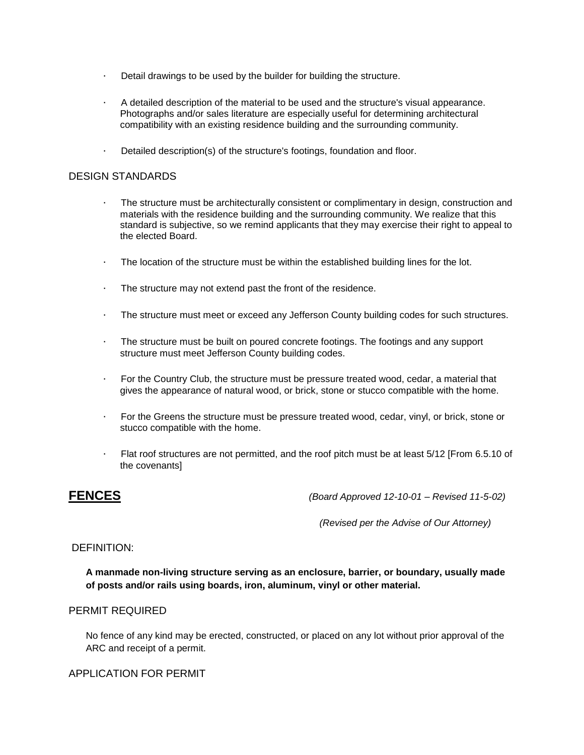- Detail drawings to be used by the builder for building the structure.
- A detailed description of the material to be used and the structure's visual appearance. Photographs and/or sales literature are especially useful for determining architectural compatibility with an existing residence building and the surrounding community.
- Detailed description(s) of the structure's footings, foundation and floor.

DESIGN STANDARDS

- The structure must be architecturally consistent or complimentary in design, construction and materials with the residence building and the surrounding community. We realize that this standard is subjective, so we remind applicants that they may exercise their right to appeal to the elected Board.
- The location of the structure must be within the established building lines for the lot.
- The structure may not extend past the front of the residence.
- The structure must meet or exceed any Jefferson County building codes for such structures.
- The structure must be built on poured concrete footings. The footings and any support structure must meet Jefferson County building codes.
- For the Country Club, the structure must be pressure treated wood, cedar, a material that gives the appearance of natural wood, or brick, stone or stucco compatible with the home.
- For the Greens the structure must be pressure treated wood, cedar, vinyl, or brick, stone or stucco compatible with the home.
- Flat roof structures are not permitted, and the roof pitch must be at least 5/12 [From 6.5.10 of the covenants]

## FENCES

*(Board Approved 12-10-01 – Revised 11-5-02)*

*(Revised per the Advise of Our Attorney)*

DEFINITION:

**A manmade non-living structure serving as an enclosure, barrier, or boundary, usually made of posts and/or rails using boards, iron, aluminum, vinyl or other material.**

PERMIT REQUIRED

No fence of any kind may be erected, constructed, or placed on any lot without prior approval of the ARC and receipt of a permit.

APPLICATION FOR PERMIT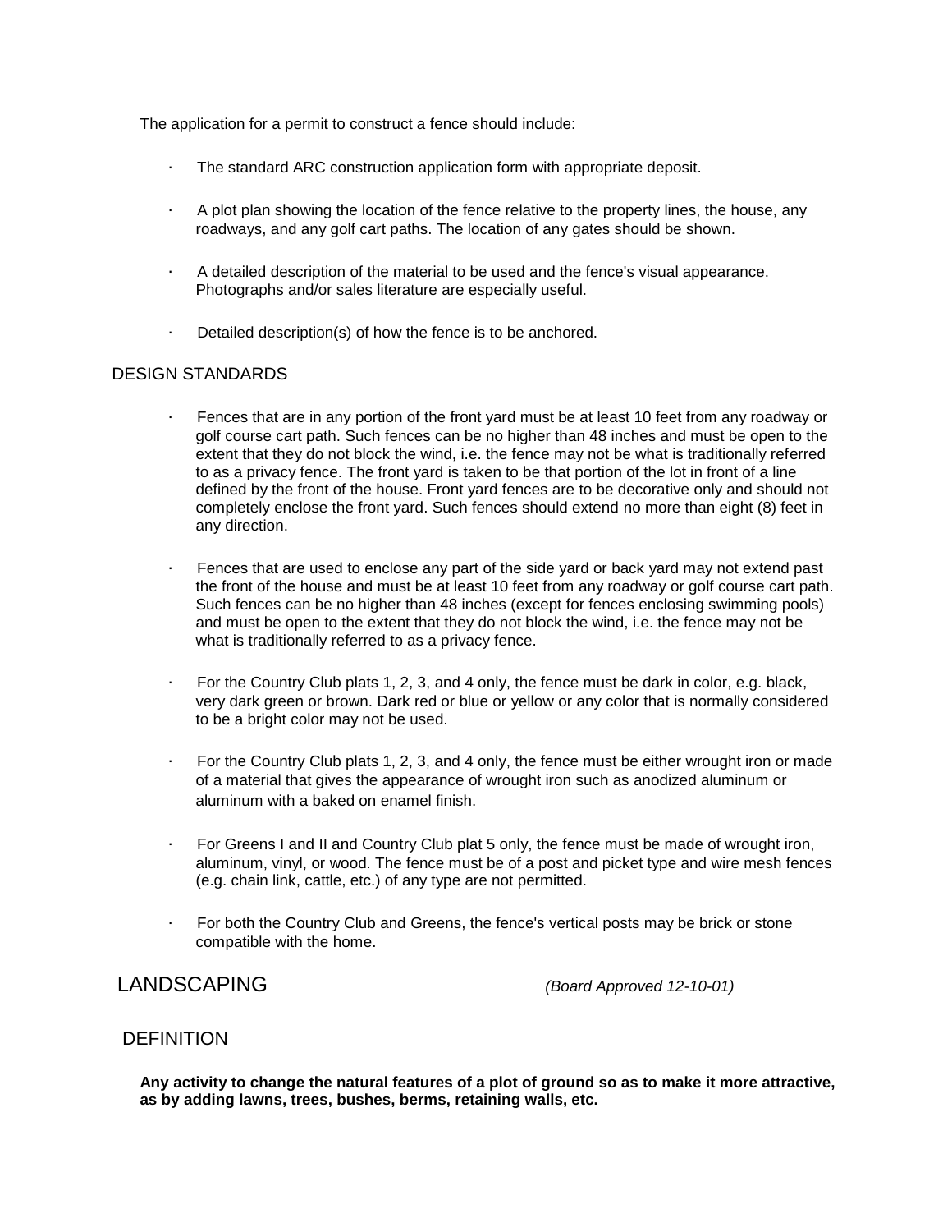The application for a permit to construct a fence should include:

- The standard ARC construction application form with appropriate deposit.
- A plot plan showing the location of the fence relative to the property lines, the house, any roadways, and any golf cart paths. The location of any gates should be shown.
- A detailed description of the material to be used and the fence's visual appearance. Photographs and/or sales literature are especially useful.
- Detailed description(s) of how the fence is to be anchored.

### DESIGN STANDARDS

- Fences that are in any portion of the front yard must be at least 10 feet from any roadway or golf course cart path. Such fences can be no higher than 48 inches and must be open to the extent that they do not block the wind, i.e. the fence may not be what is traditionally referred to as a privacy fence. The front yard is taken to be that portion of the lot in front of a line defined by the front of the house. Front yard fences are to be decorative only and should not completely enclose the front yard. Such fences should extend no more than eight (8) feet in any direction.
- Fences that are used to enclose any part of the side yard or back yard may not extend past the front of the house and must be at least 10 feet from any roadway or golf course cart path. Such fences can be no higher than 48 inches (except for fences enclosing swimming pools) and must be open to the extent that they do not block the wind, i.e. the fence may not be what is traditionally referred to as a privacy fence.
- For the Country Club plats 1, 2, 3, and 4 only, the fence must be dark in color, e.g. black, very dark green or brown. Dark red or blue or yellow or any color that is normally considered to be a bright color may not be used.
- For the Country Club plats 1, 2, 3, and 4 only, the fence must be either wrought iron or made of a material that gives the appearance of wrought iron such as anodized aluminum or aluminum with a baked on enamel finish.
- For Greens I and II and Country Club plat 5 only, the fence must be made of wrought iron, aluminum, vinyl, or wood. The fence must be of a post and picket type and wire mesh fences (e.g. chain link, cattle, etc.) of any type are not permitted.
- For both the Country Club and Greens, the fence's vertical posts may be brick or stone compatible with the home.

## LANDSCAPING *(Board Approved 12-10-01)*

### DEFINITION

**Any activity to change the natural features of a plot of ground so as to make it more attractive, as by adding lawns, trees, bushes, berms, retaining walls, etc.**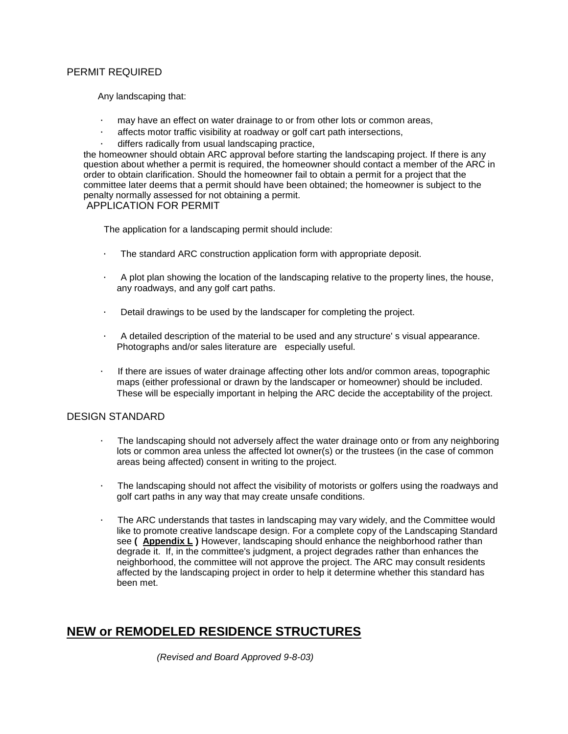## PERMIT REQUIRED

Any landscaping that:

- may have an effect on water drainage to or from other lots or common areas,
- affects motor traffic visibility at roadway or golf cart path intersections,
- differs radically from usual landscaping practice,

the homeowner should obtain ARC approval before starting the landscaping project. If there is any question about whether a permit is required, the homeowner should contact a member of the ARC in order to obtain clarification. Should the homeowner fail to obtain a permit for a project that the committee later deems that a permit should have been obtained; the homeowner is subject to the penalty normally assessed for not obtaining a permit.

## APPLICATION FOR PERMIT

The application for a landscaping permit should include:

- The standard ARC construction application form with appropriate deposit.
- A plot plan showing the location of the landscaping relative to the property lines, the house, any roadways, and any golf cart paths.
- Detail drawings to be used by the landscaper for completing the project.
- A detailed description of the material to be used and any structure' s visual appearance. Photographs and/or sales literature are especially useful.
- If there are issues of water drainage affecting other lots and/or common areas, topographic maps (either professional or drawn by the landscaper or homeowner) should be included. These will be especially important in helping the ARC decide the acceptability of the project.

## DESIGN STANDARD

- The landscaping should not adversely affect the water drainage onto or from any neighboring lots or common area unless the affected lot owner(s) or the trustees (in the case of common areas being affected) consent in writing to the project.
- The landscaping should not affect the visibility of motorists or golfers using the roadways and golf cart paths in any way that may create unsafe conditions.
- The ARC understands that tastes in landscaping may vary widely, and the Committee would like to promote creative landscape design. For a complete copy of the Landscaping Standard see **( Appendix L )** However, landscaping should enhance the neighborhood rather than degrade it. If, in the committee's judgment, a project degrades rather than enhances the neighborhood, the committee will not approve the project. The ARC may consult residents affected by the landscaping project in order to help it determine whether this standard has been met.

# NEW or REMODELED RESIDENCE STRUCTURES

*(Revised and Board Approved 9-8-03)*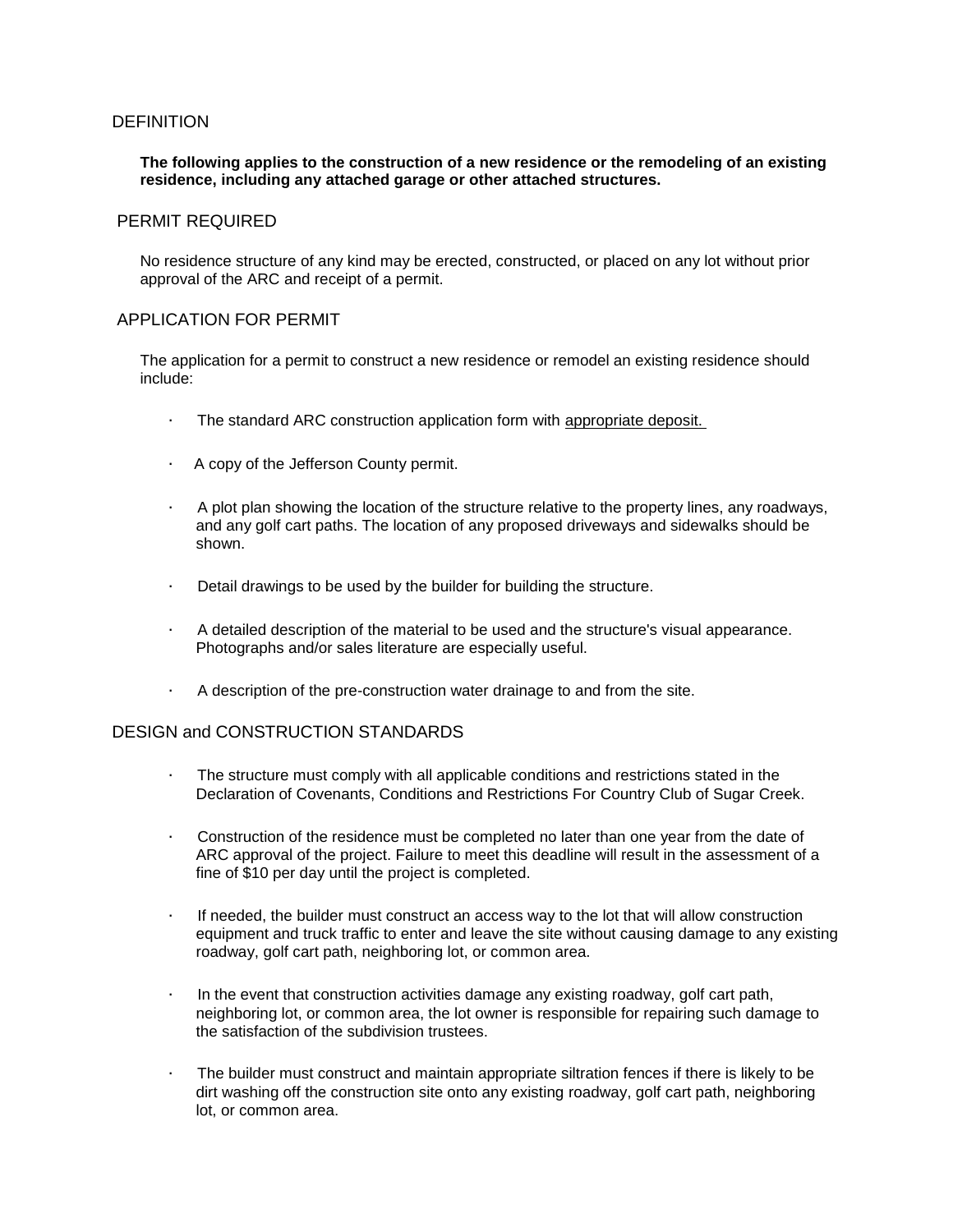## DEFINITION

**The following applies to the construction of a new residence or the remodeling of an existing residence, including any attached garage or other attached structures.**

## PERMIT REQUIRED

No residence structure of any kind may be erected, constructed, or placed on any lot without prior approval of the ARC and receipt of a permit.

## APPLICATION FOR PERMIT

The application for a permit to construct a new residence or remodel an existing residence should include:

- The standard ARC construction application form with appropriate deposit.
- A copy of the Jefferson County permit.
- A plot plan showing the location of the structure relative to the property lines, any roadways, and any golf cart paths. The location of any proposed driveways and sidewalks should be shown.
- Detail drawings to be used by the builder for building the structure.
- A detailed description of the material to be used and the structure's visual appearance. Photographs and/or sales literature are especially useful.
- A description of the pre-construction water drainage to and from the site.

## DESIGN and CONSTRUCTION STANDARDS

- The structure must comply with all applicable conditions and restrictions stated in the Declaration of Covenants, Conditions and Restrictions For Country Club of Sugar Creek.
- Construction of the residence must be completed no later than one year from the date of ARC approval of the project. Failure to meet this deadline will result in the assessment of a fine of $10 per day until the project is completed.
- If needed, the builder must construct an access way to the lot that will allow construction equipment and truck traffic to enter and leave the site without causing damage to any existing roadway, golf cart path, neighboring lot, or common area.
- In the event that construction activities damage any existing roadway, golf cart path, neighboring lot, or common area, the lot owner is responsible for repairing such damage to the satisfaction of the subdivision trustees.
- The builder must construct and maintain appropriate siltration fences if there is likely to be dirt washing off the construction site onto any existing roadway, golf cart path, neighboring lot, or common area.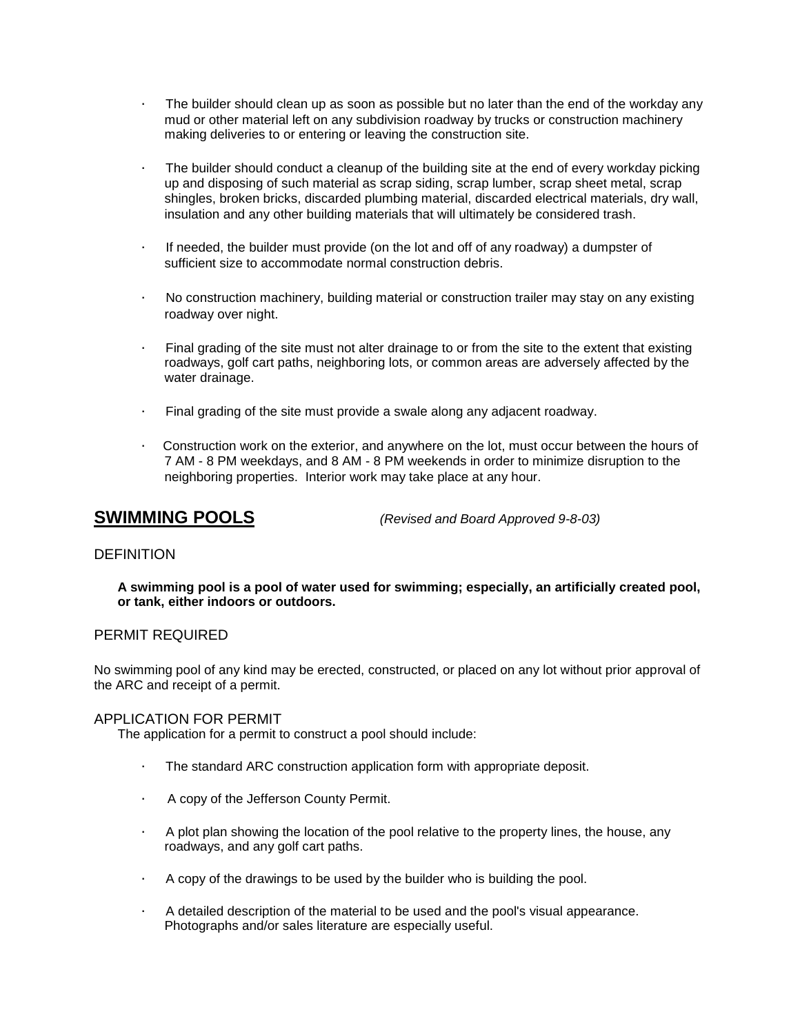- The builder should clean up as soon as possible but no later than the end of the workday any mud or other material left on any subdivision roadway by trucks or construction machinery making deliveries to or entering or leaving the construction site.

- The builder should conduct a cleanup of the building site at the end of every workday picking up and disposing of such material as scrap siding, scrap lumber, scrap sheet metal, scrap shingles, broken bricks, discarded plumbing material, discarded electrical materials, dry wall, insulation and any other building materials that will ultimately be considered trash.

- If needed, the builder must provide (on the lot and off of any roadway) a dumpster of sufficient size to accommodate normal construction debris.

- No construction machinery, building material or construction trailer may stay on any existing roadway over night.

- Final grading of the site must not alter drainage to or from the site to the extent that existing roadways, golf cart paths, neighboring lots, or common areas are adversely affected by the water drainage.

- Final grading of the site must provide a swale along any adjacent roadway.

- Construction work on the exterior, and anywhere on the lot, must occur between the hours of 7 AM - 8 PM weekdays, and 8 AM - 8 PM weekends in order to minimize disruption to the neighboring properties. Interior work may take place at any hour.

## SWIMMING POOLS *(Revised and Board Approved 9-8-03)*

### DEFINITION

**A swimming pool is a pool of water used for swimming; especially, an artificially created pool, or tank, either indoors or outdoors.**

### PERMIT REQUIRED

No swimming pool of any kind may be erected, constructed, or placed on any lot without prior approval of the ARC and receipt of a permit.

### APPLICATION FOR PERMIT

The application for a permit to construct a pool should include:

- The standard ARC construction application form with appropriate deposit.

- A copy of the Jefferson County Permit.

- A plot plan showing the location of the pool relative to the property lines, the house, any roadways, and any golf cart paths.

- A copy of the drawings to be used by the builder who is building the pool.

- A detailed description of the material to be used and the pool's visual appearance. Photographs and/or sales literature are especially useful.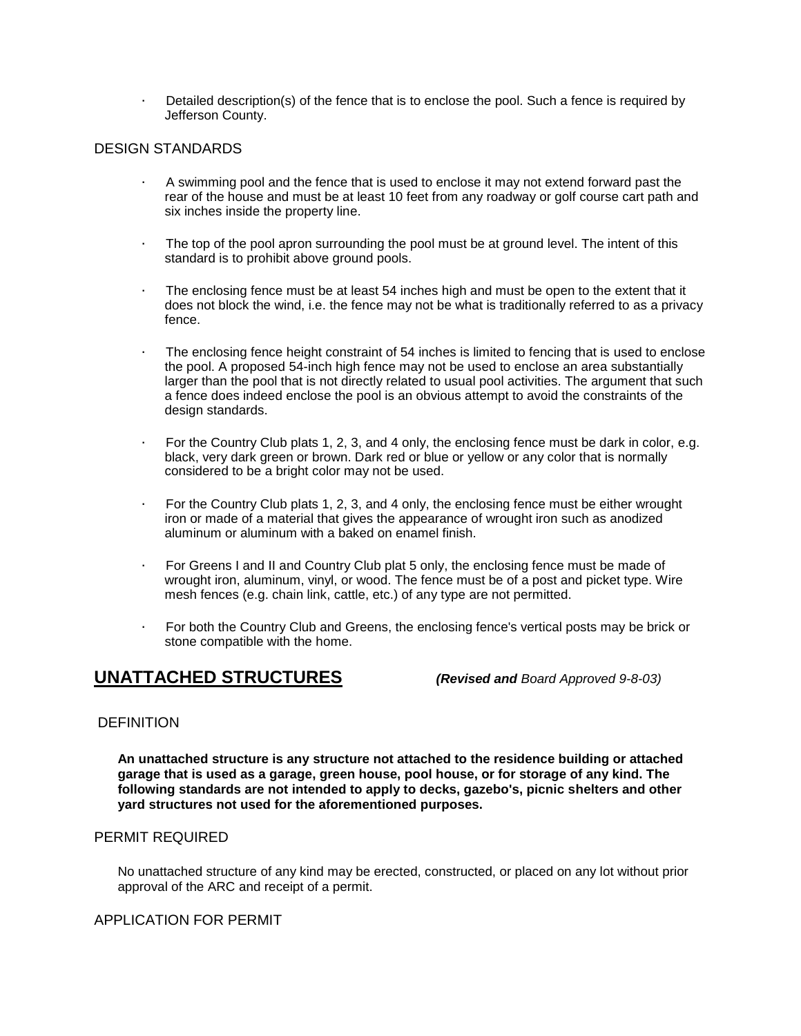- Detailed description(s) of the fence that is to enclose the pool. Such a fence is required by Jefferson County.

DESIGN STANDARDS

- A swimming pool and the fence that is used to enclose it may not extend forward past the rear of the house and must be at least 10 feet from any roadway or golf course cart path and six inches inside the property line.
- The top of the pool apron surrounding the pool must be at ground level. The intent of this standard is to prohibit above ground pools.
- The enclosing fence must be at least 54 inches high and must be open to the extent that it does not block the wind, i.e. the fence may not be what is traditionally referred to as a privacy fence.
- The enclosing fence height constraint of 54 inches is limited to fencing that is used to enclose the pool. A proposed 54-inch high fence may not be used to enclose an area substantially larger than the pool that is not directly related to usual pool activities. The argument that such a fence does indeed enclose the pool is an obvious attempt to avoid the constraints of the design standards.
- For the Country Club plats 1, 2, 3, and 4 only, the enclosing fence must be dark in color, e.g. black, very dark green or brown. Dark red or blue or yellow or any color that is normally considered to be a bright color may not be used.
- For the Country Club plats 1, 2, 3, and 4 only, the enclosing fence must be either wrought iron or made of a material that gives the appearance of wrought iron such as anodized aluminum or aluminum with a baked on enamel finish.
- For Greens I and II and Country Club plat 5 only, the enclosing fence must be made of wrought iron, aluminum, vinyl, or wood. The fence must be of a post and picket type. Wire mesh fences (e.g. chain link, cattle, etc.) of any type are not permitted.
- For both the Country Club and Greens, the enclosing fence's vertical posts may be brick or stone compatible with the home.

## UNATTACHED STRUCTURES *(**Revised and** Board Approved 9-8-03)*

DEFINITION

**An unattached structure is any structure not attached to the residence building or attached garage that is used as a garage, green house, pool house, or for storage of any kind. The following standards are not intended to apply to decks, gazebo's, picnic shelters and other yard structures not used for the aforementioned purposes.**

PERMIT REQUIRED

No unattached structure of any kind may be erected, constructed, or placed on any lot without prior approval of the ARC and receipt of a permit.

APPLICATION FOR PERMIT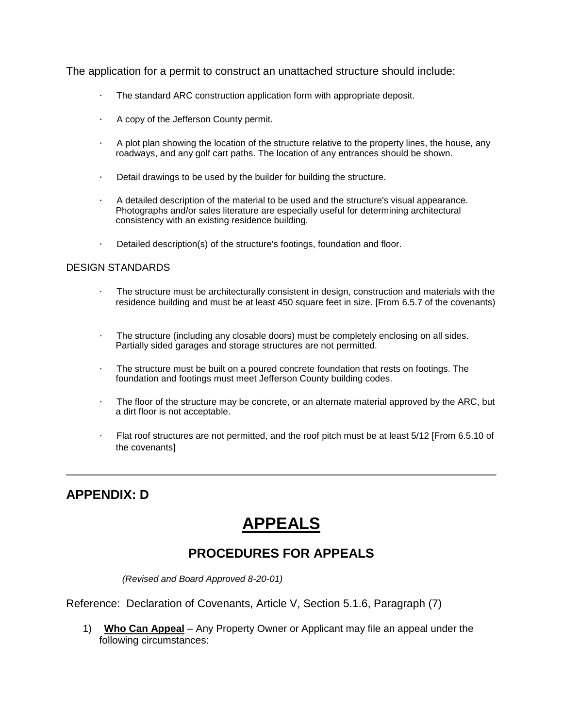The application for a permit to construct an unattached structure should include:

- The standard ARC construction application form with appropriate deposit.
- A copy of the Jefferson County permit.
- A plot plan showing the location of the structure relative to the property lines, the house, any roadways, and any golf cart paths. The location of any entrances should be shown.
- Detail drawings to be used by the builder for building the structure.
- A detailed description of the material to be used and the structure's visual appearance. Photographs and/or sales literature are especially useful for determining architectural consistency with an existing residence building.
- Detailed description(s) of the structure's footings, foundation and floor.

DESIGN STANDARDS

- The structure must be architecturally consistent in design, construction and materials with the residence building and must be at least 450 square feet in size. [From 6.5.7 of the covenants)
- The structure (including any closable doors) must be completely enclosing on all sides. Partially sided garages and storage structures are not permitted.
- The structure must be built on a poured concrete foundation that rests on footings. The foundation and footings must meet Jefferson County building codes.
- The floor of the structure may be concrete, or an alternate material approved by the ARC, but a dirt floor is not acceptable.
- Flat roof structures are not permitted, and the roof pitch must be at least 5/12 [From 6.5.10 of the covenants]

---

## APPENDIX: D

# APPEALS

## PROCEDURES FOR APPEALS

*(Revised and Board Approved 8-20-01)*

Reference: Declaration of Covenants, Article V, Section 5.1.6, Paragraph (7)

1) **Who Can Appeal** – Any Property Owner or Applicant may file an appeal under the following circumstances: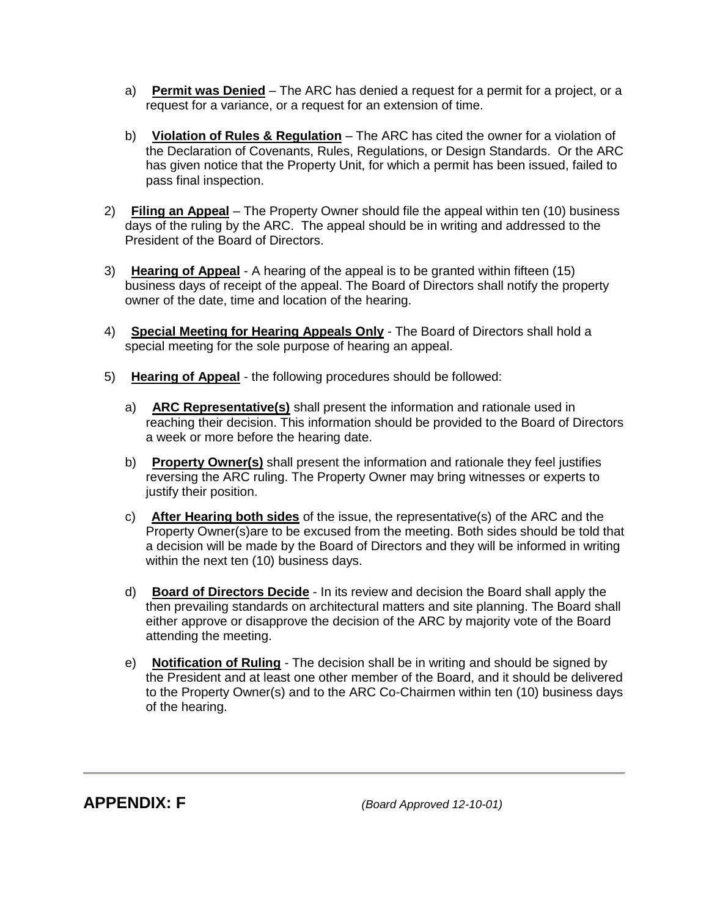a) **Permit was Denied** – The ARC has denied a request for a permit for a project, or a request for a variance, or a request for an extension of time.

b) **Violation of Rules & Regulation** – The ARC has cited the owner for a violation of the Declaration of Covenants, Rules, Regulations, or Design Standards. Or the ARC has given notice that the Property Unit, for which a permit has been issued, failed to pass final inspection.

2) **Filing an Appeal** – The Property Owner should file the appeal within ten (10) business days of the ruling by the ARC. The appeal should be in writing and addressed to the President of the Board of Directors.

3) **Hearing of Appeal** - A hearing of the appeal is to be granted within fifteen (15) business days of receipt of the appeal. The Board of Directors shall notify the property owner of the date, time and location of the hearing.

4) **Special Meeting for Hearing Appeals Only** - The Board of Directors shall hold a special meeting for the sole purpose of hearing an appeal.

5) **Hearing of Appeal** - the following procedures should be followed:

a) **ARC Representative(s)** shall present the information and rationale used in reaching their decision. This information should be provided to the Board of Directors a week or more before the hearing date.

b) **Property Owner(s)** shall present the information and rationale they feel justifies reversing the ARC ruling. The Property Owner may bring witnesses or experts to justify their position.

c) **After Hearing both sides** of the issue, the representative(s) of the ARC and the Property Owner(s)are to be excused from the meeting. Both sides should be told that a decision will be made by the Board of Directors and they will be informed in writing within the next ten (10) business days.

d) **Board of Directors Decide** - In its review and decision the Board shall apply the then prevailing standards on architectural matters and site planning. The Board shall either approve or disapprove the decision of the ARC by majority vote of the Board attending the meeting.

e) **Notification of Ruling** - The decision shall be in writing and should be signed by the President and at least one other member of the Board, and it should be delivered to the Property Owner(s) and to the ARC Co-Chairmen within ten (10) business days of the hearing.

---

## APPENDIX: F

*(Board Approved 12-10-01)*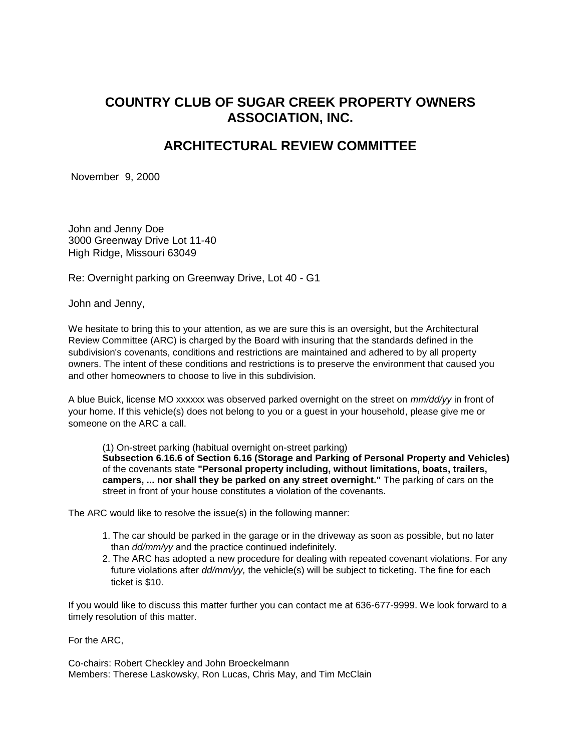# COUNTRY CLUB OF SUGAR CREEK PROPERTY OWNERS ASSOCIATION, INC.

## ARCHITECTURAL REVIEW COMMITTEE

November 9, 2000

John and Jenny Doe
3000 Greenway Drive Lot 11-40
High Ridge, Missouri 63049

Re: Overnight parking on Greenway Drive, Lot 40 - G1

John and Jenny,

We hesitate to bring this to your attention, as we are sure this is an oversight, but the Architectural Review Committee (ARC) is charged by the Board with insuring that the standards defined in the subdivision's covenants, conditions and restrictions are maintained and adhered to by all property owners. The intent of these conditions and restrictions is to preserve the environment that caused you and other homeowners to choose to live in this subdivision.

A blue Buick, license MO xxxxxx was observed parked overnight on the street on *mm/dd/yy* in front of your home. If this vehicle(s) does not belong to you or a guest in your household, please give me or someone on the ARC a call.

> (1) On-street parking (habitual overnight on-street parking)
> **Subsection 6.16.6 of Section 6.16 (Storage and Parking of Personal Property and Vehicles)** of the covenants state **"Personal property including, without limitations, boats, trailers, campers, ... nor shall they be parked on any street overnight."** The parking of cars on the street in front of your house constitutes a violation of the covenants.

The ARC would like to resolve the issue(s) in the following manner:

1. The car should be parked in the garage or in the driveway as soon as possible, but no later than *dd/mm/yy* and the practice continued indefinitely.
2. The ARC has adopted a new procedure for dealing with repeated covenant violations. For any future violations after *dd/mm/yy,* the vehicle(s) will be subject to ticketing. The fine for each ticket is $10.

If you would like to discuss this matter further you can contact me at 636-677-9999. We look forward to a timely resolution of this matter.

For the ARC,

Co-chairs: Robert Checkley and John Broeckelmann
Members: Therese Laskowsky, Ron Lucas, Chris May, and Tim McClain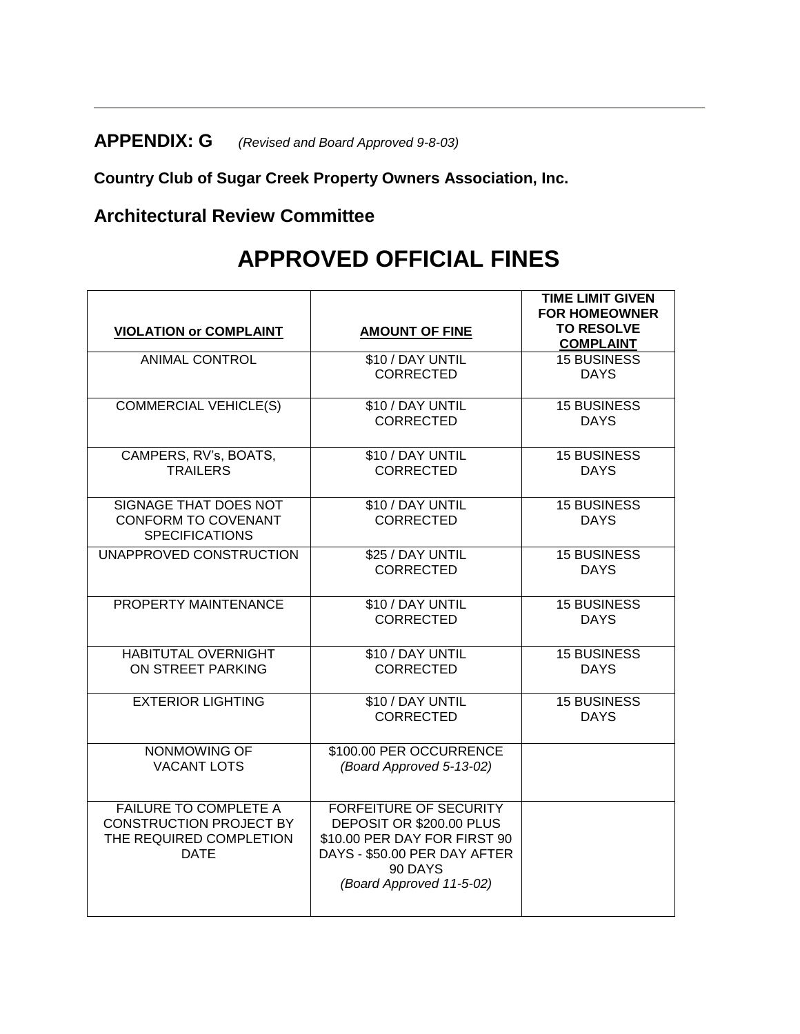**APPENDIX: G** *(Revised and Board Approved 9-8-03)*

**Country Club of Sugar Creek Property Owners Association, Inc.**

**Architectural Review Committee**

# APPROVED OFFICIAL FINES

| VIOLATION or COMPLAINT | AMOUNT OF FINE | TIME LIMIT GIVEN FOR HOMEOWNER TO RESOLVE COMPLAINT |
|---|---|---|
| ANIMAL CONTROL | \$10 / DAY UNTIL CORRECTED | 15 BUSINESS DAYS |
| COMMERCIAL VEHICLE(S) | \$10 / DAY UNTIL CORRECTED | 15 BUSINESS DAYS |
| CAMPERS, RV's, BOATS, TRAILERS | \$10 / DAY UNTIL CORRECTED | 15 BUSINESS DAYS |
| SIGNAGE THAT DOES NOT CONFORM TO COVENANT SPECIFICATIONS | \$10 / DAY UNTIL CORRECTED | 15 BUSINESS DAYS |
| UNAPPROVED CONSTRUCTION | \$25 / DAY UNTIL CORRECTED | 15 BUSINESS DAYS |
| PROPERTY MAINTENANCE | \$10 / DAY UNTIL CORRECTED | 15 BUSINESS DAYS |
| HABITUTAL OVERNIGHT ON STREET PARKING | \$10 / DAY UNTIL CORRECTED | 15 BUSINESS DAYS |
| EXTERIOR LIGHTING | \$10 / DAY UNTIL CORRECTED | 15 BUSINESS DAYS |
| NONMOWING OF VACANT LOTS | \$100.00 PER OCCURRENCE *(Board Approved 5-13-02)* | |
| FAILURE TO COMPLETE A CONSTRUCTION PROJECT BY THE REQUIRED COMPLETION DATE | FORFEITURE OF SECURITY DEPOSIT OR \$200.00 PLUS \$10.00 PER DAY FOR FIRST 90 DAYS - \$50.00 PER DAY AFTER 90 DAYS *(Board Approved 11-5-02)* | |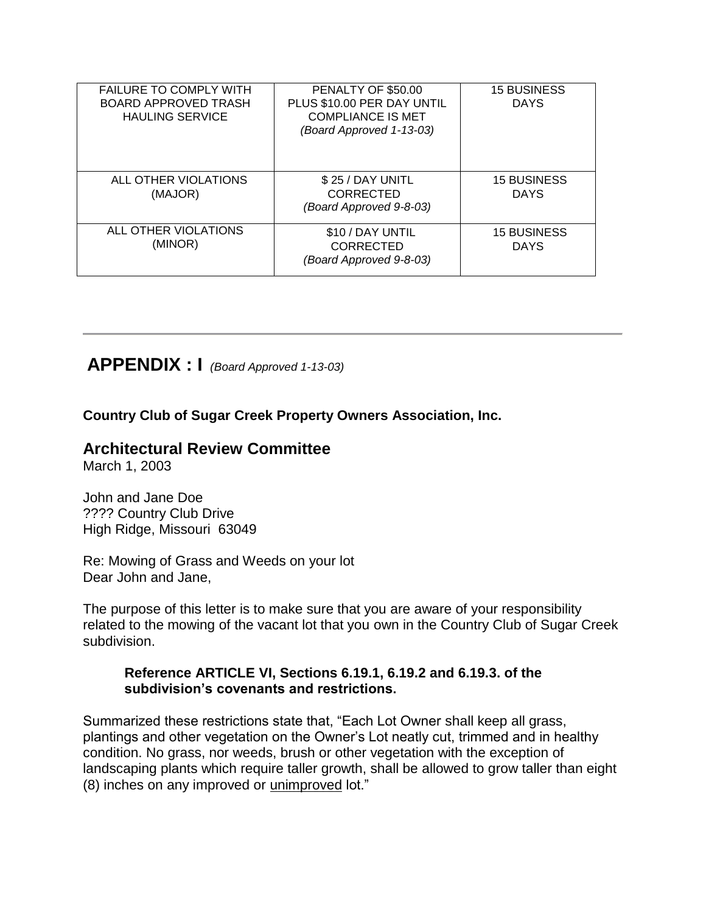| FAILURE TO COMPLY WITH BOARD APPROVED TRASH HAULING SERVICE | PENALTY OF $50.00 PLUS $10.00 PER DAY UNTIL COMPLIANCE IS MET *(Board Approved 1-13-03)* | 15 BUSINESS DAYS |
|---|---|---|
| ALL OTHER VIOLATIONS (MAJOR) | $ 25 / DAY UNITL CORRECTED *(Board Approved 9-8-03)* | 15 BUSINESS DAYS |
| ALL OTHER VIOLATIONS (MINOR) | $10 / DAY UNTIL CORRECTED *(Board Approved 9-8-03)* | 15 BUSINESS DAYS |

---

## APPENDIX : I *(Board Approved 1-13-03)*

**Country Club of Sugar Creek Property Owners Association, Inc.**

### Architectural Review Committee

March 1, 2003

John and Jane Doe
???? Country Club Drive
High Ridge, Missouri 63049

Re: Mowing of Grass and Weeds on your lot
Dear John and Jane,

The purpose of this letter is to make sure that you are aware of your responsibility related to the mowing of the vacant lot that you own in the Country Club of Sugar Creek subdivision.

> **Reference ARTICLE VI, Sections 6.19.1, 6.19.2 and 6.19.3. of the subdivision's covenants and restrictions.**

Summarized these restrictions state that, "Each Lot Owner shall keep all grass, plantings and other vegetation on the Owner's Lot neatly cut, trimmed and in healthy condition. No grass, nor weeds, brush or other vegetation with the exception of landscaping plants which require taller growth, shall be allowed to grow taller than eight (8) inches on any improved or <u>unimproved</u> lot."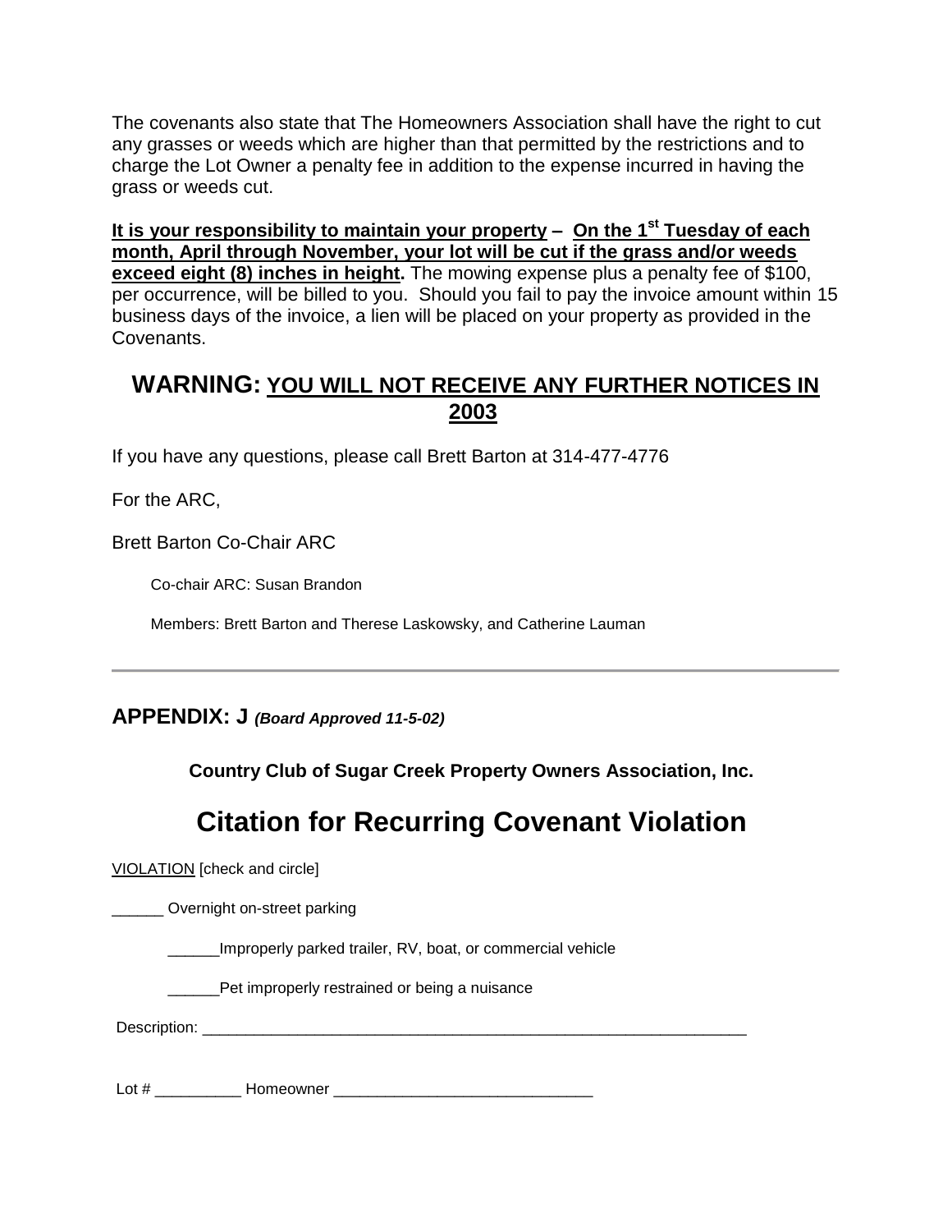The covenants also state that The Homeowners Association shall have the right to cut any grasses or weeds which are higher than that permitted by the restrictions and to charge the Lot Owner a penalty fee in addition to the expense incurred in having the grass or weeds cut.

**It is your responsibility to maintain your property – On the 1st Tuesday of each month, April through November, your lot will be cut if the grass and/or weeds exceed eight (8) inches in height.** The mowing expense plus a penalty fee of $100, per occurrence, will be billed to you. Should you fail to pay the invoice amount within 15 business days of the invoice, a lien will be placed on your property as provided in the Covenants.

## WARNING: YOU WILL NOT RECEIVE ANY FURTHER NOTICES IN 2003

If you have any questions, please call Brett Barton at 314-477-4776

For the ARC,

Brett Barton Co-Chair ARC

Co-chair ARC: Susan Brandon

Members: Brett Barton and Therese Laskowsky, and Catherine Lauman

---

## APPENDIX: J *(Board Approved 11-5-02)*

**Country Club of Sugar Creek Property Owners Association, Inc.**

# Citation for Recurring Covenant Violation

VIOLATION [check and circle]

______ Overnight on-street parking

______Improperly parked trailer, RV, boat, or commercial vehicle

______Pet improperly restrained or being a nuisance

Description: ____________________________________________________________

Lot # __________ Homeowner ______________________________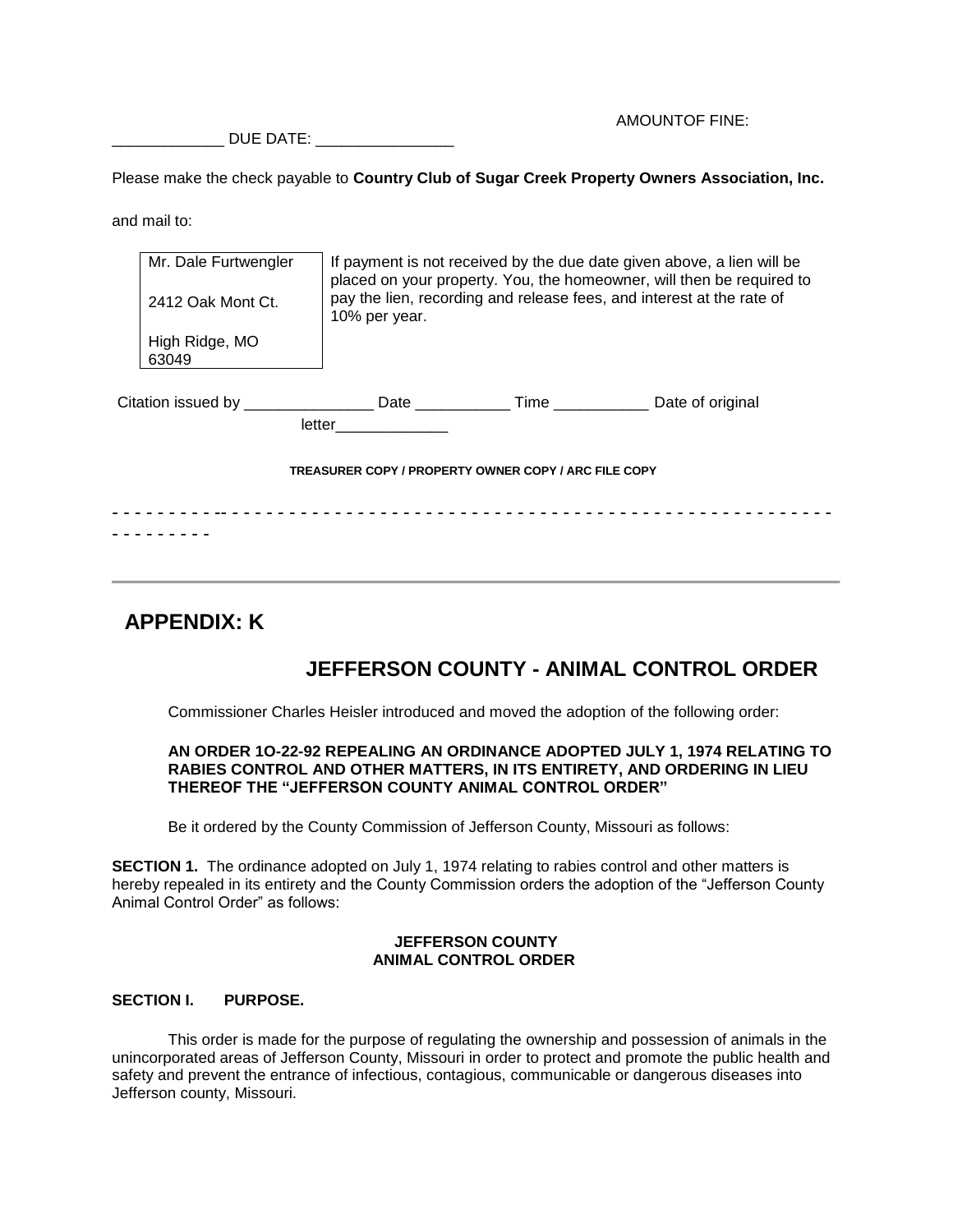AMOUNTOF FINE: _____________ DUE DATE: ________________

Please make the check payable to **Country Club of Sugar Creek Property Owners Association, Inc.**

and mail to:

| Mr. Dale Furtwengler<br><br>2412 Oak Mont Ct.<br><br>High Ridge, MO 63049 | If payment is not received by the due date given above, a lien will be placed on your property. You, the homeowner, will then be required to pay the lien, recording and release fees, and interest at the rate of 10% per year. |
|---|---|

Citation issued by _______________ Date ___________ Time ___________ Date of original letter_____________

**TREASURER COPY / PROPERTY OWNER COPY / ARC FILE COPY**

- - - - - - - - - -- - - - - - - - - - - - - - - - - - - - - - - - - - - - - - - - - - - - - - - - - - - - - - - - - - - - - - - - - - - -

---

# APPENDIX: K

## JEFFERSON COUNTY - ANIMAL CONTROL ORDER

Commissioner Charles Heisler introduced and moved the adoption of the following order:

**AN ORDER 1O-22-92 REPEALING AN ORDINANCE ADOPTED JULY 1, 1974 RELATING TO RABIES CONTROL AND OTHER MATTERS, IN ITS ENTIRETY, AND ORDERING IN LIEU THEREOF THE "JEFFERSON COUNTY ANIMAL CONTROL ORDER"**

Be it ordered by the County Commission of Jefferson County, Missouri as follows:

**SECTION 1.** The ordinance adopted on July 1, 1974 relating to rabies control and other matters is hereby repealed in its entirety and the County Commission orders the adoption of the "Jefferson County Animal Control Order" as follows:

**JEFFERSON COUNTY**
**ANIMAL CONTROL ORDER**

**SECTION I. PURPOSE.**

This order is made for the purpose of regulating the ownership and possession of animals in the unincorporated areas of Jefferson County, Missouri in order to protect and promote the public health and safety and prevent the entrance of infectious, contagious, communicable or dangerous diseases into Jefferson county, Missouri.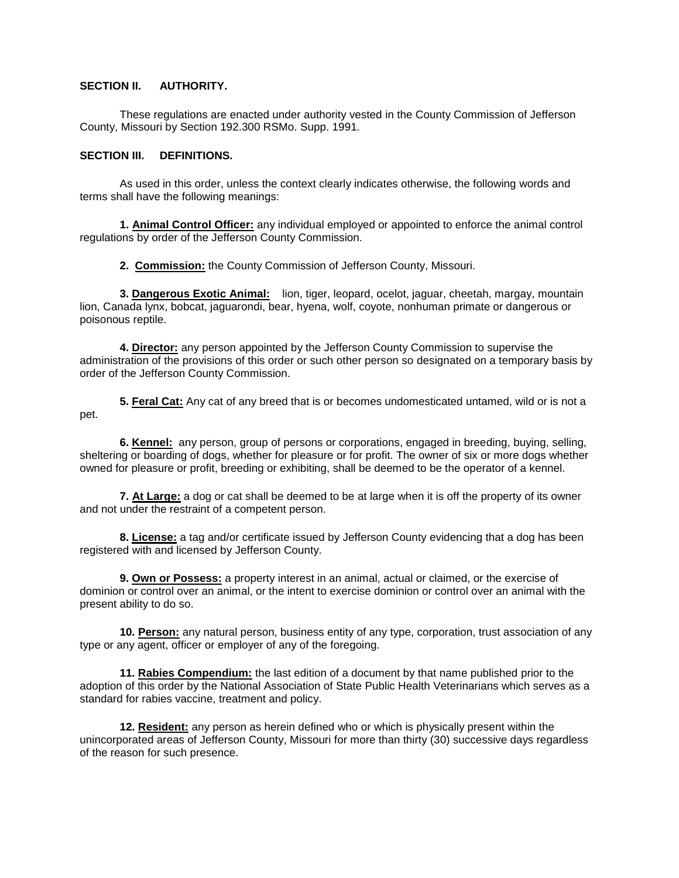## SECTION II. AUTHORITY.

These regulations are enacted under authority vested in the County Commission of Jefferson County, Missouri by Section 192.300 RSMo. Supp. 1991.

## SECTION III. DEFINITIONS.

As used in this order, unless the context clearly indicates otherwise, the following words and terms shall have the following meanings:

**1. Animal Control Officer:** any individual employed or appointed to enforce the animal control regulations by order of the Jefferson County Commission.

**2. Commission:** the County Commission of Jefferson County, Missouri.

**3. Dangerous Exotic Animal:** lion, tiger, leopard, ocelot, jaguar, cheetah, margay, mountain lion, Canada lynx, bobcat, jaguarondi, bear, hyena, wolf, coyote, nonhuman primate or dangerous or poisonous reptile.

**4. Director:** any person appointed by the Jefferson County Commission to supervise the administration of the provisions of this order or such other person so designated on a temporary basis by order of the Jefferson County Commission.

**5. Feral Cat:** Any cat of any breed that is or becomes undomesticated untamed, wild or is not a pet.

**6. Kennel:** any person, group of persons or corporations, engaged in breeding, buying, selling, sheltering or boarding of dogs, whether for pleasure or for profit. The owner of six or more dogs whether owned for pleasure or profit, breeding or exhibiting, shall be deemed to be the operator of a kennel.

**7. At Large:** a dog or cat shall be deemed to be at large when it is off the property of its owner and not under the restraint of a competent person.

**8. License:** a tag and/or certificate issued by Jefferson County evidencing that a dog has been registered with and licensed by Jefferson County.

**9. Own or Possess:** a property interest in an animal, actual or claimed, or the exercise of dominion or control over an animal, or the intent to exercise dominion or control over an animal with the present ability to do so.

**10. Person:** any natural person, business entity of any type, corporation, trust association of any type or any agent, officer or employer of any of the foregoing.

**11. Rabies Compendium:** the last edition of a document by that name published prior to the adoption of this order by the National Association of State Public Health Veterinarians which serves as a standard for rabies vaccine, treatment and policy.

**12. Resident:** any person as herein defined who or which is physically present within the unincorporated areas of Jefferson County, Missouri for more than thirty (30) successive days regardless of the reason for such presence.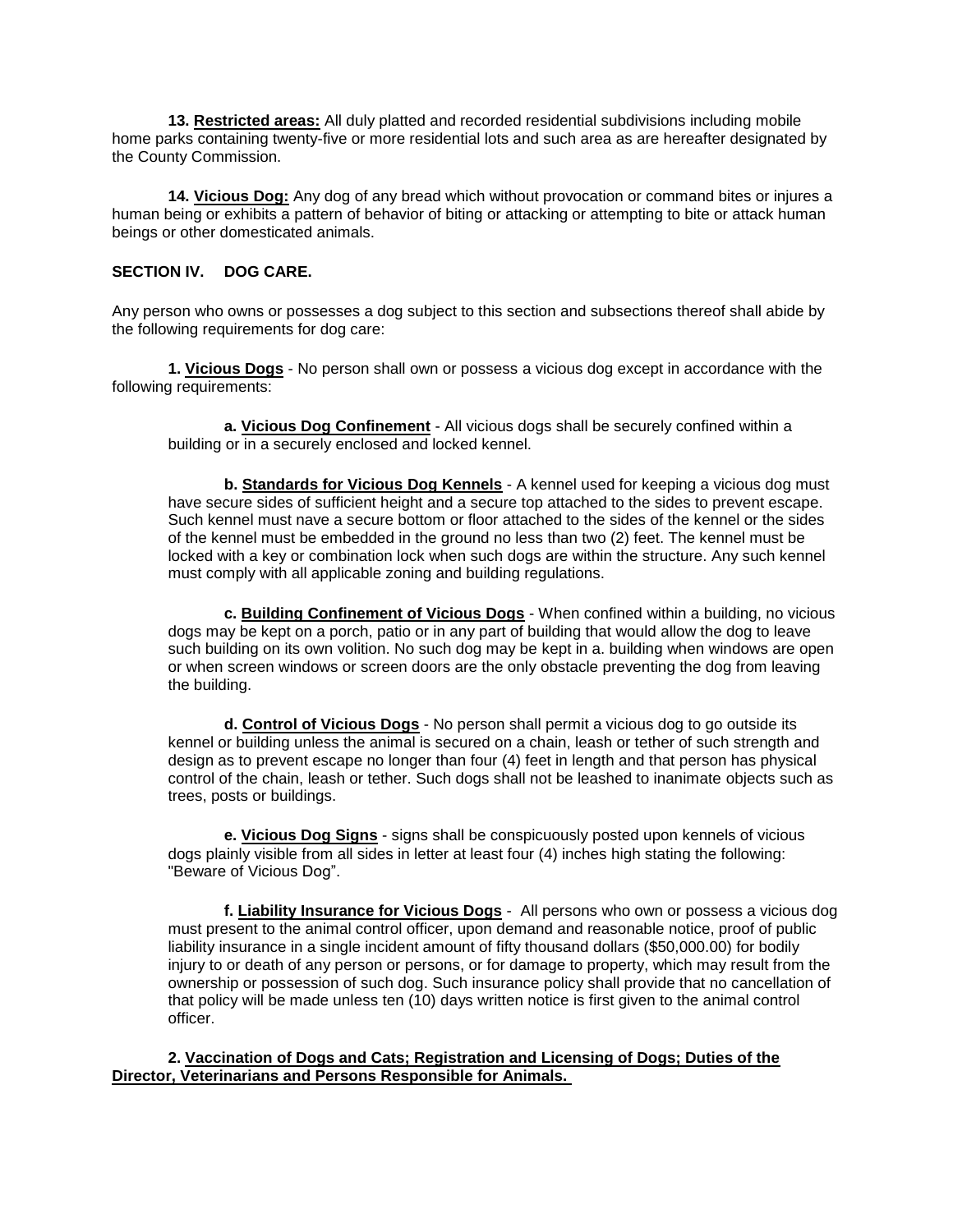**13. Restricted areas:** All duly platted and recorded residential subdivisions including mobile home parks containing twenty-five or more residential lots and such area as are hereafter designated by the County Commission.

**14. Vicious Dog:** Any dog of any bread which without provocation or command bites or injures a human being or exhibits a pattern of behavior of biting or attacking or attempting to bite or attack human beings or other domesticated animals.

## SECTION IV. DOG CARE.

Any person who owns or possesses a dog subject to this section and subsections thereof shall abide by the following requirements for dog care:

**1. Vicious Dogs** - No person shall own or possess a vicious dog except in accordance with the following requirements:

**a. Vicious Dog Confinement** - All vicious dogs shall be securely confined within a building or in a securely enclosed and locked kennel.

**b. Standards for Vicious Dog Kennels** - A kennel used for keeping a vicious dog must have secure sides of sufficient height and a secure top attached to the sides to prevent escape. Such kennel must nave a secure bottom or floor attached to the sides of the kennel or the sides of the kennel must be embedded in the ground no less than two (2) feet. The kennel must be locked with a key or combination lock when such dogs are within the structure. Any such kennel must comply with all applicable zoning and building regulations.

**c. Building Confinement of Vicious Dogs** - When confined within a building, no vicious dogs may be kept on a porch, patio or in any part of building that would allow the dog to leave such building on its own volition. No such dog may be kept in a. building when windows are open or when screen windows or screen doors are the only obstacle preventing the dog from leaving the building.

**d. Control of Vicious Dogs** - No person shall permit a vicious dog to go outside its kennel or building unless the animal is secured on a chain, leash or tether of such strength and design as to prevent escape no longer than four (4) feet in length and that person has physical control of the chain, leash or tether. Such dogs shall not be leashed to inanimate objects such as trees, posts or buildings.

**e. Vicious Dog Signs** - signs shall be conspicuously posted upon kennels of vicious dogs plainly visible from all sides in letter at least four (4) inches high stating the following: "Beware of Vicious Dog".

**f. Liability Insurance for Vicious Dogs** - All persons who own or possess a vicious dog must present to the animal control officer, upon demand and reasonable notice, proof of public liability insurance in a single incident amount of fifty thousand dollars ($50,000.00) for bodily injury to or death of any person or persons, or for damage to property, which may result from the ownership or possession of such dog. Such insurance policy shall provide that no cancellation of that policy will be made unless ten (10) days written notice is first given to the animal control officer.

**2. Vaccination of Dogs and Cats; Registration and Licensing of Dogs; Duties of the Director, Veterinarians and Persons Responsible for Animals.**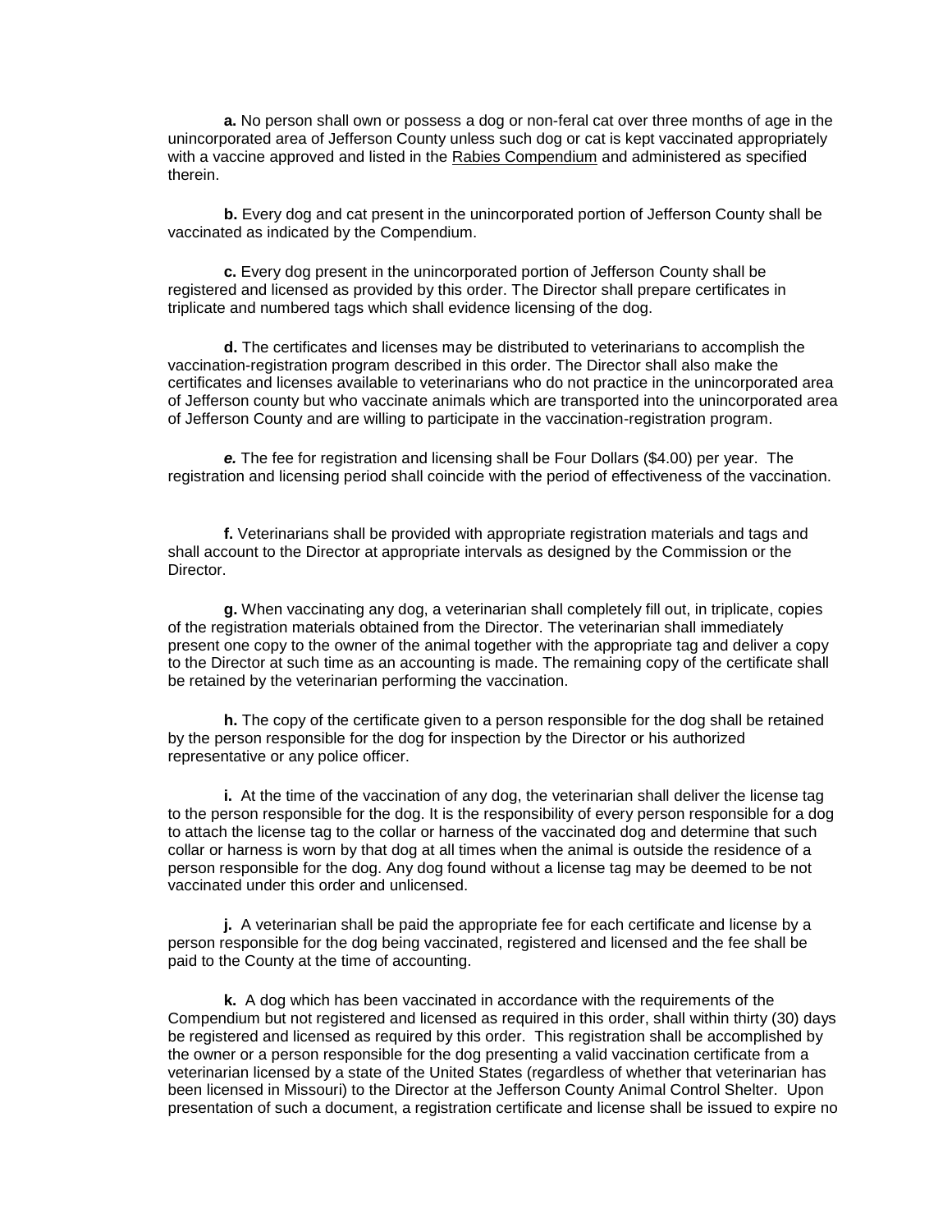**a.** No person shall own or possess a dog or non-feral cat over three months of age in the unincorporated area of Jefferson County unless such dog or cat is kept vaccinated appropriately with a vaccine approved and listed in the Rabies Compendium and administered as specified therein.

**b.** Every dog and cat present in the unincorporated portion of Jefferson County shall be vaccinated as indicated by the Compendium.

**c.** Every dog present in the unincorporated portion of Jefferson County shall be registered and licensed as provided by this order. The Director shall prepare certificates in triplicate and numbered tags which shall evidence licensing of the dog.

**d.** The certificates and licenses may be distributed to veterinarians to accomplish the vaccination-registration program described in this order. The Director shall also make the certificates and licenses available to veterinarians who do not practice in the unincorporated area of Jefferson county but who vaccinate animals which are transported into the unincorporated area of Jefferson County and are willing to participate in the vaccination-registration program.

***e.*** The fee for registration and licensing shall be Four Dollars ($4.00) per year. The registration and licensing period shall coincide with the period of effectiveness of the vaccination.

**f.** Veterinarians shall be provided with appropriate registration materials and tags and shall account to the Director at appropriate intervals as designed by the Commission or the Director.

**g.** When vaccinating any dog, a veterinarian shall completely fill out, in triplicate, copies of the registration materials obtained from the Director. The veterinarian shall immediately present one copy to the owner of the animal together with the appropriate tag and deliver a copy to the Director at such time as an accounting is made. The remaining copy of the certificate shall be retained by the veterinarian performing the vaccination.

**h.** The copy of the certificate given to a person responsible for the dog shall be retained by the person responsible for the dog for inspection by the Director or his authorized representative or any police officer.

**i.** At the time of the vaccination of any dog, the veterinarian shall deliver the license tag to the person responsible for the dog. It is the responsibility of every person responsible for a dog to attach the license tag to the collar or harness of the vaccinated dog and determine that such collar or harness is worn by that dog at all times when the animal is outside the residence of a person responsible for the dog. Any dog found without a license tag may be deemed to be not vaccinated under this order and unlicensed.

**j.** A veterinarian shall be paid the appropriate fee for each certificate and license by a person responsible for the dog being vaccinated, registered and licensed and the fee shall be paid to the County at the time of accounting.

**k.** A dog which has been vaccinated in accordance with the requirements of the Compendium but not registered and licensed as required in this order, shall within thirty (30) days be registered and licensed as required by this order. This registration shall be accomplished by the owner or a person responsible for the dog presenting a valid vaccination certificate from a veterinarian licensed by a state of the United States (regardless of whether that veterinarian has been licensed in Missouri) to the Director at the Jefferson County Animal Control Shelter. Upon presentation of such a document, a registration certificate and license shall be issued to expire no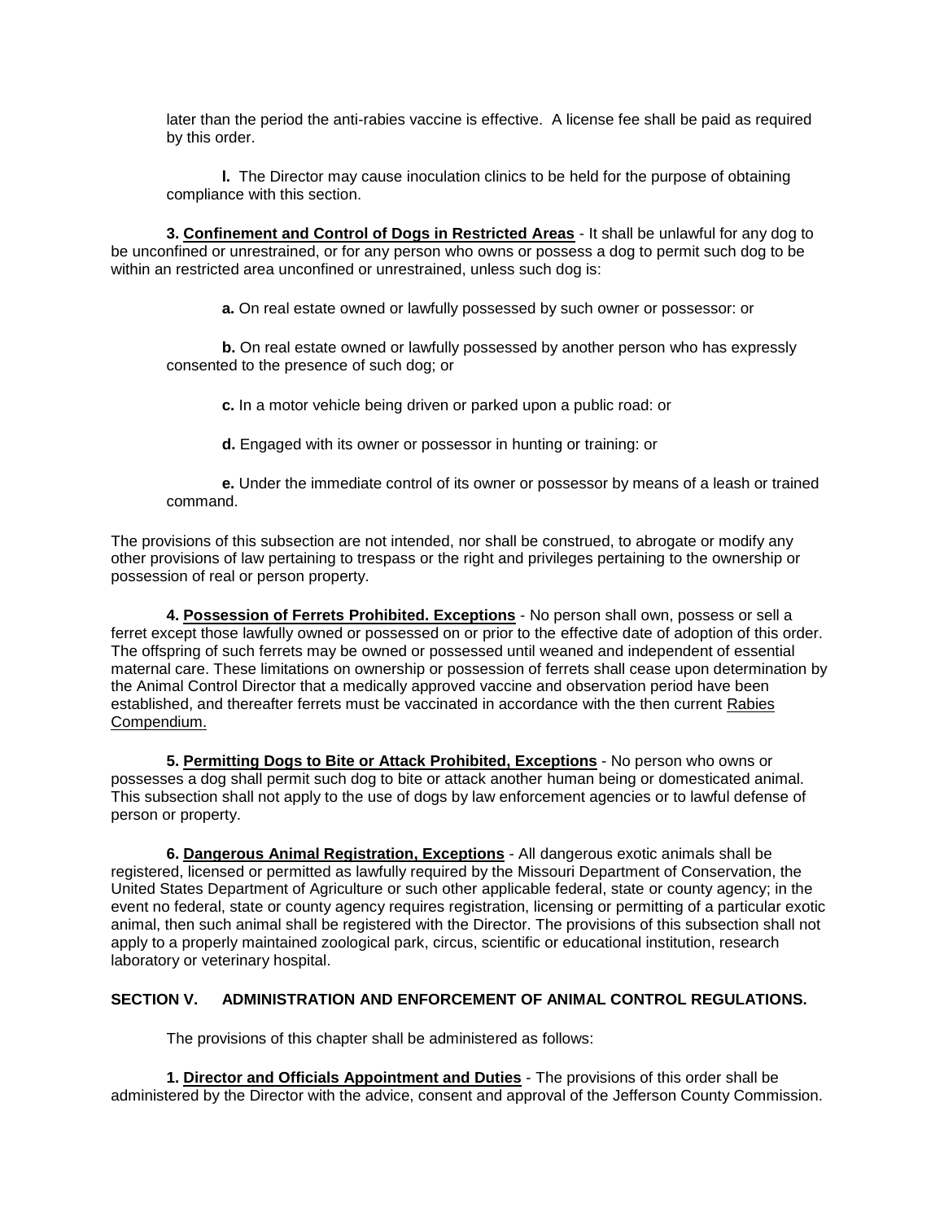later than the period the anti-rabies vaccine is effective. A license fee shall be paid as required by this order.

**l.** The Director may cause inoculation clinics to be held for the purpose of obtaining compliance with this section.

**3. <u>Confinement and Control of Dogs in Restricted Areas</u>** - It shall be unlawful for any dog to be unconfined or unrestrained, or for any person who owns or possess a dog to permit such dog to be within an restricted area unconfined or unrestrained, unless such dog is:

**a.** On real estate owned or lawfully possessed by such owner or possessor: or

**b.** On real estate owned or lawfully possessed by another person who has expressly consented to the presence of such dog; or

**c.** In a motor vehicle being driven or parked upon a public road: or

**d.** Engaged with its owner or possessor in hunting or training: or

**e.** Under the immediate control of its owner or possessor by means of a leash or trained command.

The provisions of this subsection are not intended, nor shall be construed, to abrogate or modify any other provisions of law pertaining to trespass or the right and privileges pertaining to the ownership or possession of real or person property.

**4. <u>Possession of Ferrets Prohibited. Exceptions</u>** - No person shall own, possess or sell a ferret except those lawfully owned or possessed on or prior to the effective date of adoption of this order. The offspring of such ferrets may be owned or possessed until weaned and independent of essential maternal care. These limitations on ownership or possession of ferrets shall cease upon determination by the Animal Control Director that a medically approved vaccine and observation period have been established, and thereafter ferrets must be vaccinated in accordance with the then current <u>Rabies Compendium.</u>

**5. <u>Permitting Dogs to Bite or Attack Prohibited, Exceptions</u>** - No person who owns or possesses a dog shall permit such dog to bite or attack another human being or domesticated animal. This subsection shall not apply to the use of dogs by law enforcement agencies or to lawful defense of person or property.

**6. <u>Dangerous Animal Registration, Exceptions</u>** - All dangerous exotic animals shall be registered, licensed or permitted as lawfully required by the Missouri Department of Conservation, the United States Department of Agriculture or such other applicable federal, state or county agency; in the event no federal, state or county agency requires registration, licensing or permitting of a particular exotic animal, then such animal shall be registered with the Director. The provisions of this subsection shall not apply to a properly maintained zoological park, circus, scientific or educational institution, research laboratory or veterinary hospital.

## SECTION V. ADMINISTRATION AND ENFORCEMENT OF ANIMAL CONTROL REGULATIONS.

The provisions of this chapter shall be administered as follows:

**1. <u>Director and Officials Appointment and Duties</u>** - The provisions of this order shall be administered by the Director with the advice, consent and approval of the Jefferson County Commission.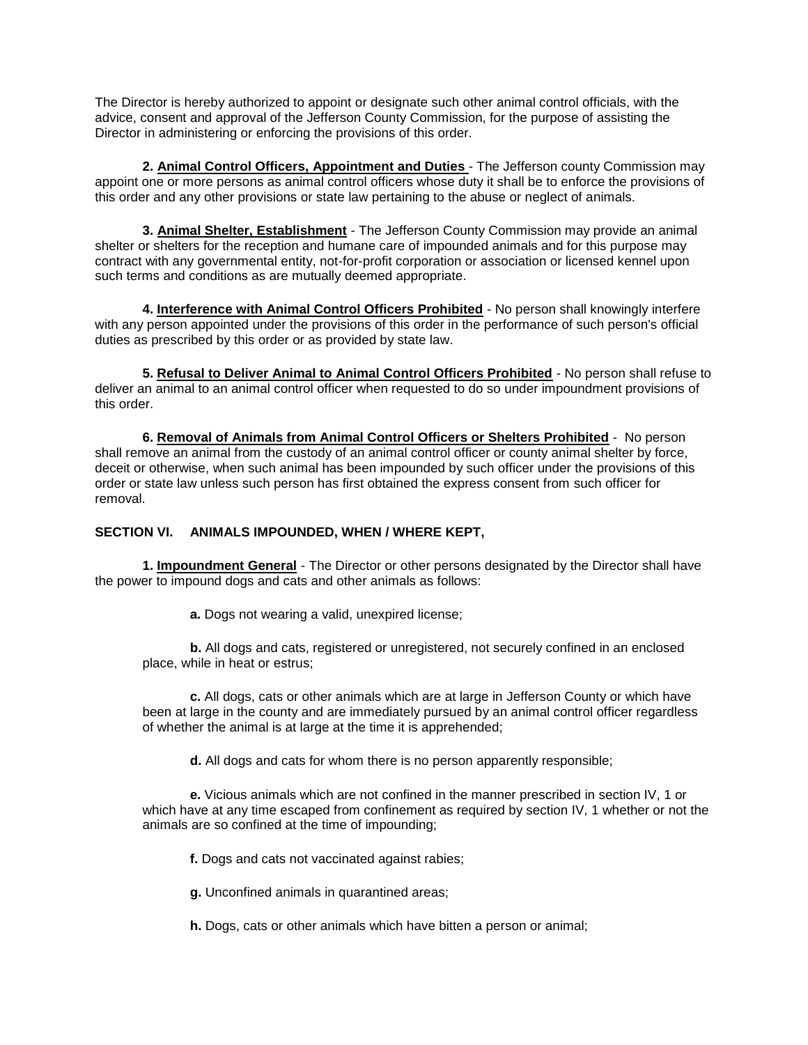The Director is hereby authorized to appoint or designate such other animal control officials, with the advice, consent and approval of the Jefferson County Commission, for the purpose of assisting the Director in administering or enforcing the provisions of this order.

**2. Animal Control Officers, Appointment and Duties** - The Jefferson county Commission may appoint one or more persons as animal control officers whose duty it shall be to enforce the provisions of this order and any other provisions or state law pertaining to the abuse or neglect of animals.

**3. Animal Shelter, Establishment** - The Jefferson County Commission may provide an animal shelter or shelters for the reception and humane care of impounded animals and for this purpose may contract with any governmental entity, not-for-profit corporation or association or licensed kennel upon such terms and conditions as are mutually deemed appropriate.

**4. Interference with Animal Control Officers Prohibited** - No person shall knowingly interfere with any person appointed under the provisions of this order in the performance of such person's official duties as prescribed by this order or as provided by state law.

**5. Refusal to Deliver Animal to Animal Control Officers Prohibited** - No person shall refuse to deliver an animal to an animal control officer when requested to do so under impoundment provisions of this order.

**6. Removal of Animals from Animal Control Officers or Shelters Prohibited** - No person shall remove an animal from the custody of an animal control officer or county animal shelter by force, deceit or otherwise, when such animal has been impounded by such officer under the provisions of this order or state law unless such person has first obtained the express consent from such officer for removal.

**SECTION VI. ANIMALS IMPOUNDED, WHEN / WHERE KEPT,**

**1. Impoundment General** - The Director or other persons designated by the Director shall have the power to impound dogs and cats and other animals as follows:

**a.** Dogs not wearing a valid, unexpired license;

**b.** All dogs and cats, registered or unregistered, not securely confined in an enclosed place, while in heat or estrus;

**c.** All dogs, cats or other animals which are at large in Jefferson County or which have been at large in the county and are immediately pursued by an animal control officer regardless of whether the animal is at large at the time it is apprehended;

**d.** All dogs and cats for whom there is no person apparently responsible;

**e.** Vicious animals which are not confined in the manner prescribed in section IV, 1 or which have at any time escaped from confinement as required by section IV, 1 whether or not the animals are so confined at the time of impounding;

**f.** Dogs and cats not vaccinated against rabies;

**g.** Unconfined animals in quarantined areas;

**h.** Dogs, cats or other animals which have bitten a person or animal;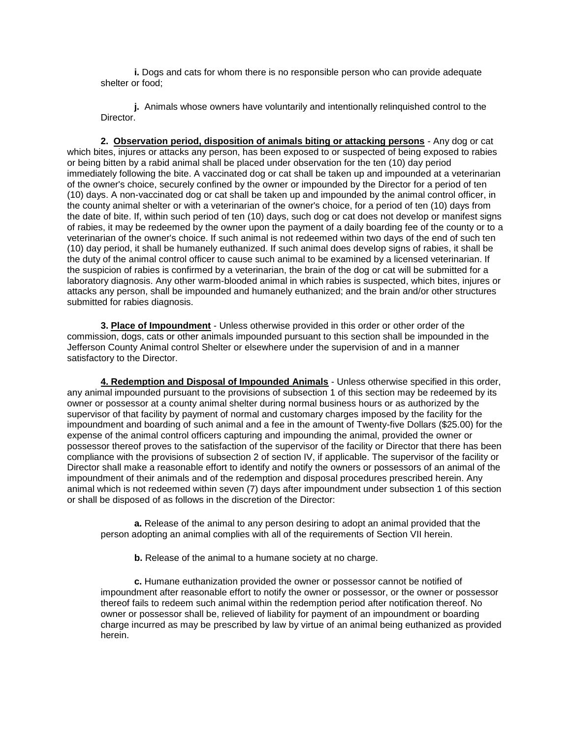**i.** Dogs and cats for whom there is no responsible person who can provide adequate shelter or food;

**j.** Animals whose owners have voluntarily and intentionally relinquished control to the Director.

**2. Observation period, disposition of animals biting or attacking persons** - Any dog or cat which bites, injures or attacks any person, has been exposed to or suspected of being exposed to rabies or being bitten by a rabid animal shall be placed under observation for the ten (10) day period immediately following the bite. A vaccinated dog or cat shall be taken up and impounded at a veterinarian of the owner's choice, securely confined by the owner or impounded by the Director for a period of ten (10) days. A non-vaccinated dog or cat shall be taken up and impounded by the animal control officer, in the county animal shelter or with a veterinarian of the owner's choice, for a period of ten (10) days from the date of bite. If, within such period of ten (10) days, such dog or cat does not develop or manifest signs of rabies, it may be redeemed by the owner upon the payment of a daily boarding fee of the county or to a veterinarian of the owner's choice. If such animal is not redeemed within two days of the end of such ten (10) day period, it shall be humanely euthanized. If such animal does develop signs of rabies, it shall be the duty of the animal control officer to cause such animal to be examined by a licensed veterinarian. If the suspicion of rabies is confirmed by a veterinarian, the brain of the dog or cat will be submitted for a laboratory diagnosis. Any other warm-blooded animal in which rabies is suspected, which bites, injures or attacks any person, shall be impounded and humanely euthanized; and the brain and/or other structures submitted for rabies diagnosis.

**3. Place of Impoundment** - Unless otherwise provided in this order or other order of the commission, dogs, cats or other animals impounded pursuant to this section shall be impounded in the Jefferson County Animal control Shelter or elsewhere under the supervision of and in a manner satisfactory to the Director.

**4. Redemption and Disposal of Impounded Animals** - Unless otherwise specified in this order, any animal impounded pursuant to the provisions of subsection 1 of this section may be redeemed by its owner or possessor at a county animal shelter during normal business hours or as authorized by the supervisor of that facility by payment of normal and customary charges imposed by the facility for the impoundment and boarding of such animal and a fee in the amount of Twenty-five Dollars ($25.00) for the expense of the animal control officers capturing and impounding the animal, provided the owner or possessor thereof proves to the satisfaction of the supervisor of the facility or Director that there has been compliance with the provisions of subsection 2 of section IV, if applicable. The supervisor of the facility or Director shall make a reasonable effort to identify and notify the owners or possessors of an animal of the impoundment of their animals and of the redemption and disposal procedures prescribed herein. Any animal which is not redeemed within seven (7) days after impoundment under subsection 1 of this section or shall be disposed of as follows in the discretion of the Director:

**a.** Release of the animal to any person desiring to adopt an animal provided that the person adopting an animal complies with all of the requirements of Section VII herein.

**b.** Release of the animal to a humane society at no charge.

**c.** Humane euthanization provided the owner or possessor cannot be notified of impoundment after reasonable effort to notify the owner or possessor, or the owner or possessor thereof fails to redeem such animal within the redemption period after notification thereof. No owner or possessor shall be, relieved of liability for payment of an impoundment or boarding charge incurred as may be prescribed by law by virtue of an animal being euthanized as provided herein.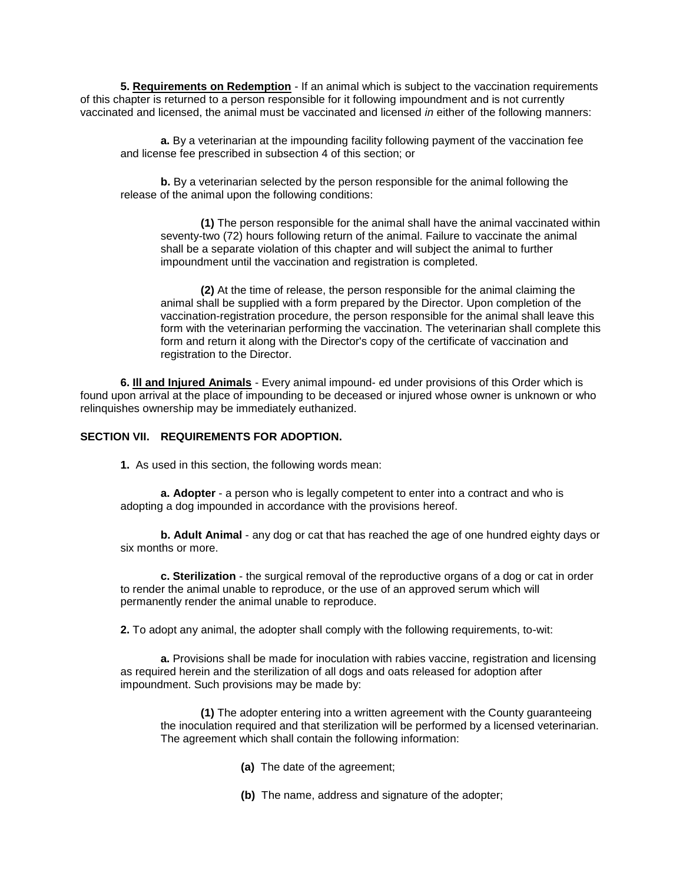**5. Requirements on Redemption** - If an animal which is subject to the vaccination requirements of this chapter is returned to a person responsible for it following impoundment and is not currently vaccinated and licensed, the animal must be vaccinated and licensed *in* either of the following manners:

**a.** By a veterinarian at the impounding facility following payment of the vaccination fee and license fee prescribed in subsection 4 of this section; or

**b.** By a veterinarian selected by the person responsible for the animal following the release of the animal upon the following conditions:

**(1)** The person responsible for the animal shall have the animal vaccinated within seventy-two (72) hours following return of the animal. Failure to vaccinate the animal shall be a separate violation of this chapter and will subject the animal to further impoundment until the vaccination and registration is completed.

**(2)** At the time of release, the person responsible for the animal claiming the animal shall be supplied with a form prepared by the Director. Upon completion of the vaccination-registration procedure, the person responsible for the animal shall leave this form with the veterinarian performing the vaccination. The veterinarian shall complete this form and return it along with the Director's copy of the certificate of vaccination and registration to the Director.

**6. Ill and Injured Animals** - Every animal impound- ed under provisions of this Order which is found upon arrival at the place of impounding to be deceased or injured whose owner is unknown or who relinquishes ownership may be immediately euthanized.

## SECTION VII. REQUIREMENTS FOR ADOPTION.

**1.** As used in this section, the following words mean:

**a. Adopter** - a person who is legally competent to enter into a contract and who is adopting a dog impounded in accordance with the provisions hereof.

**b. Adult Animal** - any dog or cat that has reached the age of one hundred eighty days or six months or more.

**c. Sterilization** - the surgical removal of the reproductive organs of a dog or cat in order to render the animal unable to reproduce, or the use of an approved serum which will permanently render the animal unable to reproduce.

**2.** To adopt any animal, the adopter shall comply with the following requirements, to-wit:

**a.** Provisions shall be made for inoculation with rabies vaccine, registration and licensing as required herein and the sterilization of all dogs and oats released for adoption after impoundment. Such provisions may be made by:

**(1)** The adopter entering into a written agreement with the County guaranteeing the inoculation required and that sterilization will be performed by a licensed veterinarian. The agreement which shall contain the following information:

**(a)** The date of the agreement;

**(b)** The name, address and signature of the adopter;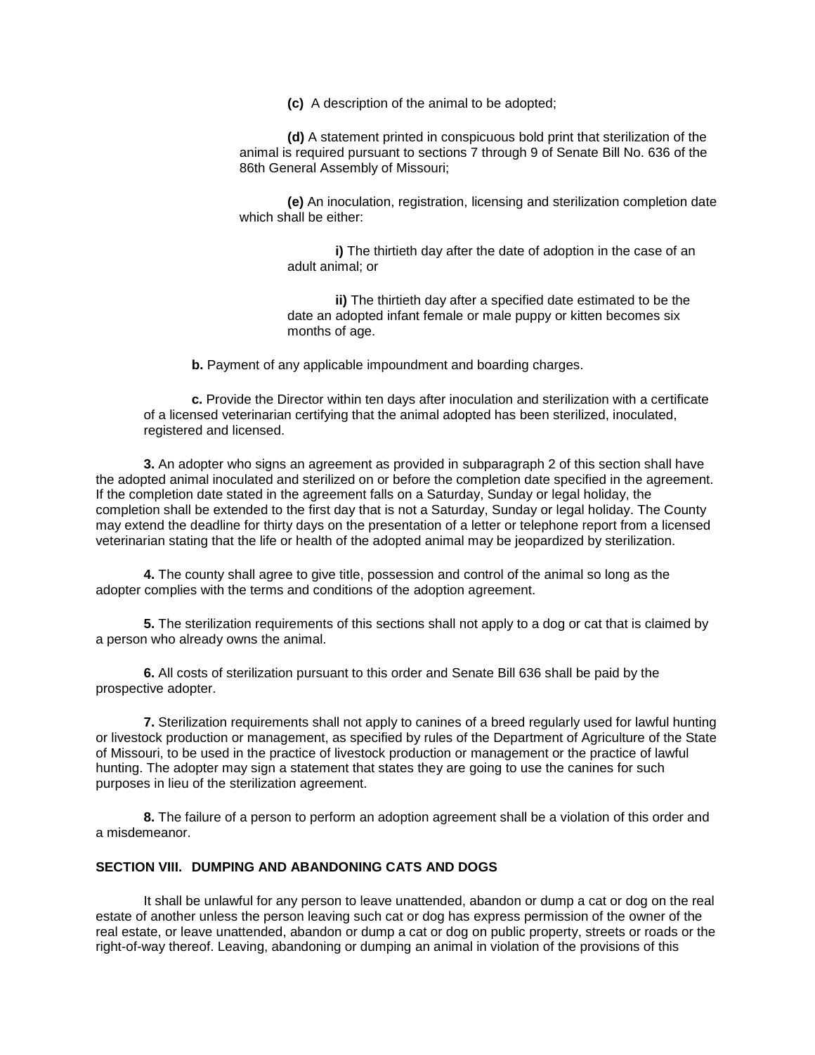**(c)** A description of the animal to be adopted;

**(d)** A statement printed in conspicuous bold print that sterilization of the animal is required pursuant to sections 7 through 9 of Senate Bill No. 636 of the 86th General Assembly of Missouri;

**(e)** An inoculation, registration, licensing and sterilization completion date which shall be either:

**i)** The thirtieth day after the date of adoption in the case of an adult animal; or

**ii)** The thirtieth day after a specified date estimated to be the date an adopted infant female or male puppy or kitten becomes six months of age.

**b.** Payment of any applicable impoundment and boarding charges.

**c.** Provide the Director within ten days after inoculation and sterilization with a certificate of a licensed veterinarian certifying that the animal adopted has been sterilized, inoculated, registered and licensed.

**3.** An adopter who signs an agreement as provided in subparagraph 2 of this section shall have the adopted animal inoculated and sterilized on or before the completion date specified in the agreement. If the completion date stated in the agreement falls on a Saturday, Sunday or legal holiday, the completion shall be extended to the first day that is not a Saturday, Sunday or legal holiday. The County may extend the deadline for thirty days on the presentation of a letter or telephone report from a licensed veterinarian stating that the life or health of the adopted animal may be jeopardized by sterilization.

**4.** The county shall agree to give title, possession and control of the animal so long as the adopter complies with the terms and conditions of the adoption agreement.

**5.** The sterilization requirements of this sections shall not apply to a dog or cat that is claimed by a person who already owns the animal.

**6.** All costs of sterilization pursuant to this order and Senate Bill 636 shall be paid by the prospective adopter.

**7.** Sterilization requirements shall not apply to canines of a breed regularly used for lawful hunting or livestock production or management, as specified by rules of the Department of Agriculture of the State of Missouri, to be used in the practice of livestock production or management or the practice of lawful hunting. The adopter may sign a statement that states they are going to use the canines for such purposes in lieu of the sterilization agreement.

**8.** The failure of a person to perform an adoption agreement shall be a violation of this order and a misdemeanor.

## SECTION VIII. DUMPING AND ABANDONING CATS AND DOGS

It shall be unlawful for any person to leave unattended, abandon or dump a cat or dog on the real estate of another unless the person leaving such cat or dog has express permission of the owner of the real estate, or leave unattended, abandon or dump a cat or dog on public property, streets or roads or the right-of-way thereof. Leaving, abandoning or dumping an animal in violation of the provisions of this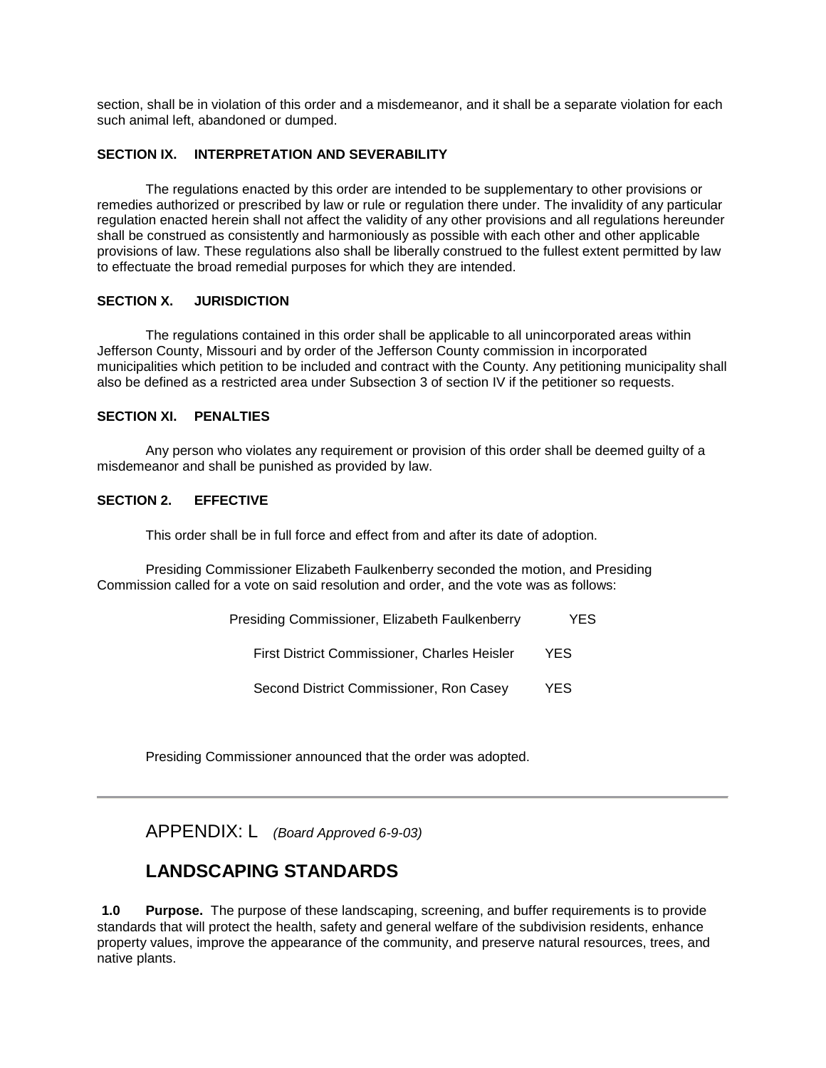section, shall be in violation of this order and a misdemeanor, and it shall be a separate violation for each such animal left, abandoned or dumped.

**SECTION IX. INTERPRETATION AND SEVERABILITY**

The regulations enacted by this order are intended to be supplementary to other provisions or remedies authorized or prescribed by law or rule or regulation there under. The invalidity of any particular regulation enacted herein shall not affect the validity of any other provisions and all regulations hereunder shall be construed as consistently and harmoniously as possible with each other and other applicable provisions of law. These regulations also shall be liberally construed to the fullest extent permitted by law to effectuate the broad remedial purposes for which they are intended.

**SECTION X. JURISDICTION**

The regulations contained in this order shall be applicable to all unincorporated areas within Jefferson County, Missouri and by order of the Jefferson County commission in incorporated municipalities which petition to be included and contract with the County. Any petitioning municipality shall also be defined as a restricted area under Subsection 3 of section IV if the petitioner so requests.

**SECTION XI. PENALTIES**

Any person who violates any requirement or provision of this order shall be deemed guilty of a misdemeanor and shall be punished as provided by law.

**SECTION 2. EFFECTIVE**

This order shall be in full force and effect from and after its date of adoption.

Presiding Commissioner Elizabeth Faulkenberry seconded the motion, and Presiding Commission called for a vote on said resolution and order, and the vote was as follows:

Presiding Commissioner, Elizabeth Faulkenberry YES

First District Commissioner, Charles Heisler YES

Second District Commissioner, Ron Casey YES

Presiding Commissioner announced that the order was adopted.

---

APPENDIX: L *(Board Approved 6-9-03)*

## LANDSCAPING STANDARDS

**1.0 Purpose.** The purpose of these landscaping, screening, and buffer requirements is to provide standards that will protect the health, safety and general welfare of the subdivision residents, enhance property values, improve the appearance of the community, and preserve natural resources, trees, and native plants.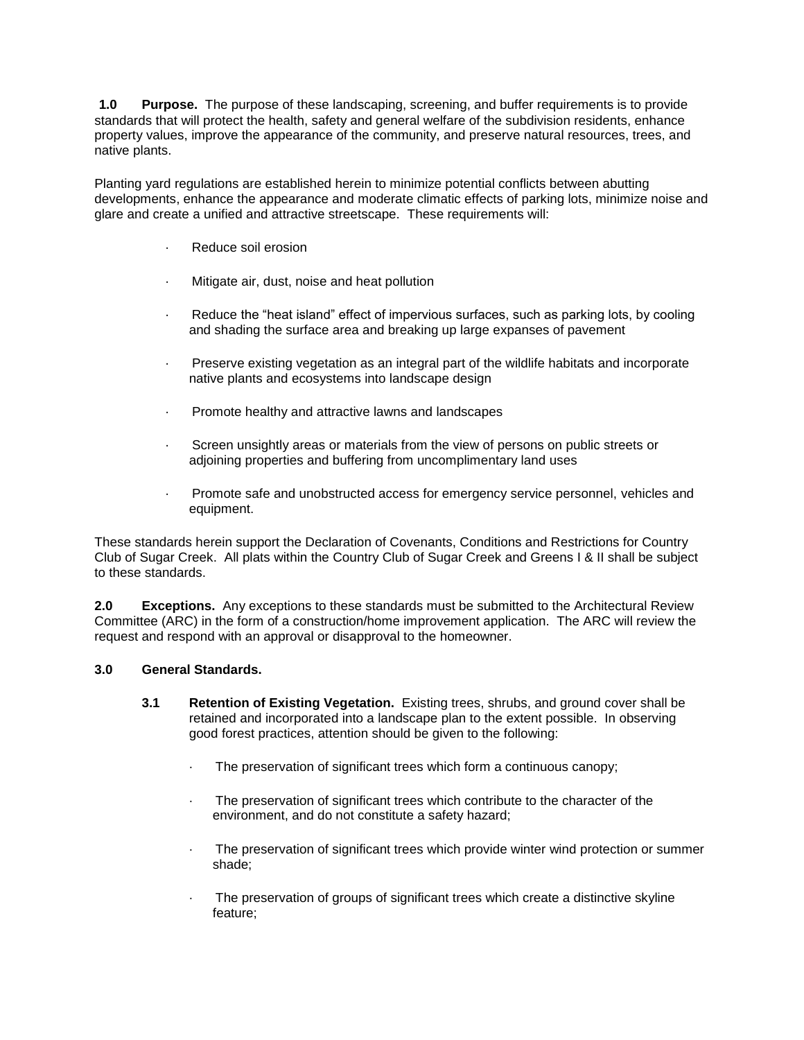**1.0 Purpose.** The purpose of these landscaping, screening, and buffer requirements is to provide standards that will protect the health, safety and general welfare of the subdivision residents, enhance property values, improve the appearance of the community, and preserve natural resources, trees, and native plants.

Planting yard regulations are established herein to minimize potential conflicts between abutting developments, enhance the appearance and moderate climatic effects of parking lots, minimize noise and glare and create a unified and attractive streetscape. These requirements will:

- Reduce soil erosion
- Mitigate air, dust, noise and heat pollution
- Reduce the "heat island" effect of impervious surfaces, such as parking lots, by cooling and shading the surface area and breaking up large expanses of pavement
- Preserve existing vegetation as an integral part of the wildlife habitats and incorporate native plants and ecosystems into landscape design
- Promote healthy and attractive lawns and landscapes
- Screen unsightly areas or materials from the view of persons on public streets or adjoining properties and buffering from uncomplimentary land uses
- Promote safe and unobstructed access for emergency service personnel, vehicles and equipment.

These standards herein support the Declaration of Covenants, Conditions and Restrictions for Country Club of Sugar Creek. All plats within the Country Club of Sugar Creek and Greens I & II shall be subject to these standards.

**2.0 Exceptions.** Any exceptions to these standards must be submitted to the Architectural Review Committee (ARC) in the form of a construction/home improvement application. The ARC will review the request and respond with an approval or disapproval to the homeowner.

**3.0 General Standards.**

**3.1 Retention of Existing Vegetation.** Existing trees, shrubs, and ground cover shall be retained and incorporated into a landscape plan to the extent possible. In observing good forest practices, attention should be given to the following:

- The preservation of significant trees which form a continuous canopy;
- The preservation of significant trees which contribute to the character of the environment, and do not constitute a safety hazard;
- The preservation of significant trees which provide winter wind protection or summer shade;
- The preservation of groups of significant trees which create a distinctive skyline feature;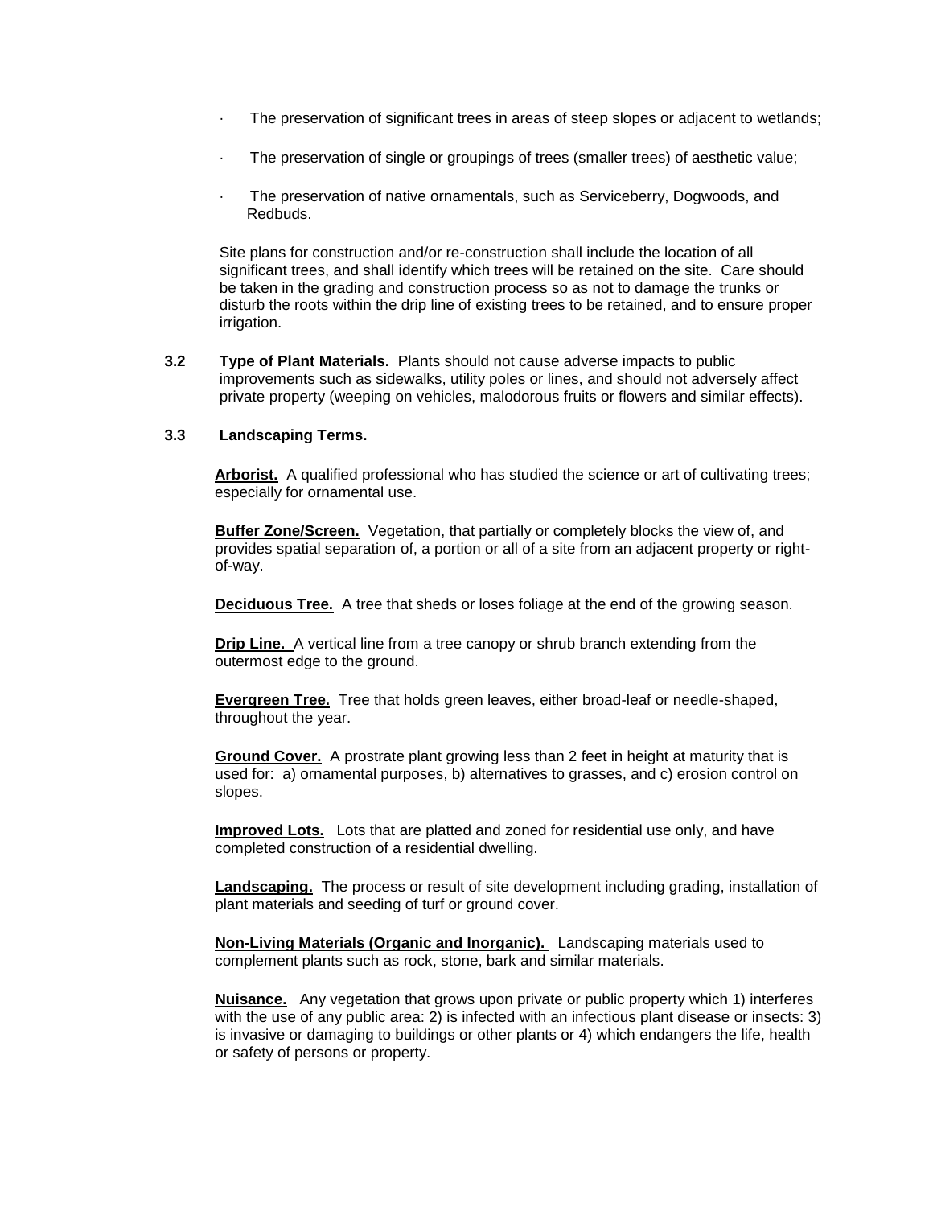- The preservation of significant trees in areas of steep slopes or adjacent to wetlands;
- The preservation of single or groupings of trees (smaller trees) of aesthetic value;
- The preservation of native ornamentals, such as Serviceberry, Dogwoods, and Redbuds.

Site plans for construction and/or re-construction shall include the location of all significant trees, and shall identify which trees will be retained on the site. Care should be taken in the grading and construction process so as not to damage the trunks or disturb the roots within the drip line of existing trees to be retained, and to ensure proper irrigation.

**3.2 Type of Plant Materials.** Plants should not cause adverse impacts to public improvements such as sidewalks, utility poles or lines, and should not adversely affect private property (weeping on vehicles, malodorous fruits or flowers and similar effects).

**3.3 Landscaping Terms.**

**Arborist.** A qualified professional who has studied the science or art of cultivating trees; especially for ornamental use.

**Buffer Zone/Screen.** Vegetation, that partially or completely blocks the view of, and provides spatial separation of, a portion or all of a site from an adjacent property or right-of-way.

**Deciduous Tree.** A tree that sheds or loses foliage at the end of the growing season.

**Drip Line.** A vertical line from a tree canopy or shrub branch extending from the outermost edge to the ground.

**Evergreen Tree.** Tree that holds green leaves, either broad-leaf or needle-shaped, throughout the year.

**Ground Cover.** A prostrate plant growing less than 2 feet in height at maturity that is used for: a) ornamental purposes, b) alternatives to grasses, and c) erosion control on slopes.

**Improved Lots.** Lots that are platted and zoned for residential use only, and have completed construction of a residential dwelling.

**Landscaping.** The process or result of site development including grading, installation of plant materials and seeding of turf or ground cover.

**Non-Living Materials (Organic and Inorganic).** Landscaping materials used to complement plants such as rock, stone, bark and similar materials.

**Nuisance.** Any vegetation that grows upon private or public property which 1) interferes with the use of any public area: 2) is infected with an infectious plant disease or insects: 3) is invasive or damaging to buildings or other plants or 4) which endangers the life, health or safety of persons or property.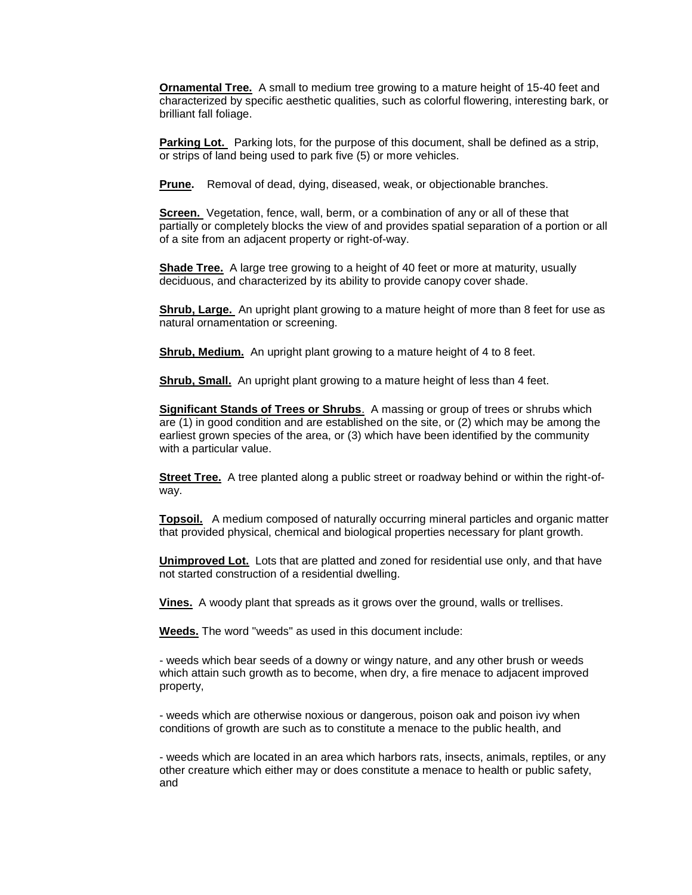**Ornamental Tree.** A small to medium tree growing to a mature height of 15-40 feet and characterized by specific aesthetic qualities, such as colorful flowering, interesting bark, or brilliant fall foliage.

**Parking Lot.** Parking lots, for the purpose of this document, shall be defined as a strip, or strips of land being used to park five (5) or more vehicles.

**Prune.** Removal of dead, dying, diseased, weak, or objectionable branches.

**Screen.** Vegetation, fence, wall, berm, or a combination of any or all of these that partially or completely blocks the view of and provides spatial separation of a portion or all of a site from an adjacent property or right-of-way.

**Shade Tree.** A large tree growing to a height of 40 feet or more at maturity, usually deciduous, and characterized by its ability to provide canopy cover shade.

**Shrub, Large.** An upright plant growing to a mature height of more than 8 feet for use as natural ornamentation or screening.

**Shrub, Medium.** An upright plant growing to a mature height of 4 to 8 feet.

**Shrub, Small.** An upright plant growing to a mature height of less than 4 feet.

**Significant Stands of Trees or Shrubs**. A massing or group of trees or shrubs which are (1) in good condition and are established on the site, or (2) which may be among the earliest grown species of the area, or (3) which have been identified by the community with a particular value.

**Street Tree.** A tree planted along a public street or roadway behind or within the right-of-way.

**Topsoil.** A medium composed of naturally occurring mineral particles and organic matter that provided physical, chemical and biological properties necessary for plant growth.

**Unimproved Lot.** Lots that are platted and zoned for residential use only, and that have not started construction of a residential dwelling.

**Vines.** A woody plant that spreads as it grows over the ground, walls or trellises.

**Weeds.** The word "weeds" as used in this document include:

- weeds which bear seeds of a downy or wingy nature, and any other brush or weeds which attain such growth as to become, when dry, a fire menace to adjacent improved property,

- weeds which are otherwise noxious or dangerous, poison oak and poison ivy when conditions of growth are such as to constitute a menace to the public health, and

- weeds which are located in an area which harbors rats, insects, animals, reptiles, or any other creature which either may or does constitute a menace to health or public safety, and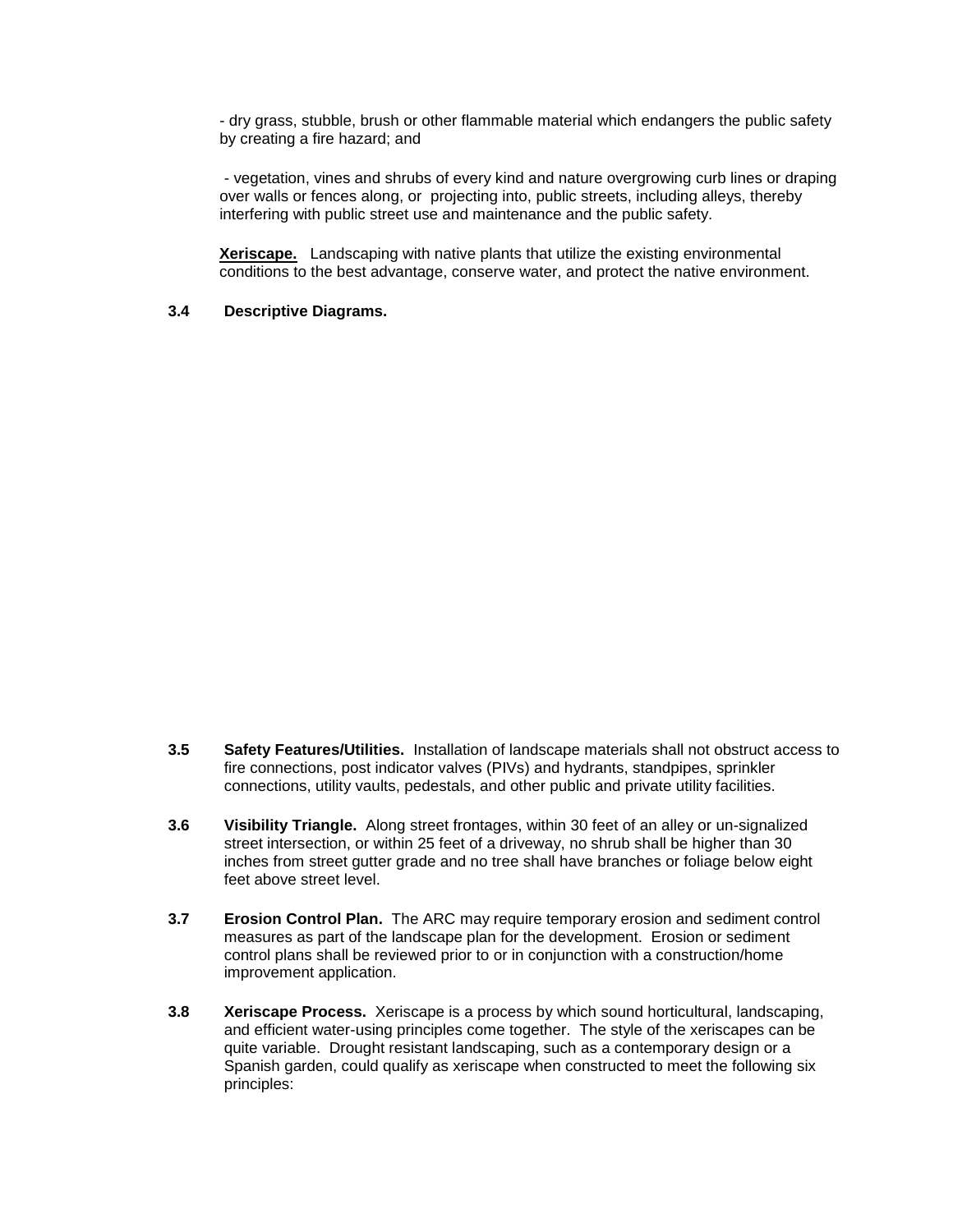- dry grass, stubble, brush or other flammable material which endangers the public safety by creating a fire hazard; and

- vegetation, vines and shrubs of every kind and nature overgrowing curb lines or draping over walls or fences along, or projecting into, public streets, including alleys, thereby interfering with public street use and maintenance and the public safety.

**Xeriscape.** Landscaping with native plants that utilize the existing environmental conditions to the best advantage, conserve water, and protect the native environment.

**3.4 Descriptive Diagrams.**

**3.5 Safety Features/Utilities.** Installation of landscape materials shall not obstruct access to fire connections, post indicator valves (PIVs) and hydrants, standpipes, sprinkler connections, utility vaults, pedestals, and other public and private utility facilities.

**3.6 Visibility Triangle.** Along street frontages, within 30 feet of an alley or un-signalized street intersection, or within 25 feet of a driveway, no shrub shall be higher than 30 inches from street gutter grade and no tree shall have branches or foliage below eight feet above street level.

**3.7 Erosion Control Plan.** The ARC may require temporary erosion and sediment control measures as part of the landscape plan for the development. Erosion or sediment control plans shall be reviewed prior to or in conjunction with a construction/home improvement application.

**3.8 Xeriscape Process.** Xeriscape is a process by which sound horticultural, landscaping, and efficient water-using principles come together. The style of the xeriscapes can be quite variable. Drought resistant landscaping, such as a contemporary design or a Spanish garden, could qualify as xeriscape when constructed to meet the following six principles: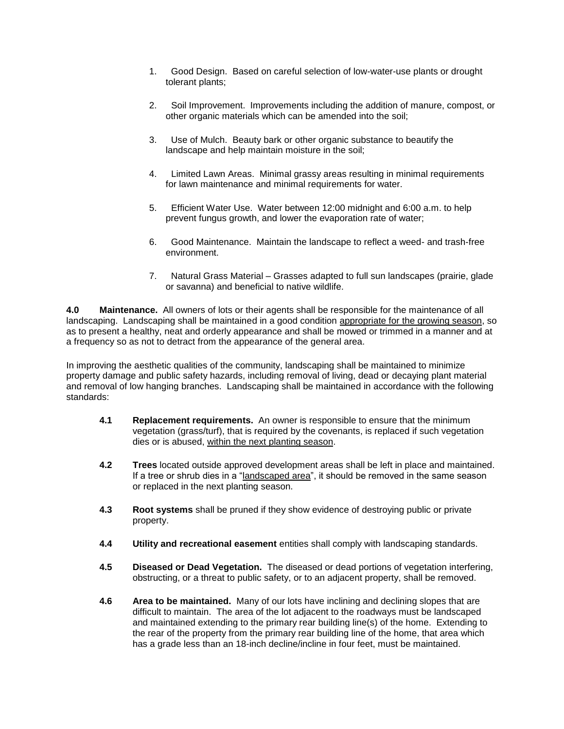1. Good Design. Based on careful selection of low-water-use plants or drought tolerant plants;

2. Soil Improvement. Improvements including the addition of manure, compost, or other organic materials which can be amended into the soil;

3. Use of Mulch. Beauty bark or other organic substance to beautify the landscape and help maintain moisture in the soil;

4. Limited Lawn Areas. Minimal grassy areas resulting in minimal requirements for lawn maintenance and minimal requirements for water.

5. Efficient Water Use. Water between 12:00 midnight and 6:00 a.m. to help prevent fungus growth, and lower the evaporation rate of water;

6. Good Maintenance. Maintain the landscape to reflect a weed- and trash-free environment.

7. Natural Grass Material – Grasses adapted to full sun landscapes (prairie, glade or savanna) and beneficial to native wildlife.

**4.0 Maintenance.** All owners of lots or their agents shall be responsible for the maintenance of all landscaping. Landscaping shall be maintained in a good condition <u>appropriate for the growing season</u>, so as to present a healthy, neat and orderly appearance and shall be mowed or trimmed in a manner and at a frequency so as not to detract from the appearance of the general area.

In improving the aesthetic qualities of the community, landscaping shall be maintained to minimize property damage and public safety hazards, including removal of living, dead or decaying plant material and removal of low hanging branches. Landscaping shall be maintained in accordance with the following standards:

**4.1 Replacement requirements.** An owner is responsible to ensure that the minimum vegetation (grass/turf), that is required by the covenants, is replaced if such vegetation dies or is abused, <u>within the next planting season</u>.

**4.2 Trees** located outside approved development areas shall be left in place and maintained. If a tree or shrub dies in a "<u>landscaped area</u>", it should be removed in the same season or replaced in the next planting season.

**4.3 Root systems** shall be pruned if they show evidence of destroying public or private property.

**4.4 Utility and recreational easement** entities shall comply with landscaping standards.

**4.5 Diseased or Dead Vegetation.** The diseased or dead portions of vegetation interfering, obstructing, or a threat to public safety, or to an adjacent property, shall be removed.

**4.6 Area to be maintained.** Many of our lots have inclining and declining slopes that are difficult to maintain. The area of the lot adjacent to the roadways must be landscaped and maintained extending to the primary rear building line(s) of the home. Extending to the rear of the property from the primary rear building line of the home, that area which has a grade less than an 18-inch decline/incline in four feet, must be maintained.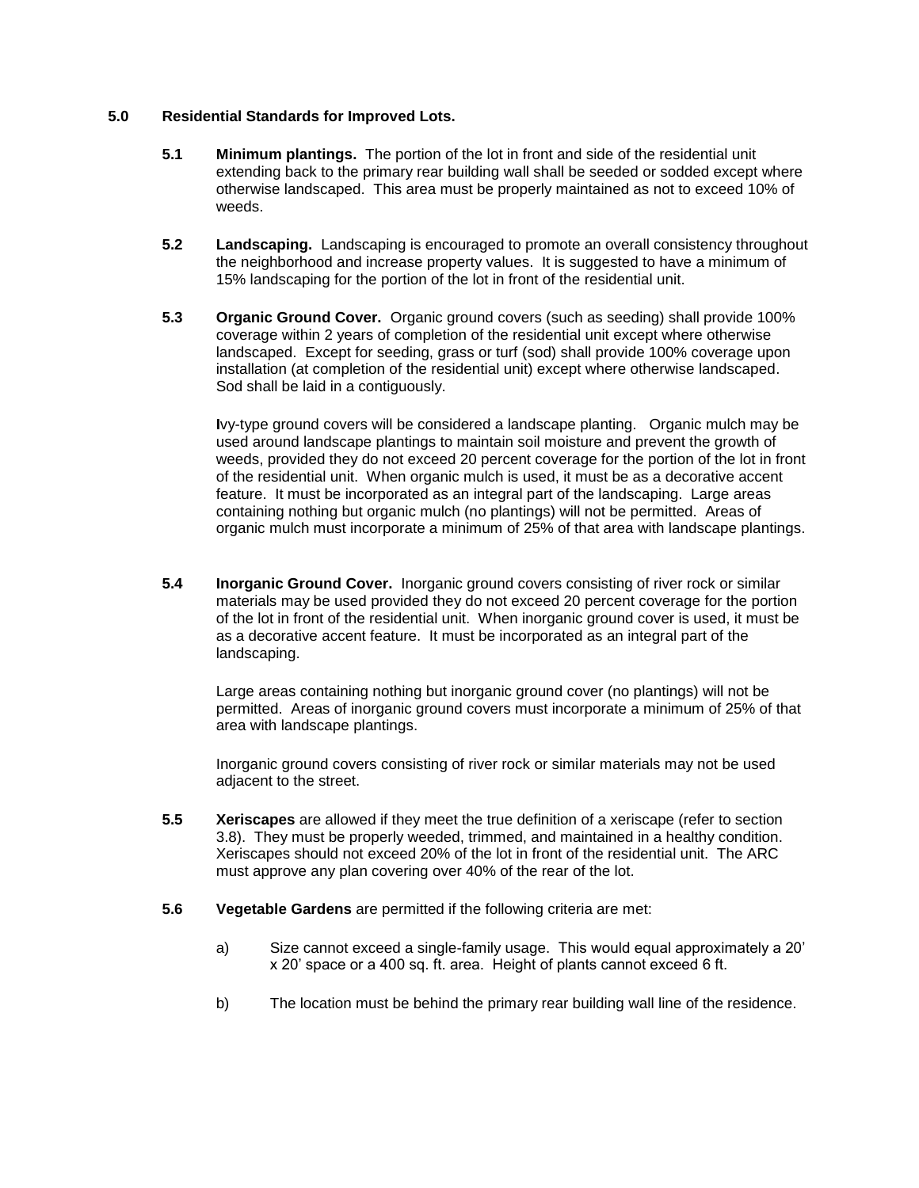## 5.0 Residential Standards for Improved Lots.

**5.1 Minimum plantings.** The portion of the lot in front and side of the residential unit extending back to the primary rear building wall shall be seeded or sodded except where otherwise landscaped. This area must be properly maintained as not to exceed 10% of weeds.

**5.2 Landscaping.** Landscaping is encouraged to promote an overall consistency throughout the neighborhood and increase property values. It is suggested to have a minimum of 15% landscaping for the portion of the lot in front of the residential unit.

**5.3 Organic Ground Cover.** Organic ground covers (such as seeding) shall provide 100% coverage within 2 years of completion of the residential unit except where otherwise landscaped. Except for seeding, grass or turf (sod) shall provide 100% coverage upon installation (at completion of the residential unit) except where otherwise landscaped. Sod shall be laid in a contiguously.

**I**vy-type ground covers will be considered a landscape planting. Organic mulch may be used around landscape plantings to maintain soil moisture and prevent the growth of weeds, provided they do not exceed 20 percent coverage for the portion of the lot in front of the residential unit. When organic mulch is used, it must be as a decorative accent feature. It must be incorporated as an integral part of the landscaping. Large areas containing nothing but organic mulch (no plantings) will not be permitted. Areas of organic mulch must incorporate a minimum of 25% of that area with landscape plantings.

**5.4 Inorganic Ground Cover.** Inorganic ground covers consisting of river rock or similar materials may be used provided they do not exceed 20 percent coverage for the portion of the lot in front of the residential unit. When inorganic ground cover is used, it must be as a decorative accent feature. It must be incorporated as an integral part of the landscaping.

Large areas containing nothing but inorganic ground cover (no plantings) will not be permitted. Areas of inorganic ground covers must incorporate a minimum of 25% of that area with landscape plantings.

Inorganic ground covers consisting of river rock or similar materials may not be used adjacent to the street.

**5.5 Xeriscapes** are allowed if they meet the true definition of a xeriscape (refer to section 3.8). They must be properly weeded, trimmed, and maintained in a healthy condition. Xeriscapes should not exceed 20% of the lot in front of the residential unit. The ARC must approve any plan covering over 40% of the rear of the lot.

**5.6 Vegetable Gardens** are permitted if the following criteria are met:

a) Size cannot exceed a single-family usage. This would equal approximately a 20' x 20' space or a 400 sq. ft. area. Height of plants cannot exceed 6 ft.

b) The location must be behind the primary rear building wall line of the residence.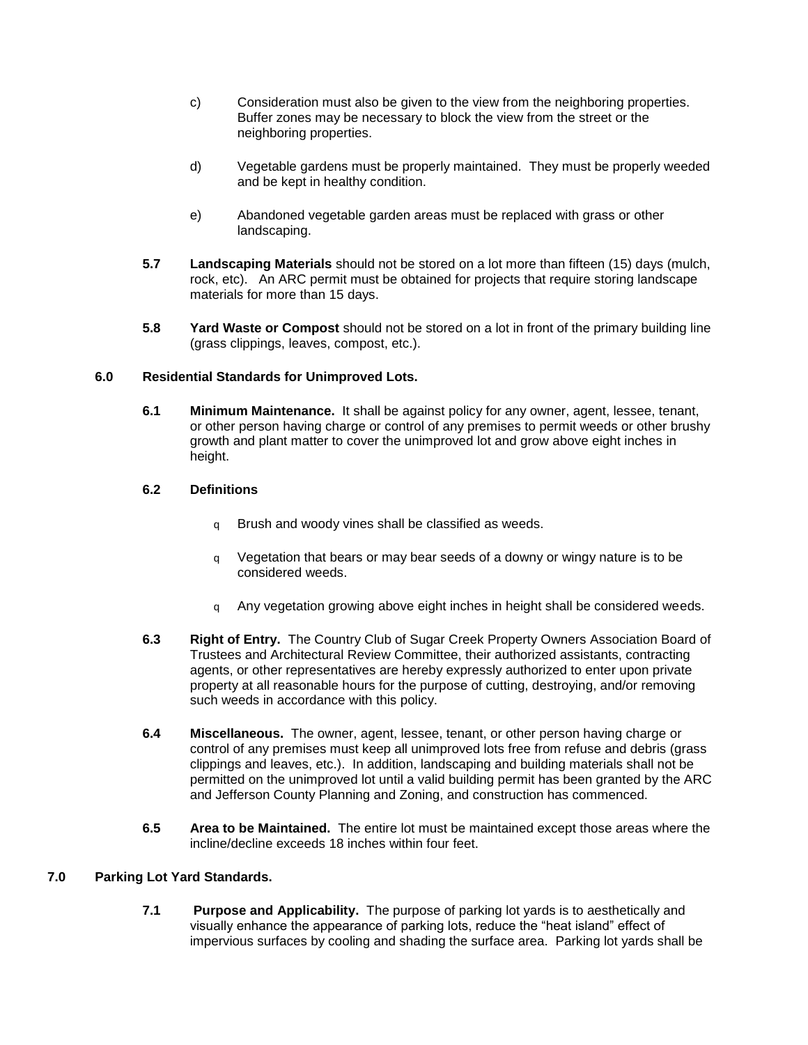c) Consideration must also be given to the view from the neighboring properties. Buffer zones may be necessary to block the view from the street or the neighboring properties.

d) Vegetable gardens must be properly maintained. They must be properly weeded and be kept in healthy condition.

e) Abandoned vegetable garden areas must be replaced with grass or other landscaping.

**5.7** **Landscaping Materials** should not be stored on a lot more than fifteen (15) days (mulch, rock, etc). An ARC permit must be obtained for projects that require storing landscape materials for more than 15 days.

**5.8** **Yard Waste or Compost** should not be stored on a lot in front of the primary building line (grass clippings, leaves, compost, etc.).

## 6.0 Residential Standards for Unimproved Lots.

**6.1** **Minimum Maintenance.** It shall be against policy for any owner, agent, lessee, tenant, or other person having charge or control of any premises to permit weeds or other brushy growth and plant matter to cover the unimproved lot and grow above eight inches in height.

**6.2** **Definitions**

- Brush and woody vines shall be classified as weeds.
- Vegetation that bears or may bear seeds of a downy or wingy nature is to be considered weeds.
- Any vegetation growing above eight inches in height shall be considered weeds.

**6.3** **Right of Entry.** The Country Club of Sugar Creek Property Owners Association Board of Trustees and Architectural Review Committee, their authorized assistants, contracting agents, or other representatives are hereby expressly authorized to enter upon private property at all reasonable hours for the purpose of cutting, destroying, and/or removing such weeds in accordance with this policy.

**6.4** **Miscellaneous.** The owner, agent, lessee, tenant, or other person having charge or control of any premises must keep all unimproved lots free from refuse and debris (grass clippings and leaves, etc.). In addition, landscaping and building materials shall not be permitted on the unimproved lot until a valid building permit has been granted by the ARC and Jefferson County Planning and Zoning, and construction has commenced.

**6.5** **Area to be Maintained.** The entire lot must be maintained except those areas where the incline/decline exceeds 18 inches within four feet.

## 7.0 Parking Lot Yard Standards.

**7.1** **Purpose and Applicability.** The purpose of parking lot yards is to aesthetically and visually enhance the appearance of parking lots, reduce the "heat island" effect of impervious surfaces by cooling and shading the surface area. Parking lot yards shall be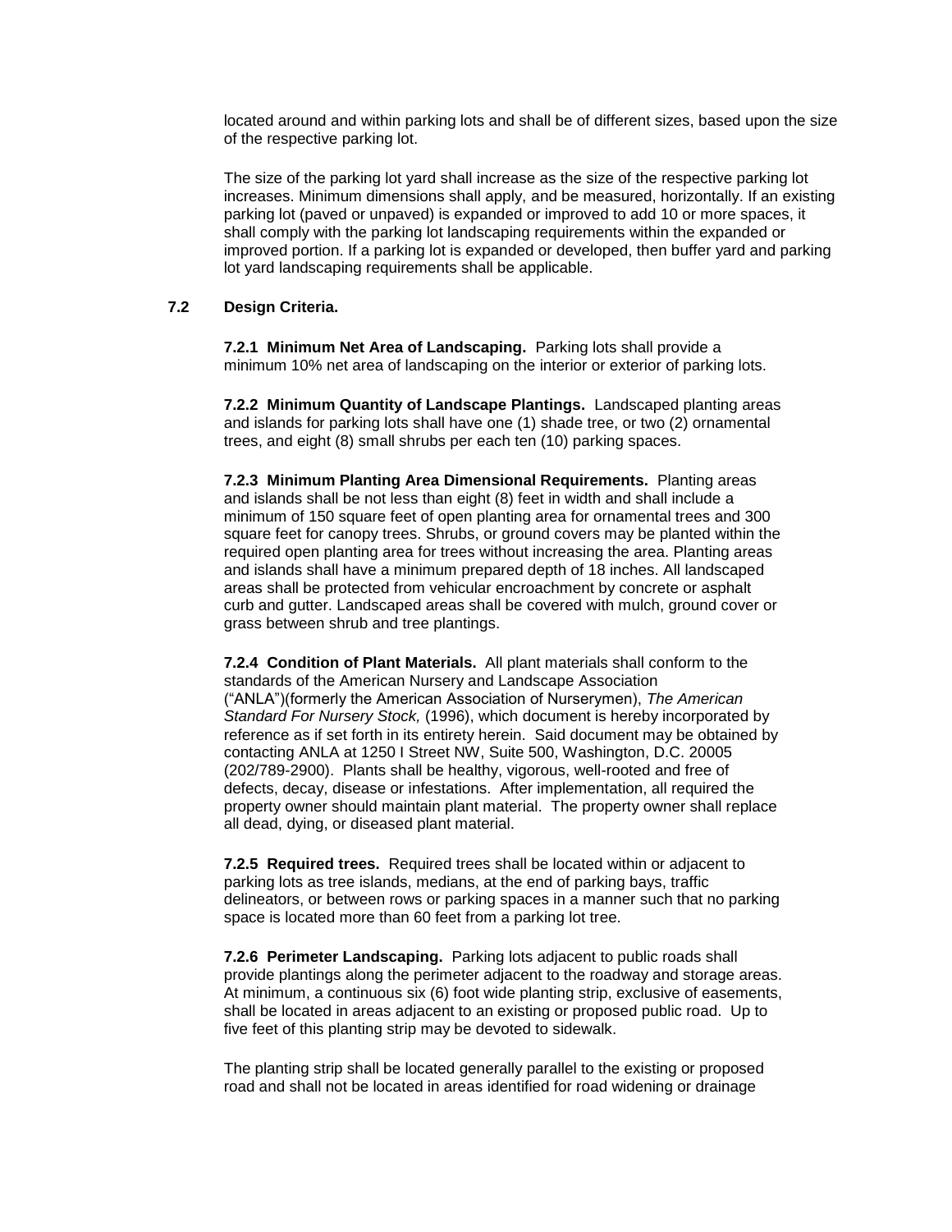located around and within parking lots and shall be of different sizes, based upon the size of the respective parking lot.

The size of the parking lot yard shall increase as the size of the respective parking lot increases. Minimum dimensions shall apply, and be measured, horizontally. If an existing parking lot (paved or unpaved) is expanded or improved to add 10 or more spaces, it shall comply with the parking lot landscaping requirements within the expanded or improved portion. If a parking lot is expanded or developed, then buffer yard and parking lot yard landscaping requirements shall be applicable.

### 7.2 Design Criteria.

**7.2.1 Minimum Net Area of Landscaping.** Parking lots shall provide a minimum 10% net area of landscaping on the interior or exterior of parking lots.

**7.2.2 Minimum Quantity of Landscape Plantings.** Landscaped planting areas and islands for parking lots shall have one (1) shade tree, or two (2) ornamental trees, and eight (8) small shrubs per each ten (10) parking spaces.

**7.2.3 Minimum Planting Area Dimensional Requirements.** Planting areas and islands shall be not less than eight (8) feet in width and shall include a minimum of 150 square feet of open planting area for ornamental trees and 300 square feet for canopy trees. Shrubs, or ground covers may be planted within the required open planting area for trees without increasing the area. Planting areas and islands shall have a minimum prepared depth of 18 inches. All landscaped areas shall be protected from vehicular encroachment by concrete or asphalt curb and gutter. Landscaped areas shall be covered with mulch, ground cover or grass between shrub and tree plantings.

**7.2.4 Condition of Plant Materials.** All plant materials shall conform to the standards of the American Nursery and Landscape Association ("ANLA")(formerly the American Association of Nurserymen), *The American Standard For Nursery Stock,* (1996), which document is hereby incorporated by reference as if set forth in its entirety herein. Said document may be obtained by contacting ANLA at 1250 I Street NW, Suite 500, Washington, D.C. 20005 (202/789-2900). Plants shall be healthy, vigorous, well-rooted and free of defects, decay, disease or infestations. After implementation, all required the property owner should maintain plant material. The property owner shall replace all dead, dying, or diseased plant material.

**7.2.5 Required trees.** Required trees shall be located within or adjacent to parking lots as tree islands, medians, at the end of parking bays, traffic delineators, or between rows or parking spaces in a manner such that no parking space is located more than 60 feet from a parking lot tree.

**7.2.6 Perimeter Landscaping.** Parking lots adjacent to public roads shall provide plantings along the perimeter adjacent to the roadway and storage areas. At minimum, a continuous six (6) foot wide planting strip, exclusive of easements, shall be located in areas adjacent to an existing or proposed public road. Up to five feet of this planting strip may be devoted to sidewalk.

The planting strip shall be located generally parallel to the existing or proposed road and shall not be located in areas identified for road widening or drainage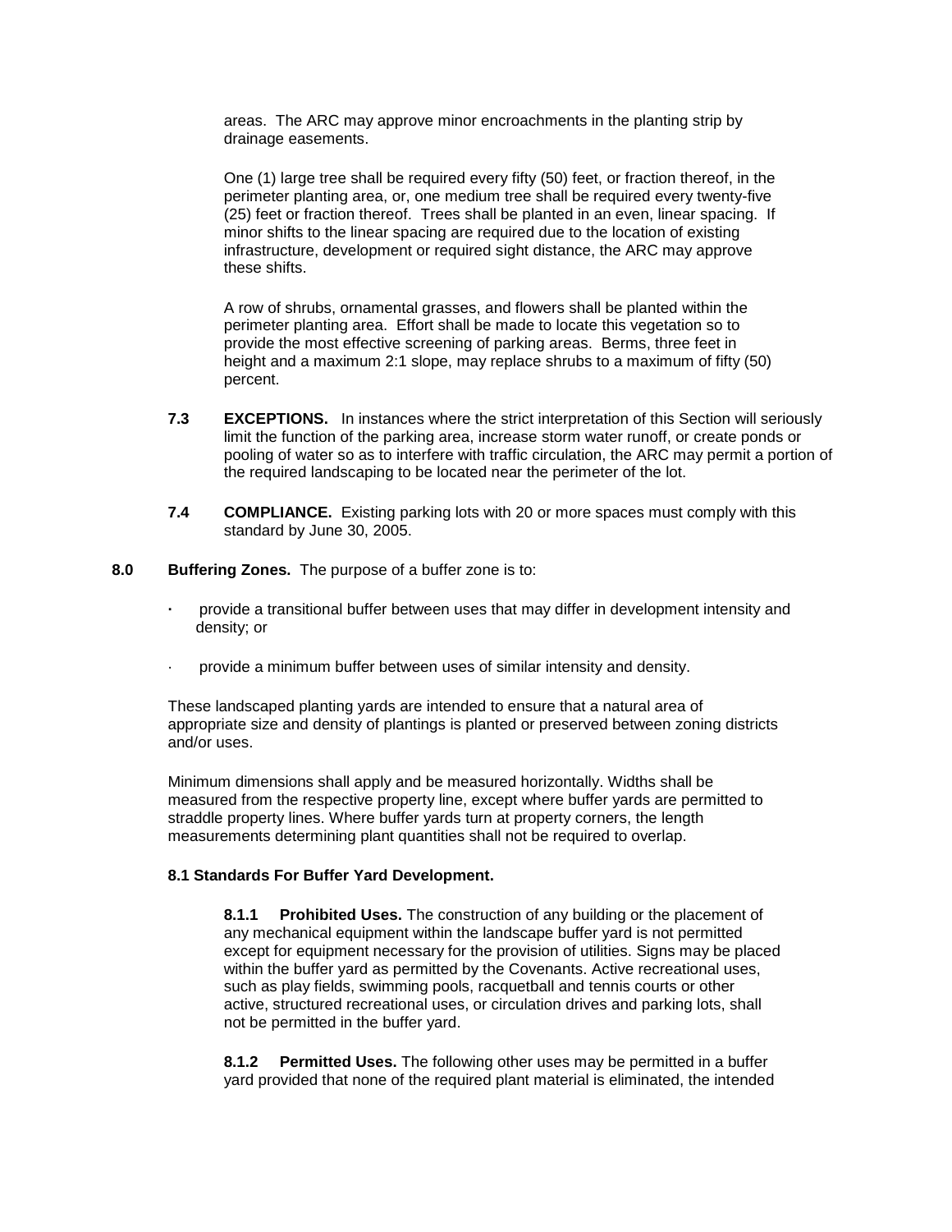areas. The ARC may approve minor encroachments in the planting strip by drainage easements.

One (1) large tree shall be required every fifty (50) feet, or fraction thereof, in the perimeter planting area, or, one medium tree shall be required every twenty-five (25) feet or fraction thereof. Trees shall be planted in an even, linear spacing. If minor shifts to the linear spacing are required due to the location of existing infrastructure, development or required sight distance, the ARC may approve these shifts.

A row of shrubs, ornamental grasses, and flowers shall be planted within the perimeter planting area. Effort shall be made to locate this vegetation so to provide the most effective screening of parking areas. Berms, three feet in height and a maximum 2:1 slope, may replace shrubs to a maximum of fifty (50) percent.

**7.3 EXCEPTIONS.** In instances where the strict interpretation of this Section will seriously limit the function of the parking area, increase storm water runoff, or create ponds or pooling of water so as to interfere with traffic circulation, the ARC may permit a portion of the required landscaping to be located near the perimeter of the lot.

**7.4 COMPLIANCE.** Existing parking lots with 20 or more spaces must comply with this standard by June 30, 2005.

**8.0 Buffering Zones.** The purpose of a buffer zone is to:

- provide a transitional buffer between uses that may differ in development intensity and density; or
- provide a minimum buffer between uses of similar intensity and density.

These landscaped planting yards are intended to ensure that a natural area of appropriate size and density of plantings is planted or preserved between zoning districts and/or uses.

Minimum dimensions shall apply and be measured horizontally. Widths shall be measured from the respective property line, except where buffer yards are permitted to straddle property lines. Where buffer yards turn at property corners, the length measurements determining plant quantities shall not be required to overlap.

**8.1 Standards For Buffer Yard Development.**

**8.1.1 Prohibited Uses.** The construction of any building or the placement of any mechanical equipment within the landscape buffer yard is not permitted except for equipment necessary for the provision of utilities. Signs may be placed within the buffer yard as permitted by the Covenants. Active recreational uses, such as play fields, swimming pools, racquetball and tennis courts or other active, structured recreational uses, or circulation drives and parking lots, shall not be permitted in the buffer yard.

**8.1.2 Permitted Uses.** The following other uses may be permitted in a buffer yard provided that none of the required plant material is eliminated, the intended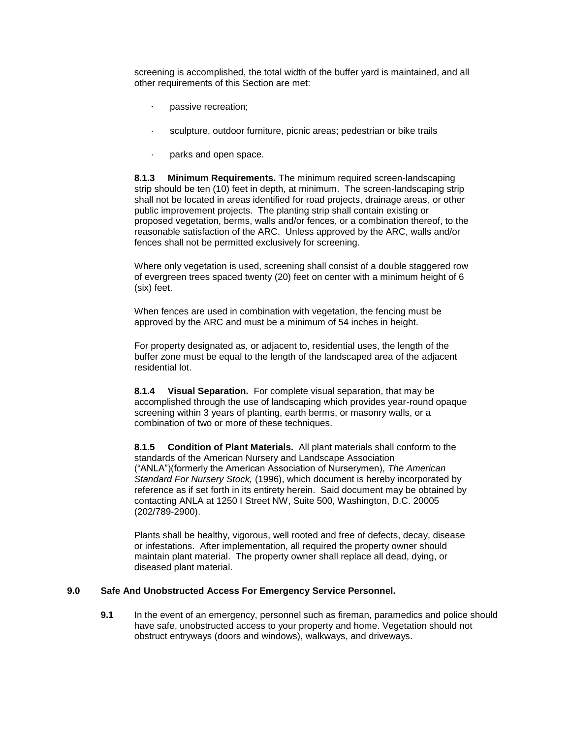screening is accomplished, the total width of the buffer yard is maintained, and all other requirements of this Section are met:

- passive recreation;
- sculpture, outdoor furniture, picnic areas; pedestrian or bike trails
- parks and open space.

**8.1.3 Minimum Requirements.** The minimum required screen-landscaping strip should be ten (10) feet in depth, at minimum. The screen-landscaping strip shall not be located in areas identified for road projects, drainage areas, or other public improvement projects. The planting strip shall contain existing or proposed vegetation, berms, walls and/or fences, or a combination thereof, to the reasonable satisfaction of the ARC. Unless approved by the ARC, walls and/or fences shall not be permitted exclusively for screening.

Where only vegetation is used, screening shall consist of a double staggered row of evergreen trees spaced twenty (20) feet on center with a minimum height of 6 (six) feet.

When fences are used in combination with vegetation, the fencing must be approved by the ARC and must be a minimum of 54 inches in height.

For property designated as, or adjacent to, residential uses, the length of the buffer zone must be equal to the length of the landscaped area of the adjacent residential lot.

**8.1.4 Visual Separation.** For complete visual separation, that may be accomplished through the use of landscaping which provides year-round opaque screening within 3 years of planting, earth berms, or masonry walls, or a combination of two or more of these techniques.

**8.1.5 Condition of Plant Materials.** All plant materials shall conform to the standards of the American Nursery and Landscape Association ("ANLA")(formerly the American Association of Nurserymen), *The American Standard For Nursery Stock,* (1996), which document is hereby incorporated by reference as if set forth in its entirety herein. Said document may be obtained by contacting ANLA at 1250 I Street NW, Suite 500, Washington, D.C. 20005 (202/789-2900).

Plants shall be healthy, vigorous, well rooted and free of defects, decay, disease or infestations. After implementation, all required the property owner should maintain plant material. The property owner shall replace all dead, dying, or diseased plant material.

## 9.0 Safe And Unobstructed Access For Emergency Service Personnel.

**9.1** In the event of an emergency, personnel such as fireman, paramedics and police should have safe, unobstructed access to your property and home. Vegetation should not obstruct entryways (doors and windows), walkways, and driveways.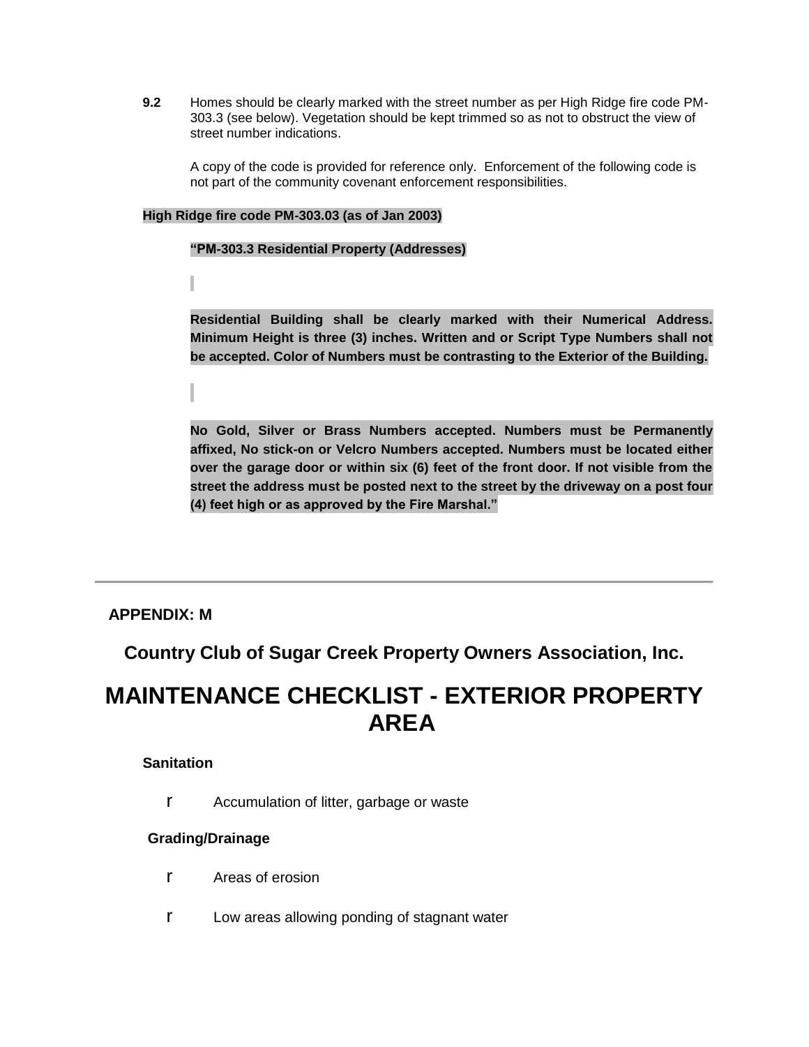**9.2** Homes should be clearly marked with the street number as per High Ridge fire code PM-303.3 (see below). Vegetation should be kept trimmed so as not to obstruct the view of street number indications.

A copy of the code is provided for reference only. Enforcement of the following code is not part of the community covenant enforcement responsibilities.

**High Ridge fire code PM-303.03 (as of Jan 2003)**

**"PM-303.3 Residential Property (Addresses)**

**Residential Building shall be clearly marked with their Numerical Address. Minimum Height is three (3) inches. Written and or Script Type Numbers shall not be accepted. Color of Numbers must be contrasting to the Exterior of the Building.**

**No Gold, Silver or Brass Numbers accepted. Numbers must be Permanently affixed, No stick-on or Velcro Numbers accepted. Numbers must be located either over the garage door or within six (6) feet of the front door. If not visible from the street the address must be posted next to the street by the driveway on a post four (4) feet high or as approved by the Fire Marshal."**

---

**APPENDIX: M**

## Country Club of Sugar Creek Property Owners Association, Inc.

# MAINTENANCE CHECKLIST - EXTERIOR PROPERTY AREA

**Sanitation**

- [ ] Accumulation of litter, garbage or waste

**Grading/Drainage**

- [ ] Areas of erosion
- [ ] Low areas allowing ponding of stagnant water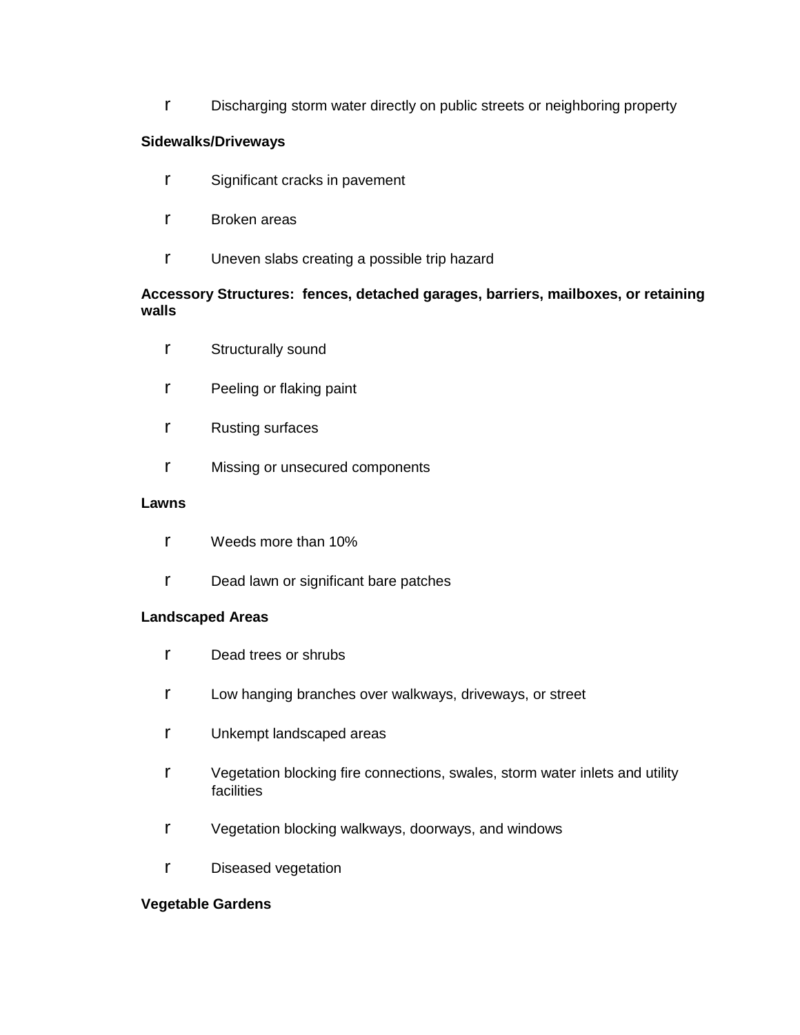- Discharging storm water directly on public streets or neighboring property

**Sidewalks/Driveways**

- Significant cracks in pavement
- Broken areas
- Uneven slabs creating a possible trip hazard

**Accessory Structures: fences, detached garages, barriers, mailboxes, or retaining walls**

- Structurally sound
- Peeling or flaking paint
- Rusting surfaces
- Missing or unsecured components

**Lawns**

- Weeds more than 10%
- Dead lawn or significant bare patches

**Landscaped Areas**

- Dead trees or shrubs
- Low hanging branches over walkways, driveways, or street
- Unkempt landscaped areas
- Vegetation blocking fire connections, swales, storm water inlets and utility facilities
- Vegetation blocking walkways, doorways, and windows
- Diseased vegetation

**Vegetable Gardens**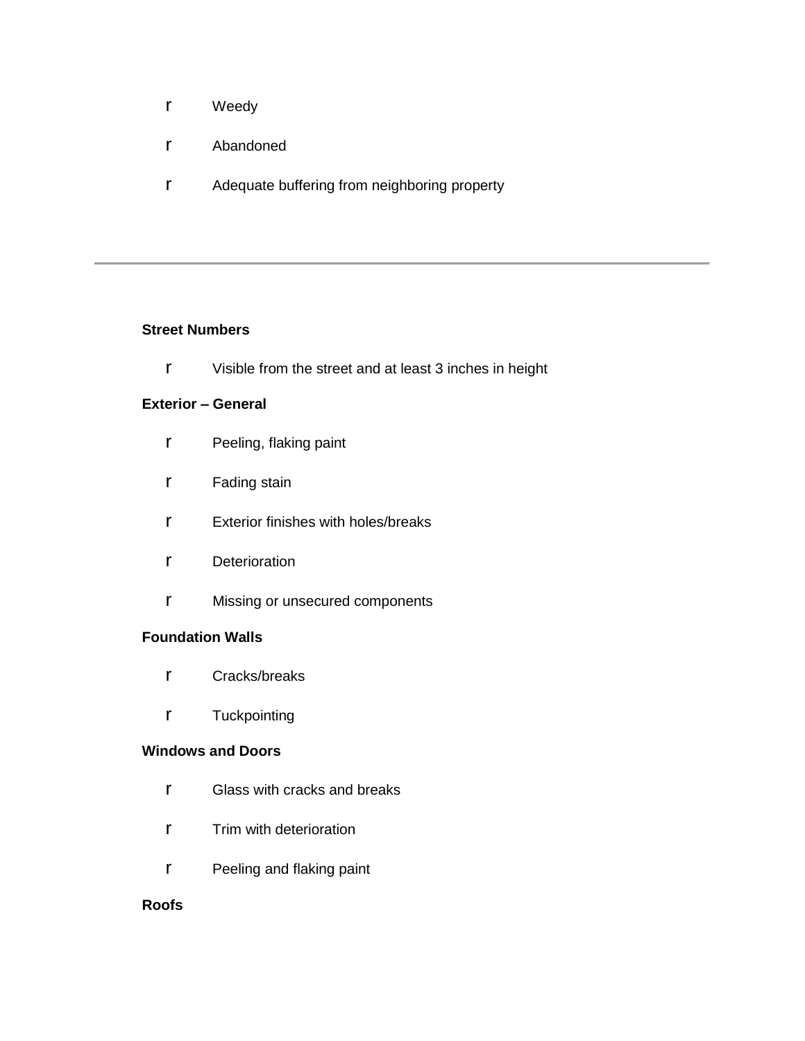- Weedy
- Abandoned
- Adequate buffering from neighboring property

---

**Street Numbers**

- Visible from the street and at least 3 inches in height

**Exterior – General**

- Peeling, flaking paint
- Fading stain
- Exterior finishes with holes/breaks
- Deterioration
- Missing or unsecured components

**Foundation Walls**

- Cracks/breaks
- Tuckpointing

**Windows and Doors**

- Glass with cracks and breaks
- Trim with deterioration
- Peeling and flaking paint

**Roofs**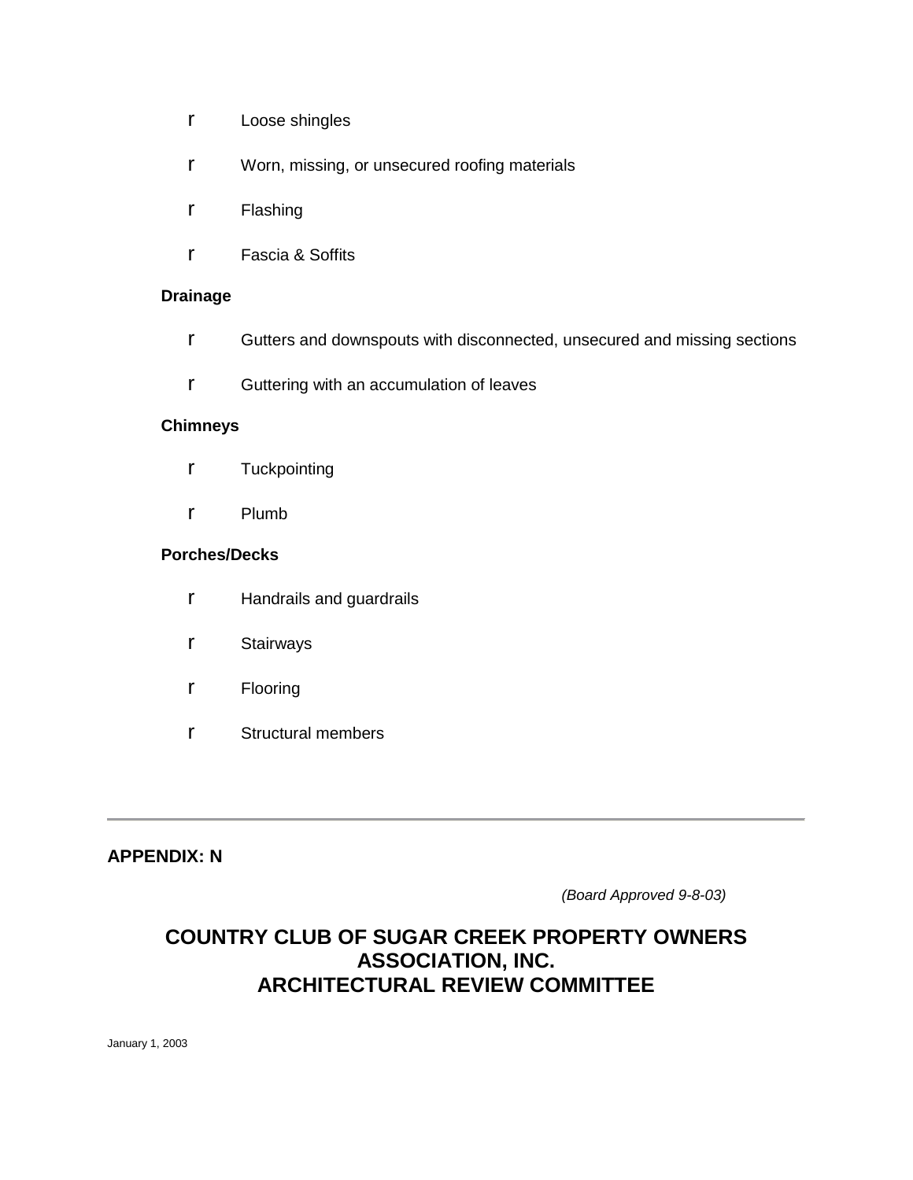- r Loose shingles
- r Worn, missing, or unsecured roofing materials
- r Flashing
- r Fascia & Soffits

**Drainage**

- r Gutters and downspouts with disconnected, unsecured and missing sections
- r Guttering with an accumulation of leaves

**Chimneys**

- r Tuckpointing
- r Plumb

**Porches/Decks**

- r Handrails and guardrails
- r Stairways
- r Flooring
- r Structural members

---

**APPENDIX: N**

*(Board Approved 9-8-03)*

## COUNTRY CLUB OF SUGAR CREEK PROPERTY OWNERS ASSOCIATION, INC. ARCHITECTURAL REVIEW COMMITTEE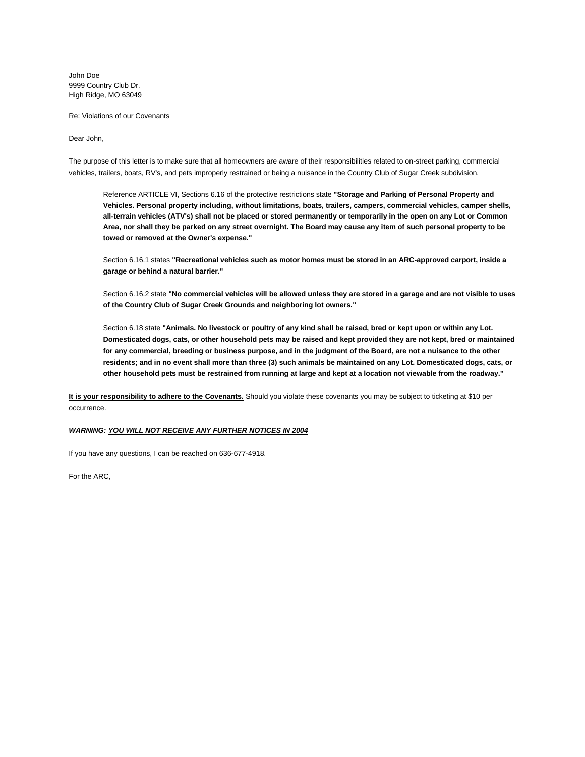John Doe
9999 Country Club Dr.
High Ridge, MO 63049

Re: Violations of our Covenants

Dear John,

The purpose of this letter is to make sure that all homeowners are aware of their responsibilities related to on-street parking, commercial vehicles, trailers, boats, RV's, and pets improperly restrained or being a nuisance in the Country Club of Sugar Creek subdivision.

> Reference ARTICLE VI, Sections 6.16 of the protective restrictions state **"Storage and Parking of Personal Property and Vehicles. Personal property including, without limitations, boats, trailers, campers, commercial vehicles, camper shells, all-terrain vehicles (ATV's) shall not be placed or stored permanently or temporarily in the open on any Lot or Common Area, nor shall they be parked on any street overnight. The Board may cause any item of such personal property to be towed or removed at the Owner's expense."**
>
> Section 6.16.1 states **"Recreational vehicles such as motor homes must be stored in an ARC-approved carport, inside a garage or behind a natural barrier."**
>
> Section 6.16.2 state **"No commercial vehicles will be allowed unless they are stored in a garage and are not visible to uses of the Country Club of Sugar Creek Grounds and neighboring lot owners."**
>
> Section 6.18 state **"Animals. No livestock or poultry of any kind shall be raised, bred or kept upon or within any Lot. Domesticated dogs, cats, or other household pets may be raised and kept provided they are not kept, bred or maintained for any commercial, breeding or business purpose, and in the judgment of the Board, are not a nuisance to the other residents; and in no event shall more than three (3) such animals be maintained on any Lot. Domesticated dogs, cats, or other household pets must be restrained from running at large and kept at a location not viewable from the roadway."**

<u>**It is your responsibility to adhere to the Covenants.**</u> Should you violate these covenants you may be subject to ticketing at $10 per occurrence.

***WARNING:*** <u>***YOU WILL NOT RECEIVE ANY FURTHER NOTICES IN 2004***</u>

If you have any questions, I can be reached on 636-677-4918.

For the ARC,